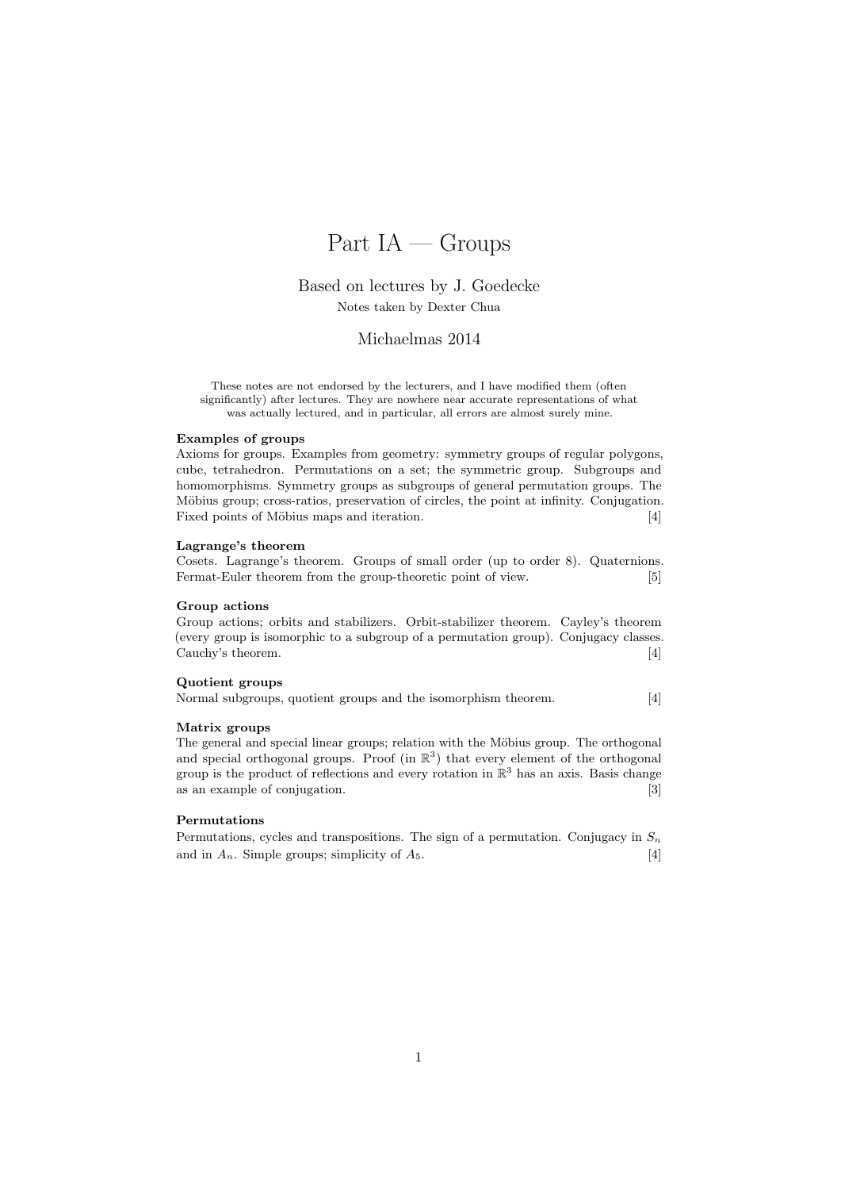# Part IA — Groups

Based on lectures by J. Goedecke

Notes taken by Dexter Chua

Michaelmas 2014

These notes are not endorsed by the lecturers, and I have modified them (often significantly) after lectures. They are nowhere near accurate representations of what was actually lectured, and in particular, all errors are almost surely mine.

**Examples of groups**

Axioms for groups. Examples from geometry: symmetry groups of regular polygons, cube, tetrahedron. Permutations on a set; the symmetric group. Subgroups and homomorphisms. Symmetry groups as subgroups of general permutation groups. The Möbius group; cross-ratios, preservation of circles, the point at infinity. Conjugation. Fixed points of Möbius maps and iteration. [4]

**Lagrange's theorem**

Cosets. Lagrange's theorem. Groups of small order (up to order 8). Quaternions. Fermat-Euler theorem from the group-theoretic point of view. [5]

**Group actions**

Group actions; orbits and stabilizers. Orbit-stabilizer theorem. Cayley's theorem (every group is isomorphic to a subgroup of a permutation group). Conjugacy classes. Cauchy's theorem. [4]

**Quotient groups**

Normal subgroups, quotient groups and the isomorphism theorem. [4]

**Matrix groups**

The general and special linear groups; relation with the Möbius group. The orthogonal and special orthogonal groups. Proof (in $\mathbb{R}^3$) that every element of the orthogonal group is the product of reflections and every rotation in $\mathbb{R}^3$ has an axis. Basis change as an example of conjugation. [3]

**Permutations**

Permutations, cycles and transpositions. The sign of a permutation. Conjugacy in $S_n$ and in $A_n$. Simple groups; simplicity of $A_5$. [4]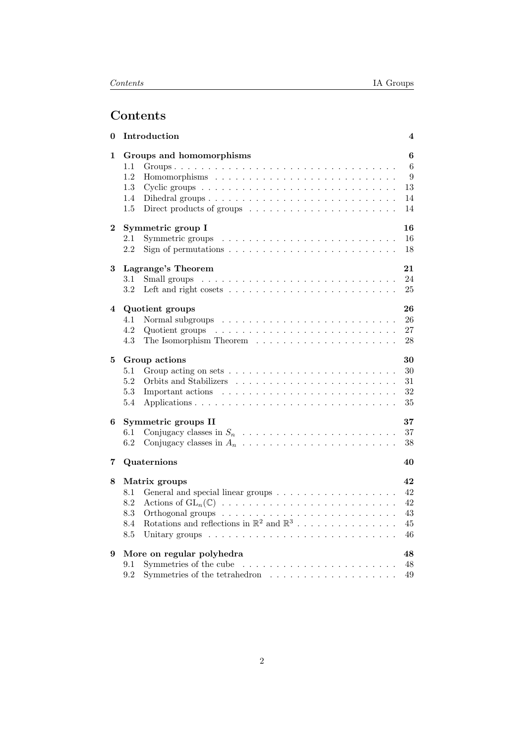# Contents

**0 Introduction** — **4**

**1 Groups and homomorphisms** — **6**
- 1.1 Groups — 6
- 1.2 Homomorphisms — 9
- 1.3 Cyclic groups — 13
- 1.4 Dihedral groups — 14
- 1.5 Direct products of groups — 14

**2 Symmetric group I** — **16**
- 2.1 Symmetric groups — 16
- 2.2 Sign of permutations — 18

**3 Lagrange's Theorem** — **21**
- 3.1 Small groups — 24
- 3.2 Left and right cosets — 25

**4 Quotient groups** — **26**
- 4.1 Normal subgroups — 26
- 4.2 Quotient groups — 27
- 4.3 The Isomorphism Theorem — 28

**5 Group actions** — **30**
- 5.1 Group acting on sets — 30
- 5.2 Orbits and Stabilizers — 31
- 5.3 Important actions — 32
- 5.4 Applications — 35

**6 Symmetric groups II** — **37**
- 6.1 Conjugacy classes in $S_n$ — 37
- 6.2 Conjugacy classes in $A_n$ — 38

**7 Quaternions** — **40**

**8 Matrix groups** — **42**
- 8.1 General and special linear groups — 42
- 8.2 Actions of $\mathrm{GL}_n(\mathbb{C})$ — 42
- 8.3 Orthogonal groups — 43
- 8.4 Rotations and reflections in $\mathbb{R}^2$ and $\mathbb{R}^3$ — 45
- 8.5 Unitary groups — 46

**9 More on regular polyhedra** — **48**
- 9.1 Symmetries of the cube — 48
- 9.2 Symmetries of the tetrahedron — 49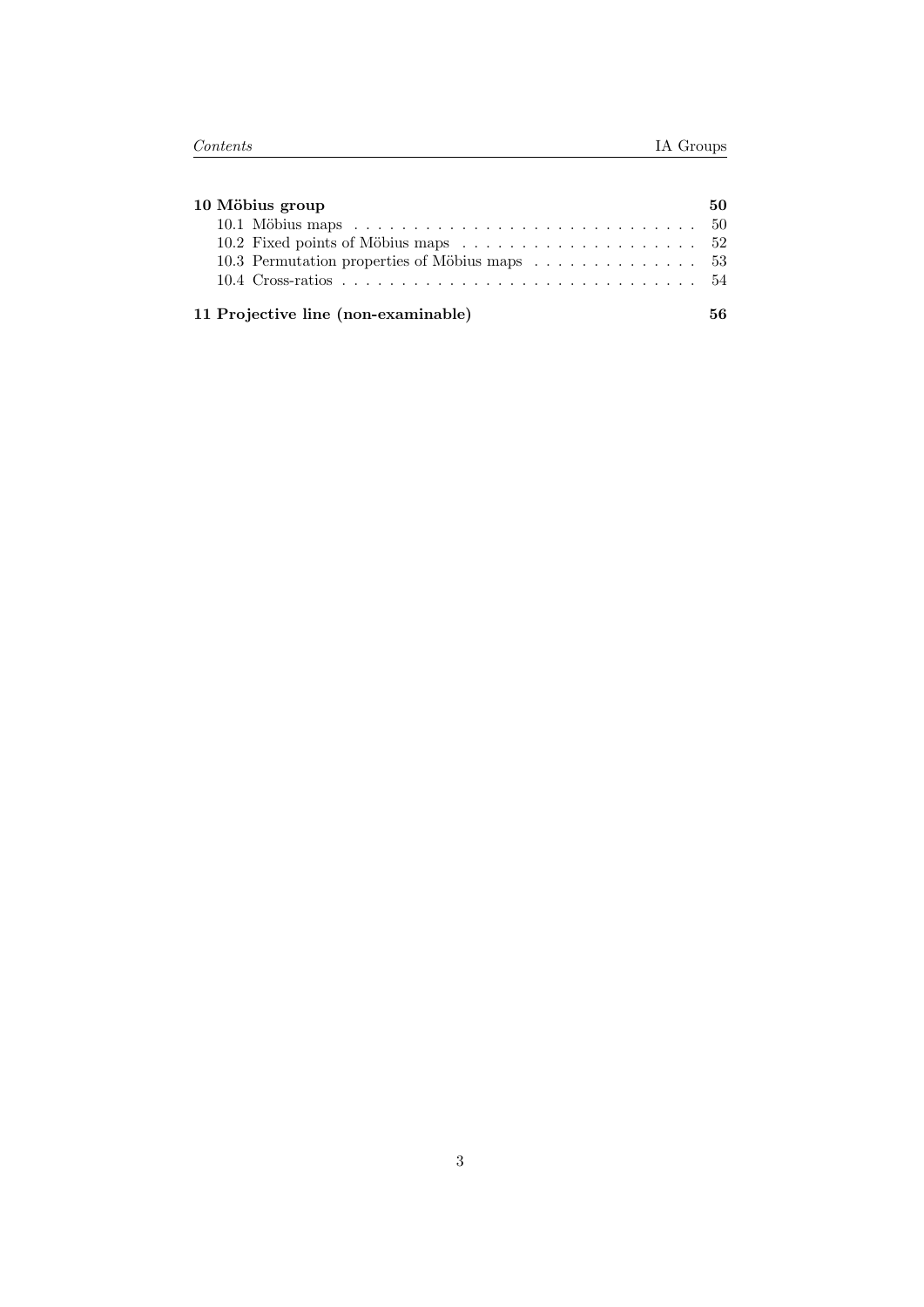**10 Möbius group** — 50

- 10.1 Möbius maps — 50
- 10.2 Fixed points of Möbius maps — 52
- 10.3 Permutation properties of Möbius maps — 53
- 10.4 Cross-ratios — 54

**11 Projective line (non-examinable)** — 56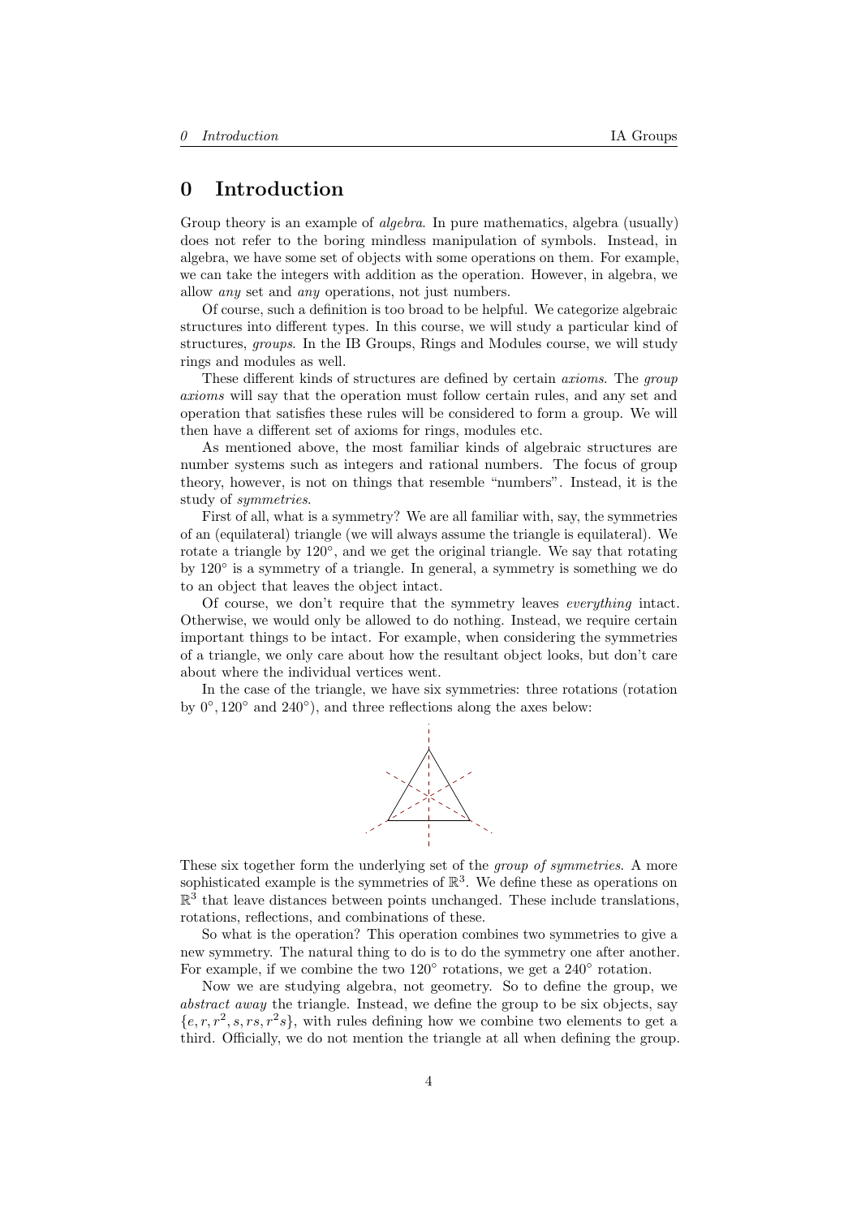# 0 Introduction

Group theory is an example of *algebra*. In pure mathematics, algebra (usually) does not refer to the boring mindless manipulation of symbols. Instead, in algebra, we have some set of objects with some operations on them. For example, we can take the integers with addition as the operation. However, in algebra, we allow *any* set and *any* operations, not just numbers.

Of course, such a definition is too broad to be helpful. We categorize algebraic structures into different types. In this course, we will study a particular kind of structures, *groups*. In the IB Groups, Rings and Modules course, we will study rings and modules as well.

These different kinds of structures are defined by certain *axioms*. The *group axioms* will say that the operation must follow certain rules, and any set and operation that satisfies these rules will be considered to form a group. We will then have a different set of axioms for rings, modules etc.

As mentioned above, the most familiar kinds of algebraic structures are number systems such as integers and rational numbers. The focus of group theory, however, is not on things that resemble "numbers". Instead, it is the study of *symmetries*.

First of all, what is a symmetry? We are all familiar with, say, the symmetries of an (equilateral) triangle (we will always assume the triangle is equilateral). We rotate a triangle by $120^\circ$, and we get the original triangle. We say that rotating by $120^\circ$ is a symmetry of a triangle. In general, a symmetry is something we do to an object that leaves the object intact.

Of course, we don't require that the symmetry leaves *everything* intact. Otherwise, we would only be allowed to do nothing. Instead, we require certain important things to be intact. For example, when considering the symmetries of a triangle, we only care about how the resultant object looks, but don't care about where the individual vertices went.

In the case of the triangle, we have six symmetries: three rotations (rotation by $0^\circ, 120^\circ$ and $240^\circ$), and three reflections along the axes below:

These six together form the underlying set of the *group of symmetries*. A more sophisticated example is the symmetries of $\mathbb{R}^3$. We define these as operations on $\mathbb{R}^3$ that leave distances between points unchanged. These include translations, rotations, reflections, and combinations of these.

So what is the operation? This operation combines two symmetries to give a new symmetry. The natural thing to do is to do the symmetry one after another. For example, if we combine the two $120^\circ$ rotations, we get a $240^\circ$ rotation.

Now we are studying algebra, not geometry. So to define the group, we *abstract away* the triangle. Instead, we define the group to be six objects, say $\{e, r, r^2, s, rs, r^2s\}$, with rules defining how we combine two elements to get a third. Officially, we do not mention the triangle at all when defining the group.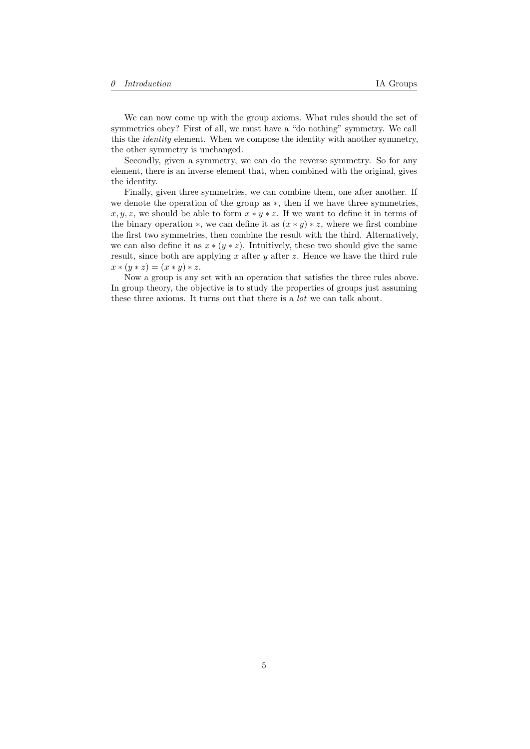We can now come up with the group axioms. What rules should the set of symmetries obey? First of all, we must have a "do nothing" symmetry. We call this the *identity* element. When we compose the identity with another symmetry, the other symmetry is unchanged.

Secondly, given a symmetry, we can do the reverse symmetry. So for any element, there is an inverse element that, when combined with the original, gives the identity.

Finally, given three symmetries, we can combine them, one after another. If we denote the operation of the group as $*$, then if we have three symmetries, $x, y, z$, we should be able to form $x * y * z$. If we want to define it in terms of the binary operation $*$, we can define it as $(x * y) * z$, where we first combine the first two symmetries, then combine the result with the third. Alternatively, we can also define it as $x * (y * z)$. Intuitively, these two should give the same result, since both are applying $x$ after $y$ after $z$. Hence we have the third rule $x * (y * z) = (x * y) * z$.

Now a group is any set with an operation that satisfies the three rules above. In group theory, the objective is to study the properties of groups just assuming these three axioms. It turns out that there is a *lot* we can talk about.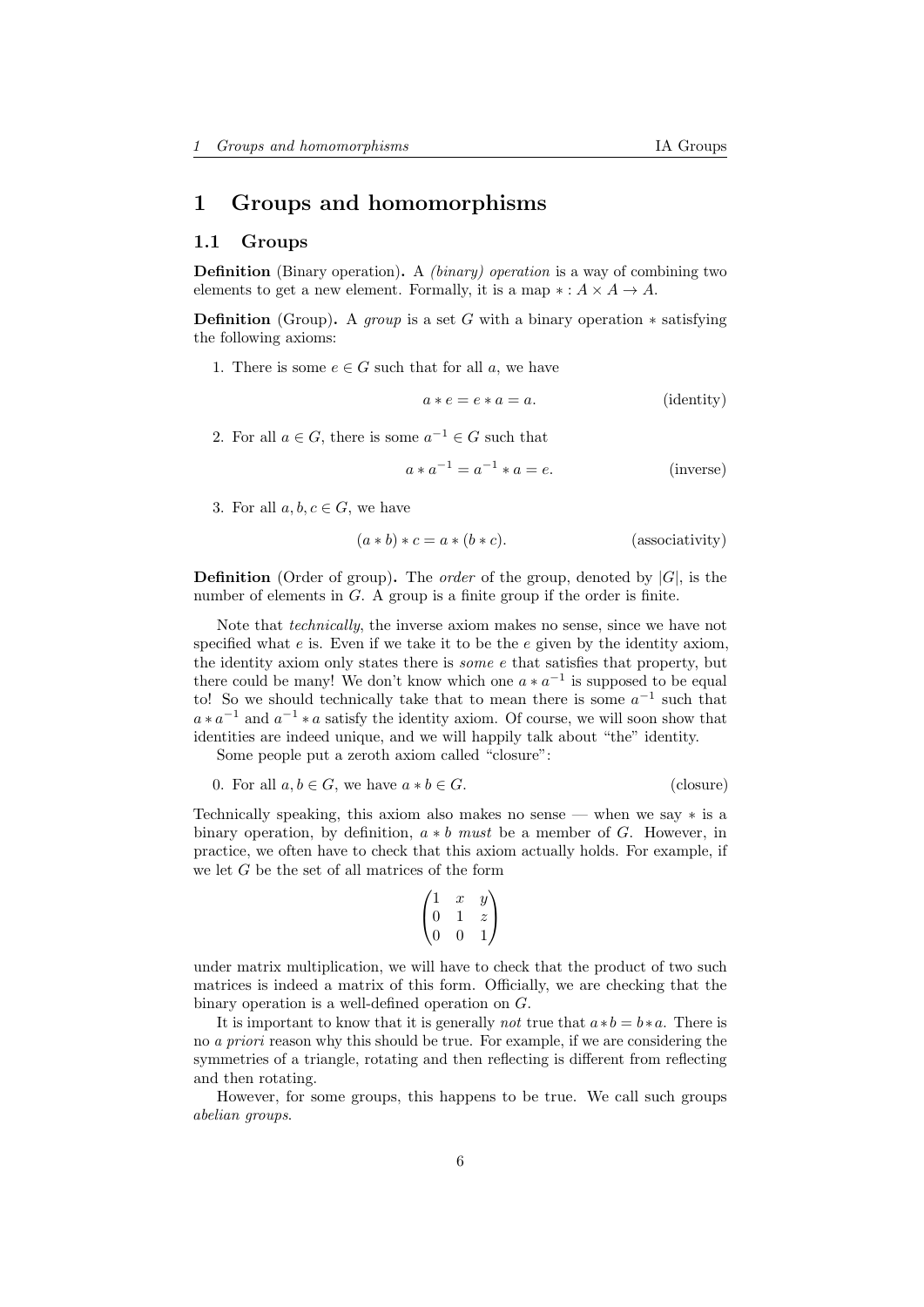# 1 Groups and homomorphisms

## 1.1 Groups

**Definition** (Binary operation)**.** A *(binary) operation* is a way of combining two elements to get a new element. Formally, it is a map $*: A \times A \to A$.

**Definition** (Group)**.** A *group* is a set $G$ with a binary operation $*$ satisfying the following axioms:

1. There is some $e \in G$ such that for all $a$, we have

$$a * e = e * a = a. \tag{identity}$$

2. For all $a \in G$, there is some $a^{-1} \in G$ such that

$$a * a^{-1} = a^{-1} * a = e. \tag{inverse}$$

3. For all $a, b, c \in G$, we have

$$(a * b) * c = a * (b * c). \tag{associativity}$$

**Definition** (Order of group)**.** The *order* of the group, denoted by $|G|$, is the number of elements in $G$. A group is a finite group if the order is finite.

Note that *technically*, the inverse axiom makes no sense, since we have not specified what $e$ is. Even if we take it to be the $e$ given by the identity axiom, the identity axiom only states there is *some* $e$ that satisfies that property, but there could be many! We don't know which one $a * a^{-1}$ is supposed to be equal to! So we should technically take that to mean there is some $a^{-1}$ such that $a * a^{-1}$ and $a^{-1} * a$ satisfy the identity axiom. Of course, we will soon show that identities are indeed unique, and we will happily talk about "the" identity.

Some people put a zeroth axiom called "closure":

0. For all $a, b \in G$, we have $a * b \in G$. (closure)

Technically speaking, this axiom also makes no sense — when we say $*$ is a binary operation, by definition, $a * b$ *must* be a member of $G$. However, in practice, we often have to check that this axiom actually holds. For example, if we let $G$ be the set of all matrices of the form

$$\begin{pmatrix} 1 & x & y \\ 0 & 1 & z \\ 0 & 0 & 1 \end{pmatrix}$$

under matrix multiplication, we will have to check that the product of two such matrices is indeed a matrix of this form. Officially, we are checking that the binary operation is a well-defined operation on $G$.

It is important to know that it is generally *not* true that $a * b = b * a$. There is no *a priori* reason why this should be true. For example, if we are considering the symmetries of a triangle, rotating and then reflecting is different from reflecting and then rotating.

However, for some groups, this happens to be true. We call such groups *abelian groups*.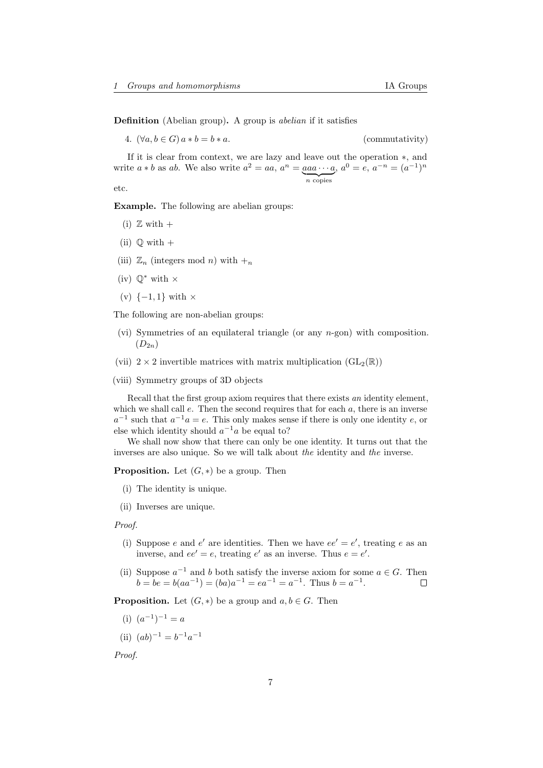**Definition** (Abelian group)**.** A group is *abelian* if it satisfies

4. $(\forall a, b \in G)\, a * b = b * a$. (commutativity)

If it is clear from context, we are lazy and leave out the operation $*$, and write $a * b$ as $ab$. We also write $a^2 = aa$, $a^n = \underbrace{aaa\cdots a}_{n \text{ copies}}$, $a^0 = e$, $a^{-n} = (a^{-1})^n$ etc.

**Example.** The following are abelian groups:

(i) $\mathbb{Z}$ with $+$

(ii) $\mathbb{Q}$ with $+$

(iii) $\mathbb{Z}_n$ (integers mod $n$) with $+_n$

(iv) $\mathbb{Q}^*$ with $\times$

(v) $\{-1, 1\}$ with $\times$

The following are non-abelian groups:

(vi) Symmetries of an equilateral triangle (or any $n$-gon) with composition. ($D_{2n}$)

(vii) $2 \times 2$ invertible matrices with matrix multiplication ($\mathrm{GL}_2(\mathbb{R})$)

(viii) Symmetry groups of 3D objects

Recall that the first group axiom requires that there exists *an* identity element, which we shall call $e$. Then the second requires that for each $a$, there is an inverse $a^{-1}$ such that $a^{-1}a = e$. This only makes sense if there is only one identity $e$, or else which identity should $a^{-1}a$ be equal to?

We shall now show that there can only be one identity. It turns out that the inverses are also unique. So we will talk about *the* identity and *the* inverse.

**Proposition.** Let $(G, *)$ be a group. Then

(i) The identity is unique.

(ii) Inverses are unique.

*Proof.*

(i) Suppose $e$ and $e'$ are identities. Then we have $ee' = e'$, treating $e$ as an inverse, and $ee' = e$, treating $e'$ as an inverse. Thus $e = e'$.

(ii) Suppose $a^{-1}$ and $b$ both satisfy the inverse axiom for some $a \in G$. Then $b = be = b(aa^{-1}) = (ba)a^{-1} = ea^{-1} = a^{-1}$. Thus $b = a^{-1}$. □

**Proposition.** Let $(G, *)$ be a group and $a, b \in G$. Then

(i) $(a^{-1})^{-1} = a$

(ii) $(ab)^{-1} = b^{-1}a^{-1}$

*Proof.*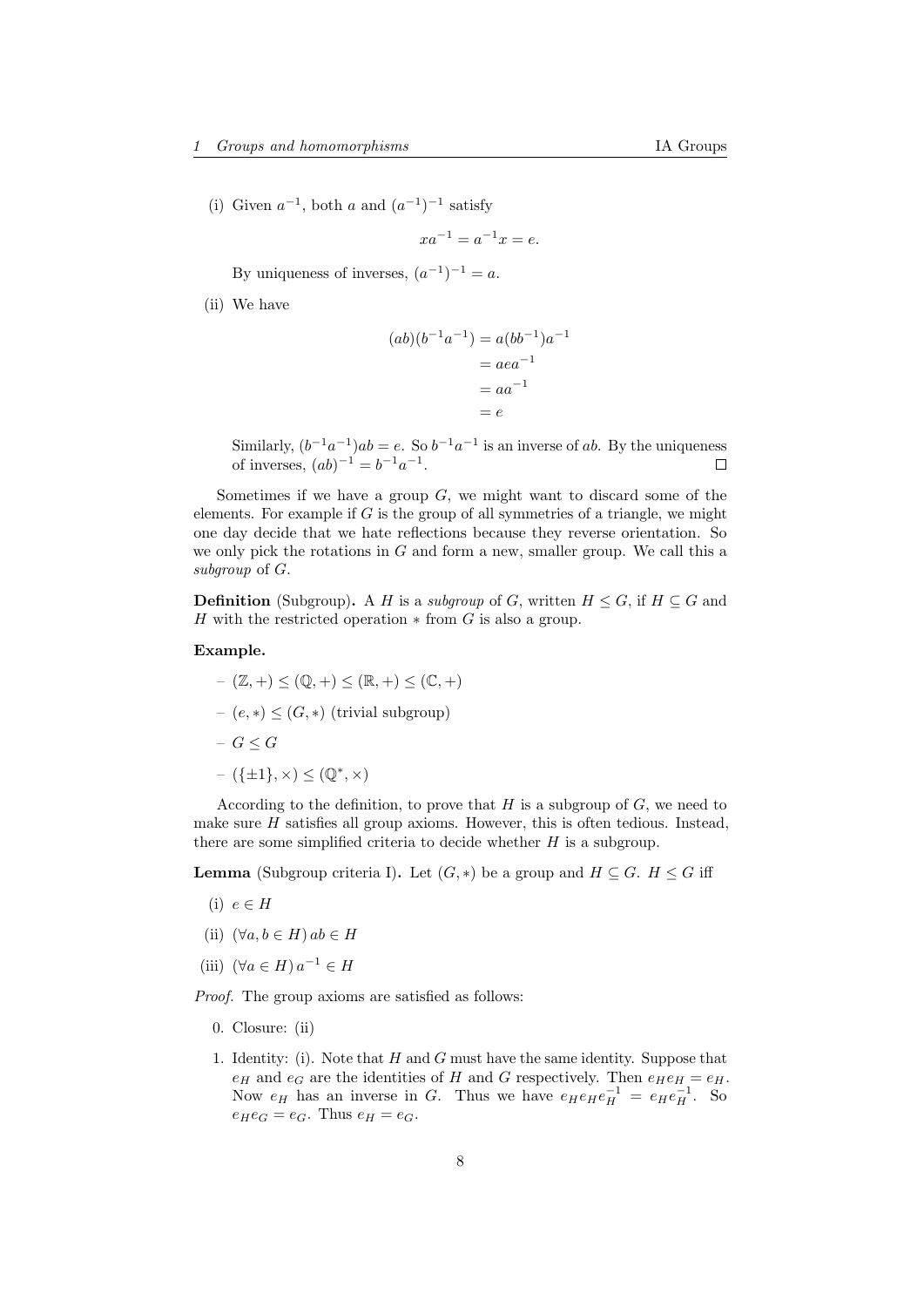(i) Given $a^{-1}$, both $a$ and $(a^{-1})^{-1}$ satisfy

$$xa^{-1} = a^{-1}x = e.$$

By uniqueness of inverses, $(a^{-1})^{-1} = a$.

(ii) We have

$$\begin{aligned}
(ab)(b^{-1}a^{-1}) &= a(bb^{-1})a^{-1} \\
&= aea^{-1} \\
&= aa^{-1} \\
&= e
\end{aligned}$$

Similarly, $(b^{-1}a^{-1})ab = e$. So $b^{-1}a^{-1}$ is an inverse of $ab$. By the uniqueness of inverses, $(ab)^{-1} = b^{-1}a^{-1}$. □

Sometimes if we have a group $G$, we might want to discard some of the elements. For example if $G$ is the group of all symmetries of a triangle, we might one day decide that we hate reflections because they reverse orientation. So we only pick the rotations in $G$ and form a new, smaller group. We call this a *subgroup* of $G$.

**Definition** (Subgroup)**.** A $H$ is a *subgroup* of $G$, written $H \leq G$, if $H \subseteq G$ and $H$ with the restricted operation $*$ from $G$ is also a group.

**Example.**

- $(\mathbb{Z}, +) \leq (\mathbb{Q}, +) \leq (\mathbb{R}, +) \leq (\mathbb{C}, +)$
- $(e, *) \leq (G, *)$ (trivial subgroup)
- $G \leq G$
- $(\{\pm 1\}, \times) \leq (\mathbb{Q}^*, \times)$

According to the definition, to prove that $H$ is a subgroup of $G$, we need to make sure $H$ satisfies all group axioms. However, this is often tedious. Instead, there are some simplified criteria to decide whether $H$ is a subgroup.

**Lemma** (Subgroup criteria I)**.** Let $(G, *)$ be a group and $H \subseteq G$. $H \leq G$ iff

(i) $e \in H$

(ii) $(\forall a, b \in H)\, ab \in H$

(iii) $(\forall a \in H)\, a^{-1} \in H$

*Proof.* The group axioms are satisfied as follows:

0. Closure: (ii)
1. Identity: (i). Note that $H$ and $G$ must have the same identity. Suppose that $e_H$ and $e_G$ are the identities of $H$ and $G$ respectively. Then $e_He_H = e_H$. Now $e_H$ has an inverse in $G$. Thus we have $e_He_He_H^{-1} = e_He_H^{-1}$. So $e_He_G = e_G$. Thus $e_H = e_G$.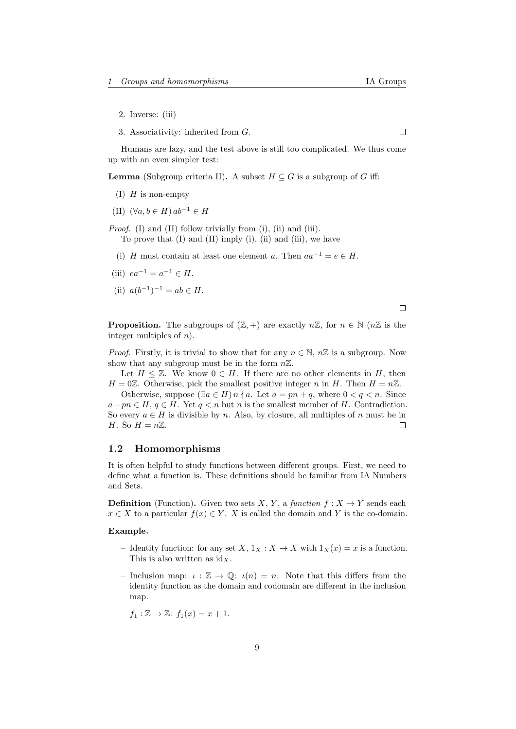2. Inverse: (iii)
3. Associativity: inherited from $G$. ☐

Humans are lazy, and the test above is still too complicated. We thus come up with an even simpler test:

**Lemma** (Subgroup criteria II)**.** A subset $H \subseteq G$ is a subgroup of $G$ iff:

(I) $H$ is non-empty

(II) $(\forall a, b \in H)\, ab^{-1} \in H$

*Proof.* (I) and (II) follow trivially from (i), (ii) and (iii).

To prove that (I) and (II) imply (i), (ii) and (iii), we have

(i) $H$ must contain at least one element $a$. Then $aa^{-1} = e \in H$.

(iii) $ea^{-1} = a^{-1} \in H$.

(ii) $a(b^{-1})^{-1} = ab \in H$.

☐

**Proposition.** The subgroups of $(\mathbb{Z}, +)$ are exactly $n\mathbb{Z}$, for $n \in \mathbb{N}$ ($n\mathbb{Z}$ is the integer multiples of $n$).

*Proof.* Firstly, it is trivial to show that for any $n \in \mathbb{N}$, $n\mathbb{Z}$ is a subgroup. Now show that any subgroup must be in the form $n\mathbb{Z}$.

Let $H \leq \mathbb{Z}$. We know $0 \in H$. If there are no other elements in $H$, then $H = 0\mathbb{Z}$. Otherwise, pick the smallest positive integer $n$ in $H$. Then $H = n\mathbb{Z}$.

Otherwise, suppose $(\exists a \in H)\, n \nmid a$. Let $a = pn + q$, where $0 < q < n$. Since $a - pn \in H$, $q \in H$. Yet $q < n$ but $n$ is the smallest member of $H$. Contradiction. So every $a \in H$ is divisible by $n$. Also, by closure, all multiples of $n$ must be in $H$. So $H = n\mathbb{Z}$. ☐

## 1.2 Homomorphisms

It is often helpful to study functions between different groups. First, we need to define what a function is. These definitions should be familiar from IA Numbers and Sets.

**Definition** (Function)**.** Given two sets $X$, $Y$, a *function* $f : X \to Y$ sends each $x \in X$ to a particular $f(x) \in Y$. $X$ is called the domain and $Y$ is the co-domain.

**Example.**

– Identity function: for any set $X$, $1_X : X \to X$ with $1_X(x) = x$ is a function. This is also written as $\mathrm{id}_X$.

– Inclusion map: $\iota : \mathbb{Z} \to \mathbb{Q}$: $\iota(n) = n$. Note that this differs from the identity function as the domain and codomain are different in the inclusion map.

– $f_1 : \mathbb{Z} \to \mathbb{Z}$: $f_1(x) = x + 1$.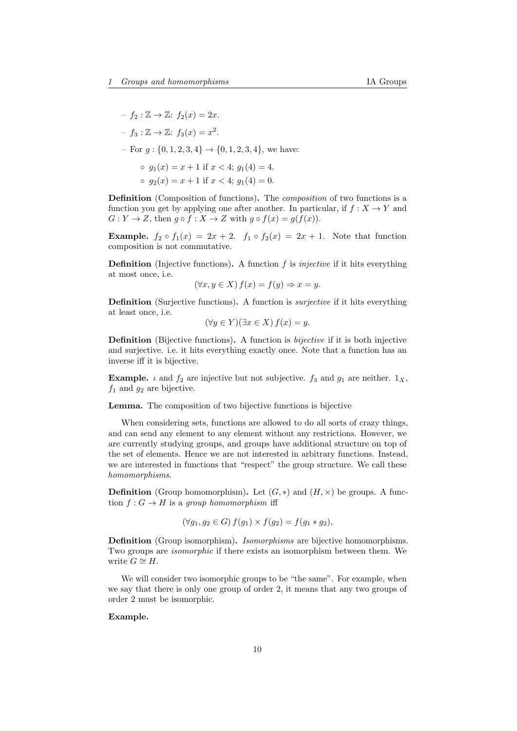- $f_2 : \mathbb{Z} \to \mathbb{Z}$: $f_2(x) = 2x$.
- $f_3 : \mathbb{Z} \to \mathbb{Z}$: $f_3(x) = x^2$.
- For $g : \{0, 1, 2, 3, 4\} \to \{0, 1, 2, 3, 4\}$, we have:
  - $g_1(x) = x + 1$ if $x < 4$; $g_1(4) = 4$.
  - $g_2(x) = x + 1$ if $x < 4$; $g_1(4) = 0$.

**Definition** (Composition of functions)**.** The *composition* of two functions is a function you get by applying one after another. In particular, if $f : X \to Y$ and $G : Y \to Z$, then $g \circ f : X \to Z$ with $g \circ f(x) = g(f(x))$.

**Example.** $f_2 \circ f_1(x) = 2x + 2$. $f_1 \circ f_2(x) = 2x + 1$. Note that function composition is not commutative.

**Definition** (Injective functions)**.** A function $f$ is *injective* if it hits everything at most once, i.e.

$$(\forall x, y \in X)\, f(x) = f(y) \Rightarrow x = y.$$

**Definition** (Surjective functions)**.** A function is *surjective* if it hits everything at least once, i.e.

$$(\forall y \in Y)(\exists x \in X)\, f(x) = y.$$

**Definition** (Bijective functions)**.** A function is *bijective* if it is both injective and surjective. i.e. it hits everything exactly once. Note that a function has an inverse iff it is bijective.

**Example.** $\iota$ and $f_2$ are injective but not subjective. $f_3$ and $g_1$ are neither. $1_X$, $f_1$ and $g_2$ are bijective.

**Lemma.** The composition of two bijective functions is bijective

When considering sets, functions are allowed to do all sorts of crazy things, and can send any element to any element without any restrictions. However, we are currently studying groups, and groups have additional structure on top of the set of elements. Hence we are not interested in arbitrary functions. Instead, we are interested in functions that "respect" the group structure. We call these *homomorphisms*.

**Definition** (Group homomorphism)**.** Let $(G, *)$ and $(H, \times)$ be groups. A function $f : G \to H$ is a *group homomorphism* iff

$$(\forall g_1, g_2 \in G)\, f(g_1) \times f(g_2) = f(g_1 * g_2),$$

**Definition** (Group isomorphism)**.** *Isomorphisms* are bijective homomorphisms. Two groups are *isomorphic* if there exists an isomorphism between them. We write $G \cong H$.

We will consider two isomorphic groups to be "the same". For example, when we say that there is only one group of order 2, it means that any two groups of order 2 must be isomorphic.

**Example.**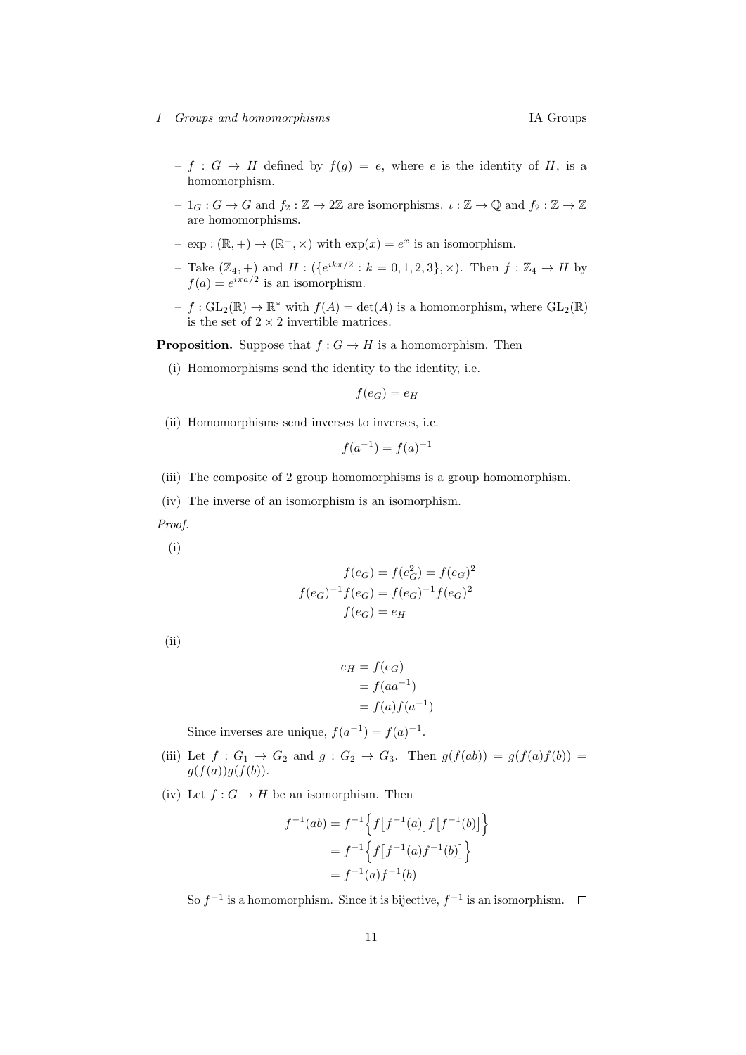- $f : G \to H$ defined by $f(g) = e$, where $e$ is the identity of $H$, is a homomorphism.
- $1_G : G \to G$ and $f_2 : \mathbb{Z} \to 2\mathbb{Z}$ are isomorphisms. $\iota : \mathbb{Z} \to \mathbb{Q}$ and $f_2 : \mathbb{Z} \to \mathbb{Z}$ are homomorphisms.
- $\exp : (\mathbb{R}, +) \to (\mathbb{R}^+, \times)$ with $\exp(x) = e^x$ is an isomorphism.
- Take $(\mathbb{Z}_4, +)$ and $H : (\{e^{ik\pi/2} : k = 0, 1, 2, 3\}, \times)$. Then $f : \mathbb{Z}_4 \to H$ by $f(a) = e^{i\pi a/2}$ is an isomorphism.
- $f : \mathrm{GL}_2(\mathbb{R}) \to \mathbb{R}^*$ with $f(A) = \det(A)$ is a homomorphism, where $\mathrm{GL}_2(\mathbb{R})$ is the set of $2 \times 2$ invertible matrices.

**Proposition.** Suppose that $f : G \to H$ is a homomorphism. Then

(i) Homomorphisms send the identity to the identity, i.e.

$$f(e_G) = e_H$$

(ii) Homomorphisms send inverses to inverses, i.e.

$$f(a^{-1}) = f(a)^{-1}$$

(iii) The composite of 2 group homomorphisms is a group homomorphism.

(iv) The inverse of an isomorphism is an isomorphism.

*Proof.*

(i)

$$\begin{aligned}
f(e_G) &= f(e_G^2) = f(e_G)^2 \\
f(e_G)^{-1}f(e_G) &= f(e_G)^{-1}f(e_G)^2 \\
f(e_G) &= e_H
\end{aligned}$$

(ii)

$$\begin{aligned}
e_H &= f(e_G) \\
&= f(aa^{-1}) \\
&= f(a)f(a^{-1})
\end{aligned}$$

Since inverses are unique, $f(a^{-1}) = f(a)^{-1}$.

(iii) Let $f : G_1 \to G_2$ and $g : G_2 \to G_3$. Then $g(f(ab)) = g(f(a)f(b)) = g(f(a))g(f(b))$.

(iv) Let $f : G \to H$ be an isomorphism. Then

$$\begin{aligned}
f^{-1}(ab) &= f^{-1}\Big\{f\big[f^{-1}(a)\big]f\big[f^{-1}(b)\big]\Big\} \\
&= f^{-1}\Big\{f\big[f^{-1}(a)f^{-1}(b)\big]\Big\} \\
&= f^{-1}(a)f^{-1}(b)
\end{aligned}$$

So $f^{-1}$ is a homomorphism. Since it is bijective, $f^{-1}$ is an isomorphism. □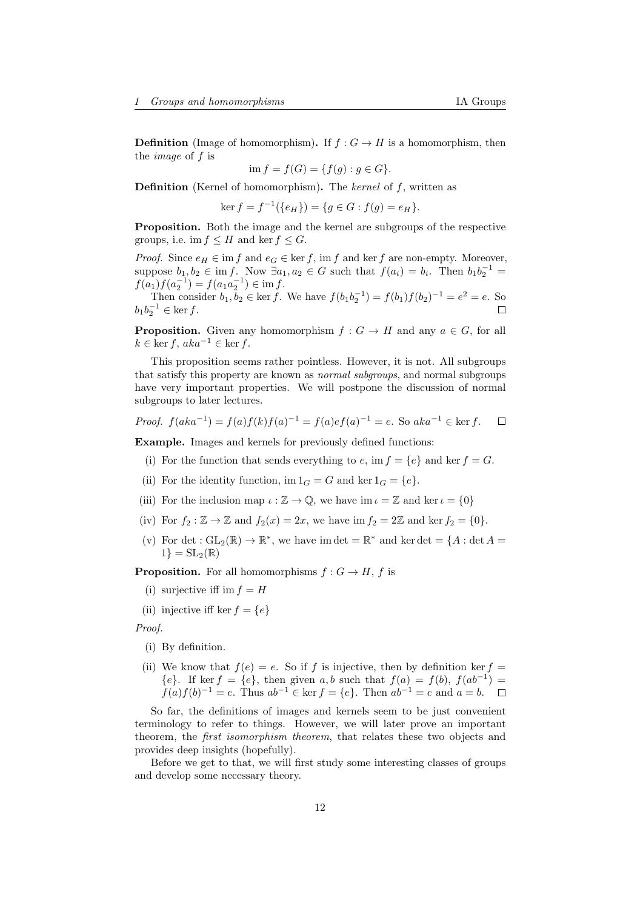**Definition** (Image of homomorphism)**.** If $f : G \to H$ is a homomorphism, then the *image* of $f$ is

$$\operatorname{im} f = f(G) = \{f(g) : g \in G\}.$$

**Definition** (Kernel of homomorphism)**.** The *kernel* of $f$, written as

$$\ker f = f^{-1}(\{e_H\}) = \{g \in G : f(g) = e_H\}.$$

**Proposition.** Both the image and the kernel are subgroups of the respective groups, i.e. $\operatorname{im} f \leq H$ and $\ker f \leq G$.

*Proof.* Since $e_H \in \operatorname{im} f$ and $e_G \in \ker f$, $\operatorname{im} f$ and $\ker f$ are non-empty. Moreover, suppose $b_1, b_2 \in \operatorname{im} f$. Now $\exists a_1, a_2 \in G$ such that $f(a_i) = b_i$. Then $b_1 b_2^{-1} = f(a_1) f(a_2^{-1}) = f(a_1 a_2^{-1}) \in \operatorname{im} f$.

Then consider $b_1, b_2 \in \ker f$. We have $f(b_1 b_2^{-1}) = f(b_1) f(b_2)^{-1} = e^2 = e$. So $b_1 b_2^{-1} \in \ker f$. $\square$

**Proposition.** Given any homomorphism $f : G \to H$ and any $a \in G$, for all $k \in \ker f$, $aka^{-1} \in \ker f$.

This proposition seems rather pointless. However, it is not. All subgroups that satisfy this property are known as *normal subgroups*, and normal subgroups have very important properties. We will postpone the discussion of normal subgroups to later lectures.

*Proof.* $f(aka^{-1}) = f(a)f(k)f(a)^{-1} = f(a)ef(a)^{-1} = e$. So $aka^{-1} \in \ker f$. $\square$

**Example.** Images and kernels for previously defined functions:

(i) For the function that sends everything to $e$, $\operatorname{im} f = \{e\}$ and $\ker f = G$.

(ii) For the identity function, $\operatorname{im} 1_G = G$ and $\ker 1_G = \{e\}$.

(iii) For the inclusion map $\iota : \mathbb{Z} \to \mathbb{Q}$, we have $\operatorname{im} \iota = \mathbb{Z}$ and $\ker \iota = \{0\}$

(iv) For $f_2 : \mathbb{Z} \to \mathbb{Z}$ and $f_2(x) = 2x$, we have $\operatorname{im} f_2 = 2\mathbb{Z}$ and $\ker f_2 = \{0\}$.

(v) For $\det : \mathrm{GL}_2(\mathbb{R}) \to \mathbb{R}^*$, we have $\operatorname{im} \det = \mathbb{R}^*$ and $\ker \det = \{A : \det A = 1\} = \mathrm{SL}_2(\mathbb{R})$

**Proposition.** For all homomorphisms $f : G \to H$, $f$ is

(i) surjective iff $\operatorname{im} f = H$

(ii) injective iff $\ker f = \{e\}$

*Proof.*

(i) By definition.

(ii) We know that $f(e) = e$. So if $f$ is injective, then by definition $\ker f = \{e\}$. If $\ker f = \{e\}$, then given $a, b$ such that $f(a) = f(b)$, $f(ab^{-1}) = f(a)f(b)^{-1} = e$. Thus $ab^{-1} \in \ker f = \{e\}$. Then $ab^{-1} = e$ and $a = b$. $\square$

So far, the definitions of images and kernels seem to be just convenient terminology to refer to things. However, we will later prove an important theorem, the *first isomorphism theorem*, that relates these two objects and provides deep insights (hopefully).

Before we get to that, we will first study some interesting classes of groups and develop some necessary theory.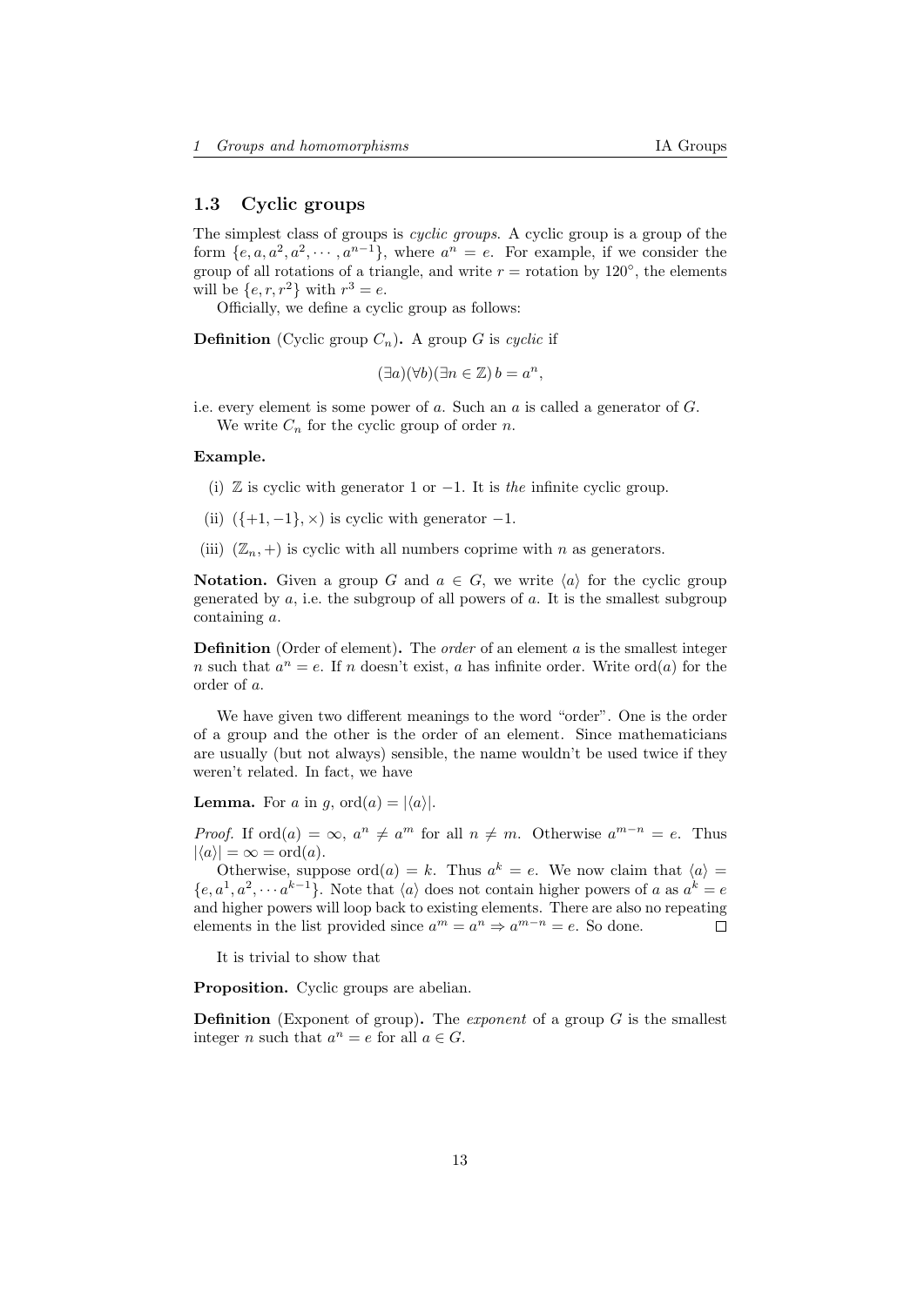### 1.3 Cyclic groups

The simplest class of groups is *cyclic groups*. A cyclic group is a group of the form $\{e, a, a^2, a^2, \cdots, a^{n-1}\}$, where $a^n = e$. For example, if we consider the group of all rotations of a triangle, and write $r =$ rotation by $120°$, the elements will be $\{e, r, r^2\}$ with $r^3 = e$.

Officially, we define a cyclic group as follows:

**Definition** (Cyclic group $C_n$)**.** A group $G$ is *cyclic* if

$$(\exists a)(\forall b)(\exists n \in \mathbb{Z})\, b = a^n,$$

i.e. every element is some power of $a$. Such an $a$ is called a generator of $G$.

We write $C_n$ for the cyclic group of order $n$.

**Example.**

(i) $\mathbb{Z}$ is cyclic with generator 1 or $-1$. It is *the* infinite cyclic group.

(ii) $(\{+1, -1\}, \times)$ is cyclic with generator $-1$.

(iii) $(\mathbb{Z}_n, +)$ is cyclic with all numbers coprime with $n$ as generators.

**Notation.** Given a group $G$ and $a \in G$, we write $\langle a \rangle$ for the cyclic group generated by $a$, i.e. the subgroup of all powers of $a$. It is the smallest subgroup containing $a$.

**Definition** (Order of element)**.** The *order* of an element $a$ is the smallest integer $n$ such that $a^n = e$. If $n$ doesn't exist, $a$ has infinite order. Write $\operatorname{ord}(a)$ for the order of $a$.

We have given two different meanings to the word "order". One is the order of a group and the other is the order of an element. Since mathematicians are usually (but not always) sensible, the name wouldn't be used twice if they weren't related. In fact, we have

**Lemma.** For $a$ in $g$, $\operatorname{ord}(a) = |\langle a \rangle|$.

*Proof.* If $\operatorname{ord}(a) = \infty$, $a^n \neq a^m$ for all $n \neq m$. Otherwise $a^{m-n} = e$. Thus $|\langle a \rangle| = \infty = \operatorname{ord}(a)$.

Otherwise, suppose $\operatorname{ord}(a) = k$. Thus $a^k = e$. We now claim that $\langle a \rangle = \{e, a^1, a^2, \cdots a^{k-1}\}$. Note that $\langle a \rangle$ does not contain higher powers of $a$ as $a^k = e$ and higher powers will loop back to existing elements. There are also no repeating elements in the list provided since $a^m = a^n \Rightarrow a^{m-n} = e$. So done. □

It is trivial to show that

**Proposition.** Cyclic groups are abelian.

**Definition** (Exponent of group)**.** The *exponent* of a group $G$ is the smallest integer $n$ such that $a^n = e$ for all $a \in G$.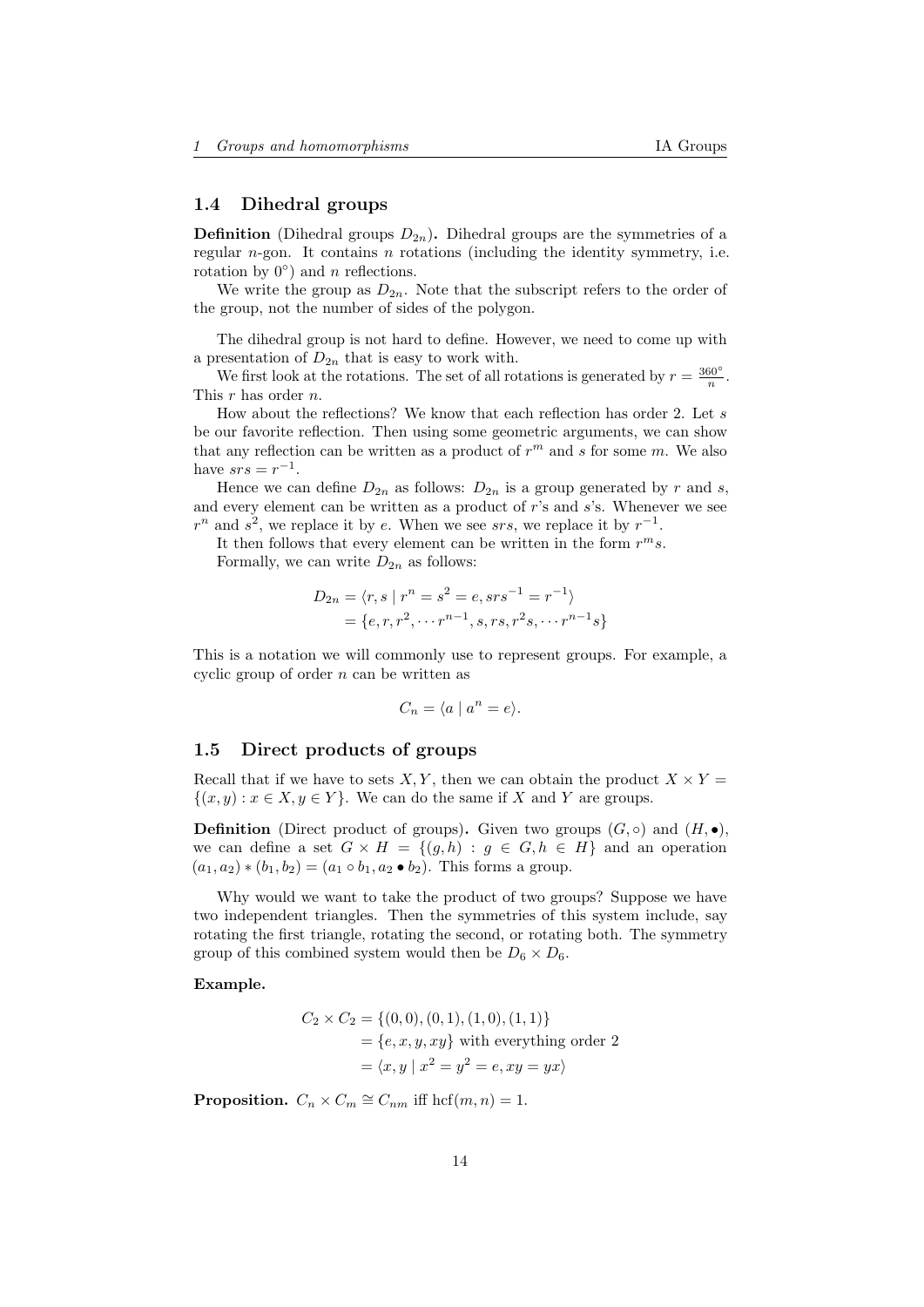## 1.4 Dihedral groups

**Definition** (Dihedral groups $D_{2n}$)**.** Dihedral groups are the symmetries of a regular $n$-gon. It contains $n$ rotations (including the identity symmetry, i.e. rotation by $0^\circ$) and $n$ reflections.

We write the group as $D_{2n}$. Note that the subscript refers to the order of the group, not the number of sides of the polygon.

The dihedral group is not hard to define. However, we need to come up with a presentation of $D_{2n}$ that is easy to work with.

We first look at the rotations. The set of all rotations is generated by $r = \frac{360^\circ}{n}$. This $r$ has order $n$.

How about the reflections? We know that each reflection has order 2. Let $s$ be our favorite reflection. Then using some geometric arguments, we can show that any reflection can be written as a product of $r^m$ and $s$ for some $m$. We also have $srs = r^{-1}$.

Hence we can define $D_{2n}$ as follows: $D_{2n}$ is a group generated by $r$ and $s$, and every element can be written as a product of $r$'s and $s$'s. Whenever we see $r^n$ and $s^2$, we replace it by $e$. When we see $srs$, we replace it by $r^{-1}$.

It then follows that every element can be written in the form $r^m s$.

Formally, we can write $D_{2n}$ as follows:

$$\begin{aligned} D_{2n} &= \langle r, s \mid r^n = s^2 = e, srs^{-1} = r^{-1} \rangle \\ &= \{e, r, r^2, \cdots r^{n-1}, s, rs, r^2 s, \cdots r^{n-1} s\} \end{aligned}$$

This is a notation we will commonly use to represent groups. For example, a cyclic group of order $n$ can be written as

$$C_n = \langle a \mid a^n = e \rangle.$$

## 1.5 Direct products of groups

Recall that if we have to sets $X, Y$, then we can obtain the product $X \times Y = \{(x, y) : x \in X, y \in Y\}$. We can do the same if $X$ and $Y$ are groups.

**Definition** (Direct product of groups)**.** Given two groups $(G, \circ)$ and $(H, \bullet)$, we can define a set $G \times H = \{(g, h) : g \in G, h \in H\}$ and an operation $(a_1, a_2) * (b_1, b_2) = (a_1 \circ b_1, a_2 \bullet b_2)$. This forms a group.

Why would we want to take the product of two groups? Suppose we have two independent triangles. Then the symmetries of this system include, say rotating the first triangle, rotating the second, or rotating both. The symmetry group of this combined system would then be $D_6 \times D_6$.

**Example.**

$$\begin{aligned} C_2 \times C_2 &= \{(0, 0), (0, 1), (1, 0), (1, 1)\} \\ &= \{e, x, y, xy\} \text{ with everything order 2} \\ &= \langle x, y \mid x^2 = y^2 = e, xy = yx \rangle \end{aligned}$$

**Proposition.** $C_n \times C_m \cong C_{nm}$ iff $\text{hcf}(m, n) = 1$.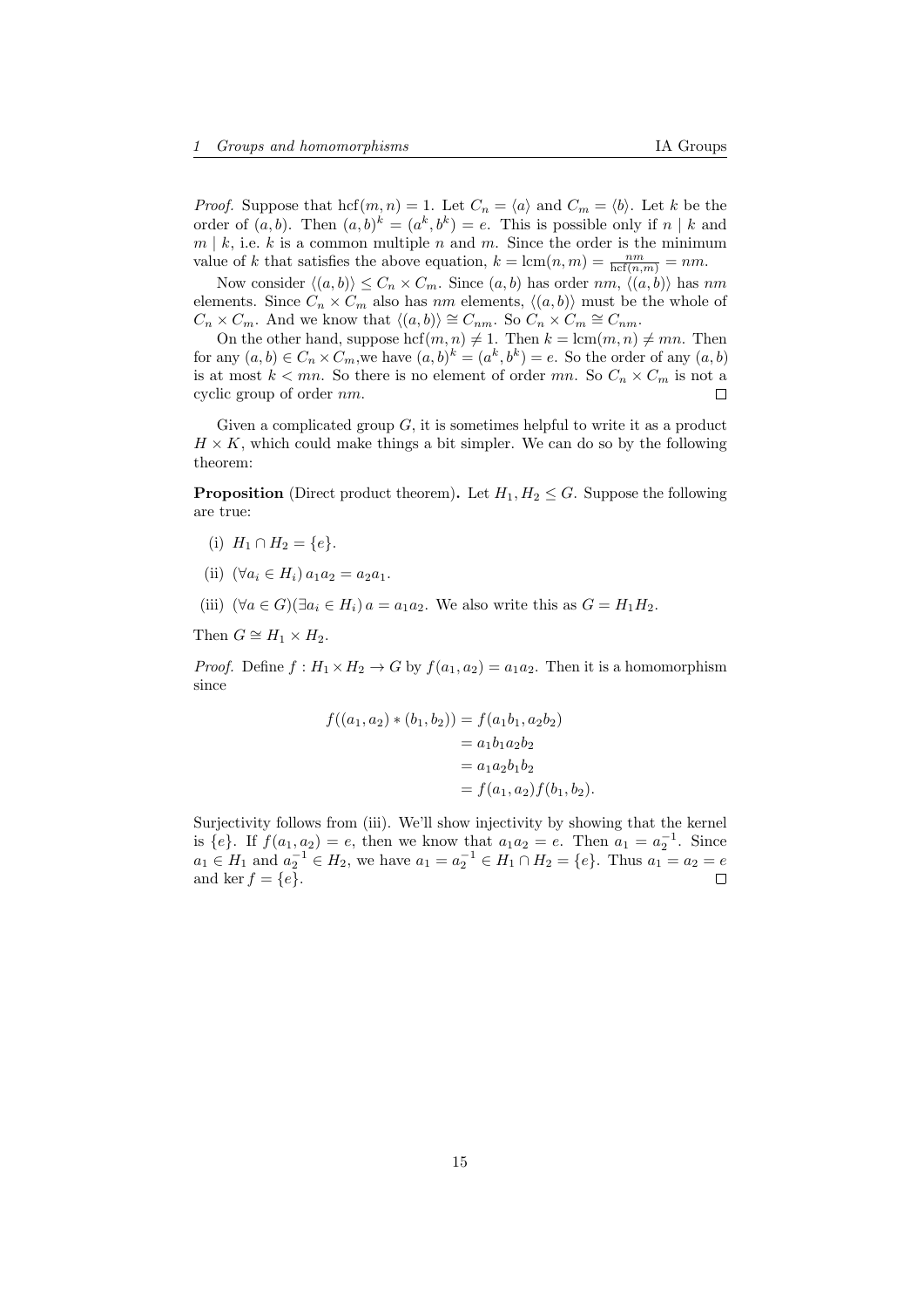*Proof.* Suppose that $\text{hcf}(m, n) = 1$. Let $C_n = \langle a \rangle$ and $C_m = \langle b \rangle$. Let $k$ be the order of $(a, b)$. Then $(a, b)^k = (a^k, b^k) = e$. This is possible only if $n \mid k$ and $m \mid k$, i.e. $k$ is a common multiple $n$ and $m$. Since the order is the minimum value of $k$ that satisfies the above equation, $k = \text{lcm}(n, m) = \frac{nm}{\text{hcf}(n,m)} = nm$.

Now consider $\langle (a, b) \rangle \leq C_n \times C_m$. Since $(a, b)$ has order $nm$, $\langle (a, b) \rangle$ has $nm$ elements. Since $C_n \times C_m$ also has $nm$ elements, $\langle (a, b) \rangle$ must be the whole of $C_n \times C_m$. And we know that $\langle (a, b) \rangle \cong C_{nm}$. So $C_n \times C_m \cong C_{nm}$.

On the other hand, suppose $\text{hcf}(m, n) \neq 1$. Then $k = \text{lcm}(m, n) \neq mn$. Then for any $(a, b) \in C_n \times C_m$,we have $(a, b)^k = (a^k, b^k) = e$. So the order of any $(a, b)$ is at most $k < mn$. So there is no element of order $mn$. So $C_n \times C_m$ is not a cyclic group of order $nm$. □

Given a complicated group $G$, it is sometimes helpful to write it as a product $H \times K$, which could make things a bit simpler. We can do so by the following theorem:

**Proposition** (Direct product theorem)**.** Let $H_1, H_2 \leq G$. Suppose the following are true:

(i) $H_1 \cap H_2 = \{e\}$.

(ii) $(\forall a_i \in H_i)\, a_1 a_2 = a_2 a_1$.

(iii) $(\forall a \in G)(\exists a_i \in H_i)\, a = a_1 a_2$. We also write this as $G = H_1 H_2$.

Then $G \cong H_1 \times H_2$.

*Proof.* Define $f : H_1 \times H_2 \to G$ by $f(a_1, a_2) = a_1 a_2$. Then it is a homomorphism since

$$\begin{aligned}
f((a_1, a_2) * (b_1, b_2)) &= f(a_1 b_1, a_2 b_2) \\
&= a_1 b_1 a_2 b_2 \\
&= a_1 a_2 b_1 b_2 \\
&= f(a_1, a_2) f(b_1, b_2).
\end{aligned}$$

Surjectivity follows from (iii). We'll show injectivity by showing that the kernel is $\{e\}$. If $f(a_1, a_2) = e$, then we know that $a_1 a_2 = e$. Then $a_1 = a_2^{-1}$. Since $a_1 \in H_1$ and $a_2^{-1} \in H_2$, we have $a_1 = a_2^{-1} \in H_1 \cap H_2 = \{e\}$. Thus $a_1 = a_2 = e$ and $\ker f = \{e\}$. □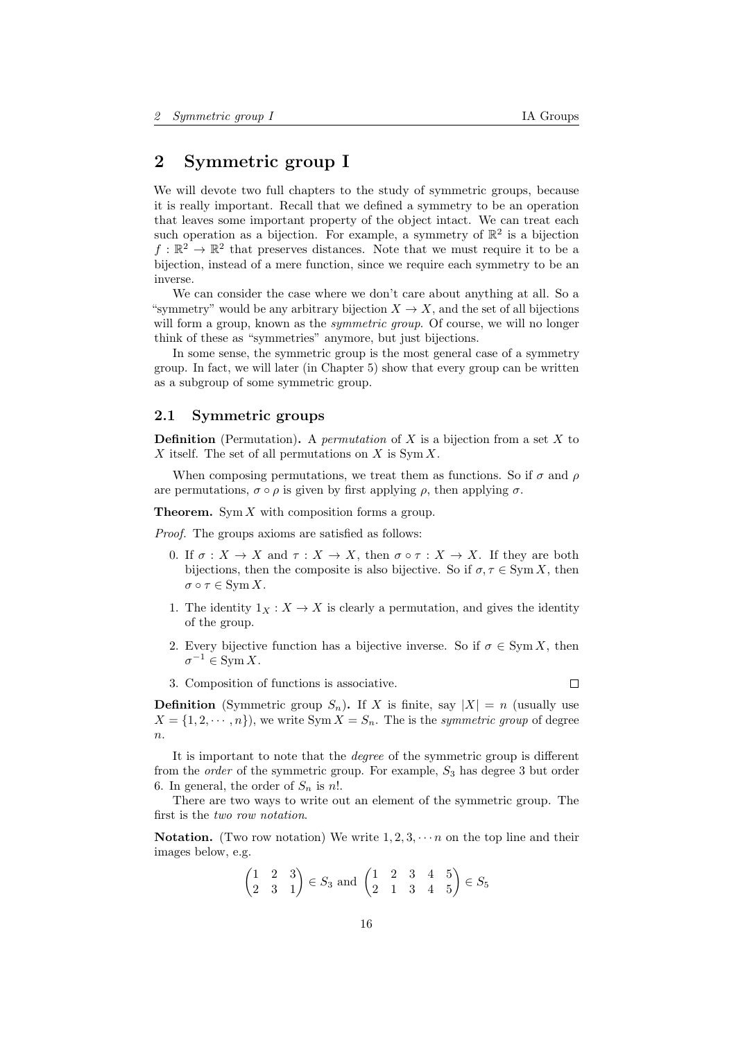# 2 Symmetric group I

We will devote two full chapters to the study of symmetric groups, because it is really important. Recall that we defined a symmetry to be an operation that leaves some important property of the object intact. We can treat each such operation as a bijection. For example, a symmetry of $\mathbb{R}^2$ is a bijection $f : \mathbb{R}^2 \to \mathbb{R}^2$ that preserves distances. Note that we must require it to be a bijection, instead of a mere function, since we require each symmetry to be an inverse.

We can consider the case where we don't care about anything at all. So a "symmetry" would be any arbitrary bijection $X \to X$, and the set of all bijections will form a group, known as the *symmetric group*. Of course, we will no longer think of these as "symmetries" anymore, but just bijections.

In some sense, the symmetric group is the most general case of a symmetry group. In fact, we will later (in Chapter 5) show that every group can be written as a subgroup of some symmetric group.

## 2.1 Symmetric groups

**Definition** (Permutation)**.** A *permutation* of $X$ is a bijection from a set $X$ to $X$ itself. The set of all permutations on $X$ is $\operatorname{Sym} X$.

When composing permutations, we treat them as functions. So if $\sigma$ and $\rho$ are permutations, $\sigma \circ \rho$ is given by first applying $\rho$, then applying $\sigma$.

**Theorem.** $\operatorname{Sym} X$ with composition forms a group.

*Proof.* The groups axioms are satisfied as follows:

0. If $\sigma : X \to X$ and $\tau : X \to X$, then $\sigma \circ \tau : X \to X$. If they are both bijections, then the composite is also bijective. So if $\sigma, \tau \in \operatorname{Sym} X$, then $\sigma \circ \tau \in \operatorname{Sym} X$.
1. The identity $1_X : X \to X$ is clearly a permutation, and gives the identity of the group.
2. Every bijective function has a bijective inverse. So if $\sigma \in \operatorname{Sym} X$, then $\sigma^{-1} \in \operatorname{Sym} X$.
3. Composition of functions is associative. □

**Definition** (Symmetric group $S_n$)**.** If $X$ is finite, say $|X| = n$ (usually use $X = \{1, 2, \cdots, n\}$), we write $\operatorname{Sym} X = S_n$. The is the *symmetric group* of degree $n$.

It is important to note that the *degree* of the symmetric group is different from the *order* of the symmetric group. For example, $S_3$ has degree 3 but order 6. In general, the order of $S_n$ is $n!$.

There are two ways to write out an element of the symmetric group. The first is the *two row notation*.

**Notation.** (Two row notation) We write $1, 2, 3, \cdots n$ on the top line and their images below, e.g.

$$\begin{pmatrix} 1 & 2 & 3 \\ 2 & 3 & 1 \end{pmatrix} \in S_3 \text{ and } \begin{pmatrix} 1 & 2 & 3 & 4 & 5 \\ 2 & 1 & 3 & 4 & 5 \end{pmatrix} \in S_5$$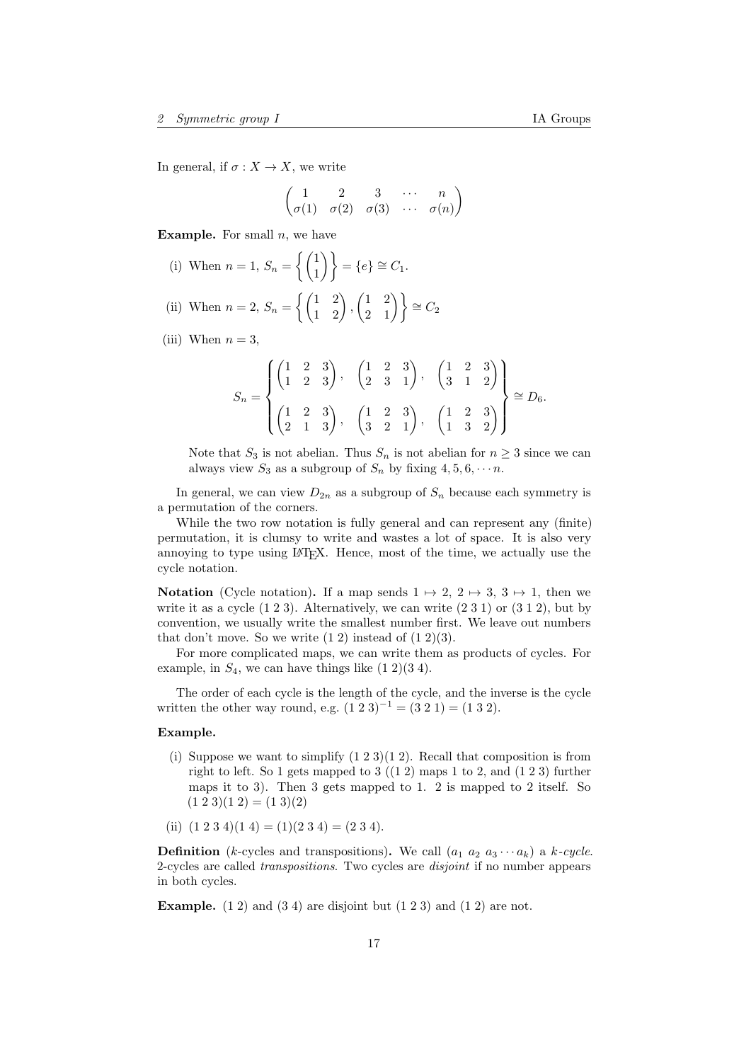In general, if $\sigma : X \to X$, we write

$$\begin{pmatrix} 1 & 2 & 3 & \cdots & n \\ \sigma(1) & \sigma(2) & \sigma(3) & \cdots & \sigma(n) \end{pmatrix}$$

**Example.** For small $n$, we have

(i) When $n = 1$, $S_n = \left\{ \begin{pmatrix} 1 \\ 1 \end{pmatrix} \right\} = \{e\} \cong C_1$.

(ii) When $n = 2$, $S_n = \left\{ \begin{pmatrix} 1 & 2 \\ 1 & 2 \end{pmatrix}, \begin{pmatrix} 1 & 2 \\ 2 & 1 \end{pmatrix} \right\} \cong C_2$

(iii) When $n = 3$,

$$S_n = \left\{ \begin{matrix} \begin{pmatrix} 1 & 2 & 3 \\ 1 & 2 & 3 \end{pmatrix}, & \begin{pmatrix} 1 & 2 & 3 \\ 2 & 3 & 1 \end{pmatrix}, & \begin{pmatrix} 1 & 2 & 3 \\ 3 & 1 & 2 \end{pmatrix} \\ \begin{pmatrix} 1 & 2 & 3 \\ 2 & 1 & 3 \end{pmatrix}, & \begin{pmatrix} 1 & 2 & 3 \\ 3 & 2 & 1 \end{pmatrix}, & \begin{pmatrix} 1 & 2 & 3 \\ 1 & 3 & 2 \end{pmatrix} \end{matrix} \right\} \cong D_6.$$

Note that $S_3$ is not abelian. Thus $S_n$ is not abelian for $n \geq 3$ since we can always view $S_3$ as a subgroup of $S_n$ by fixing $4, 5, 6, \cdots n$.

In general, we can view $D_{2n}$ as a subgroup of $S_n$ because each symmetry is a permutation of the corners.

While the two row notation is fully general and can represent any (finite) permutation, it is clumsy to write and wastes a lot of space. It is also very annoying to type using LaTeX. Hence, most of the time, we actually use the cycle notation.

**Notation** (Cycle notation)**.** If a map sends $1 \mapsto 2$, $2 \mapsto 3$, $3 \mapsto 1$, then we write it as a cycle $(1\ 2\ 3)$. Alternatively, we can write $(2\ 3\ 1)$ or $(3\ 1\ 2)$, but by convention, we usually write the smallest number first. We leave out numbers that don't move. So we write $(1\ 2)$ instead of $(1\ 2)(3)$.

For more complicated maps, we can write them as products of cycles. For example, in $S_4$, we can have things like $(1\ 2)(3\ 4)$.

The order of each cycle is the length of the cycle, and the inverse is the cycle written the other way round, e.g. $(1\ 2\ 3)^{-1} = (3\ 2\ 1) = (1\ 3\ 2)$.

**Example.**

(i) Suppose we want to simplify $(1\ 2\ 3)(1\ 2)$. Recall that composition is from right to left. So 1 gets mapped to 3 ($(1\ 2)$ maps 1 to 2, and $(1\ 2\ 3)$ further maps it to 3). Then 3 gets mapped to 1. 2 is mapped to 2 itself. So $(1\ 2\ 3)(1\ 2) = (1\ 3)(2)$

(ii) $(1\ 2\ 3\ 4)(1\ 4) = (1)(2\ 3\ 4) = (2\ 3\ 4)$.

**Definition** ($k$-cycles and transpositions)**.** We call $(a_1\ a_2\ a_3 \cdots a_k)$ a *$k$-cycle*. 2-cycles are called *transpositions*. Two cycles are *disjoint* if no number appears in both cycles.

**Example.** $(1\ 2)$ and $(3\ 4)$ are disjoint but $(1\ 2\ 3)$ and $(1\ 2)$ are not.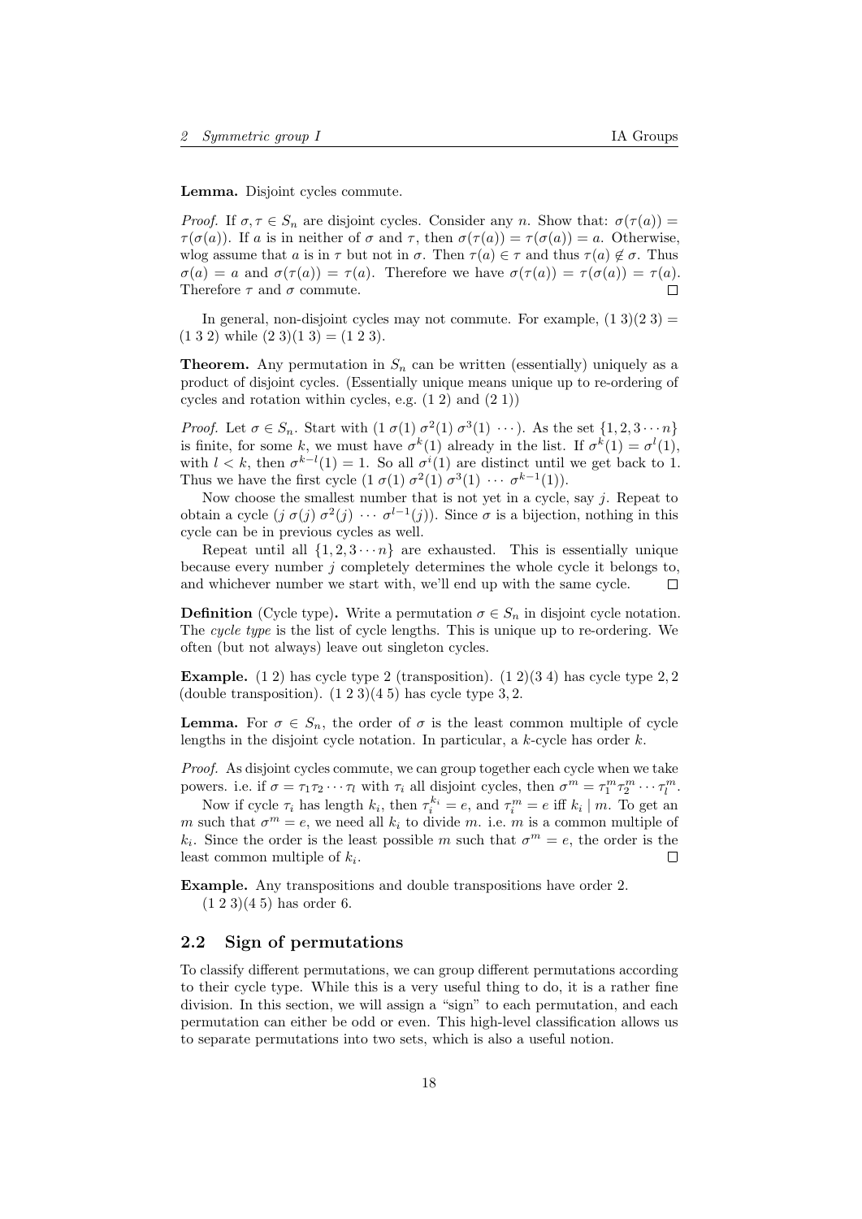**Lemma.** Disjoint cycles commute.

*Proof.* If $\sigma, \tau \in S_n$ are disjoint cycles. Consider any $n$. Show that: $\sigma(\tau(a)) = \tau(\sigma(a))$. If $a$ is in neither of $\sigma$ and $\tau$, then $\sigma(\tau(a)) = \tau(\sigma(a)) = a$. Otherwise, wlog assume that $a$ is in $\tau$ but not in $\sigma$. Then $\tau(a) \in \tau$ and thus $\tau(a) \notin \sigma$. Thus $\sigma(a) = a$ and $\sigma(\tau(a)) = \tau(a)$. Therefore we have $\sigma(\tau(a)) = \tau(\sigma(a)) = \tau(a)$. Therefore $\tau$ and $\sigma$ commute. □

In general, non-disjoint cycles may not commute. For example, $(1\ 3)(2\ 3) = (1\ 3\ 2)$ while $(2\ 3)(1\ 3) = (1\ 2\ 3)$.

**Theorem.** Any permutation in $S_n$ can be written (essentially) uniquely as a product of disjoint cycles. (Essentially unique means unique up to re-ordering of cycles and rotation within cycles, e.g. $(1\ 2)$ and $(2\ 1)$)

*Proof.* Let $\sigma \in S_n$. Start with $(1\ \sigma(1)\ \sigma^2(1)\ \sigma^3(1)\ \cdots)$. As the set $\{1, 2, 3 \cdots n\}$ is finite, for some $k$, we must have $\sigma^k(1)$ already in the list. If $\sigma^k(1) = \sigma^l(1)$, with $l < k$, then $\sigma^{k-l}(1) = 1$. So all $\sigma^i(1)$ are distinct until we get back to 1. Thus we have the first cycle $(1\ \sigma(1)\ \sigma^2(1)\ \sigma^3(1)\ \cdots\ \sigma^{k-1}(1))$.

Now choose the smallest number that is not yet in a cycle, say $j$. Repeat to obtain a cycle $(j\ \sigma(j)\ \sigma^2(j)\ \cdots\ \sigma^{l-1}(j))$. Since $\sigma$ is a bijection, nothing in this cycle can be in previous cycles as well.

Repeat until all $\{1, 2, 3 \cdots n\}$ are exhausted. This is essentially unique because every number $j$ completely determines the whole cycle it belongs to, and whichever number we start with, we'll end up with the same cycle. □

**Definition** (Cycle type)**.** Write a permutation $\sigma \in S_n$ in disjoint cycle notation. The *cycle type* is the list of cycle lengths. This is unique up to re-ordering. We often (but not always) leave out singleton cycles.

**Example.** $(1\ 2)$ has cycle type 2 (transposition). $(1\ 2)(3\ 4)$ has cycle type $2, 2$ (double transposition). $(1\ 2\ 3)(4\ 5)$ has cycle type $3, 2$.

**Lemma.** For $\sigma \in S_n$, the order of $\sigma$ is the least common multiple of cycle lengths in the disjoint cycle notation. In particular, a $k$-cycle has order $k$.

*Proof.* As disjoint cycles commute, we can group together each cycle when we take powers. i.e. if $\sigma = \tau_1 \tau_2 \cdots \tau_l$ with $\tau_i$ all disjoint cycles, then $\sigma^m = \tau_1^m \tau_2^m \cdots \tau_l^m$.

Now if cycle $\tau_i$ has length $k_i$, then $\tau_i^{k_i} = e$, and $\tau_i^m = e$ iff $k_i \mid m$. To get an $m$ such that $\sigma^m = e$, we need all $k_i$ to divide $m$. i.e. $m$ is a common multiple of $k_i$. Since the order is the least possible $m$ such that $\sigma^m = e$, the order is the least common multiple of $k_i$. □

**Example.** Any transpositions and double transpositions have order 2.
$(1\ 2\ 3)(4\ 5)$ has order 6.

## 2.2 Sign of permutations

To classify different permutations, we can group different permutations according to their cycle type. While this is a very useful thing to do, it is a rather fine division. In this section, we will assign a "sign" to each permutation, and each permutation can either be odd or even. This high-level classification allows us to separate permutations into two sets, which is also a useful notion.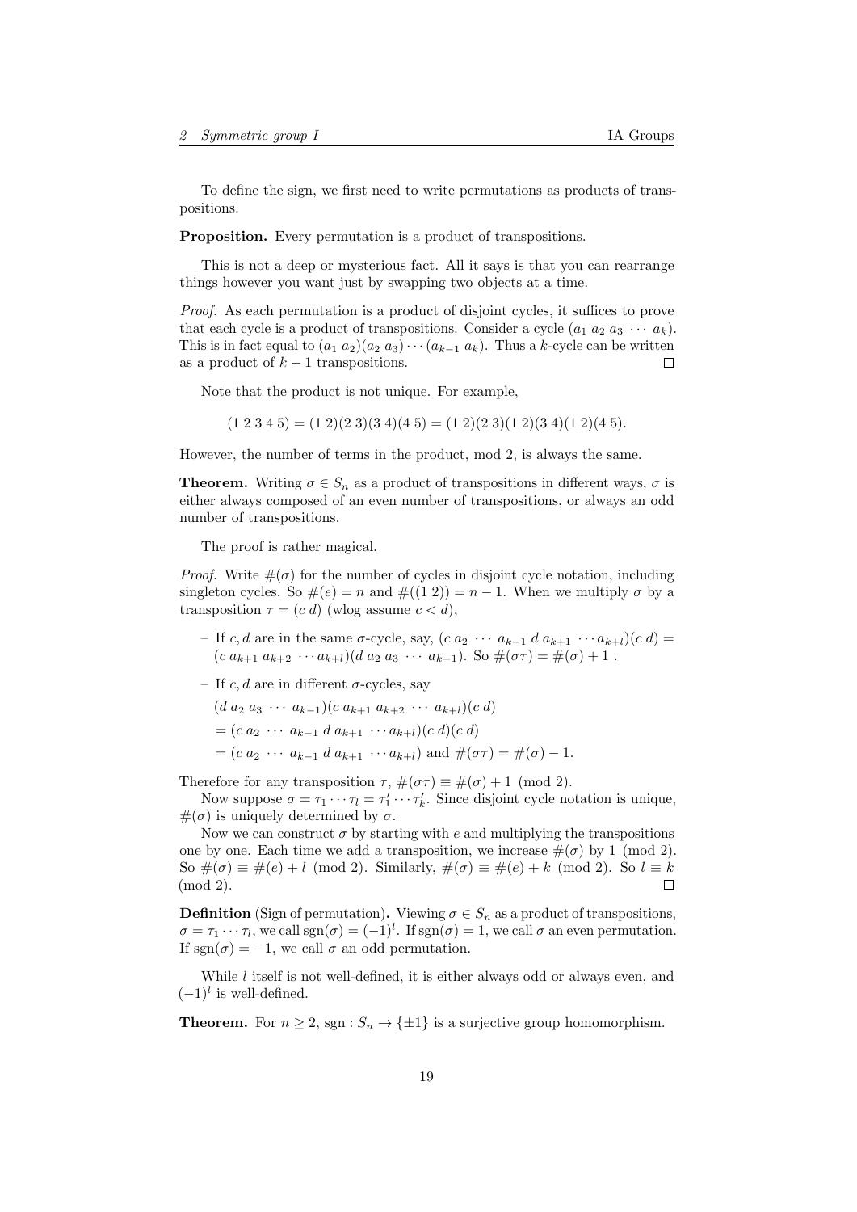To define the sign, we first need to write permutations as products of transpositions.

**Proposition.** Every permutation is a product of transpositions.

This is not a deep or mysterious fact. All it says is that you can rearrange things however you want just by swapping two objects at a time.

*Proof.* As each permutation is a product of disjoint cycles, it suffices to prove that each cycle is a product of transpositions. Consider a cycle $(a_1\ a_2\ a_3\ \cdots\ a_k)$. This is in fact equal to $(a_1\ a_2)(a_2\ a_3)\cdots(a_{k-1}\ a_k)$. Thus a $k$-cycle can be written as a product of $k-1$ transpositions. $\square$

Note that the product is not unique. For example,

$$(1\ 2\ 3\ 4\ 5) = (1\ 2)(2\ 3)(3\ 4)(4\ 5) = (1\ 2)(2\ 3)(1\ 2)(3\ 4)(1\ 2)(4\ 5).$$

However, the number of terms in the product, mod 2, is always the same.

**Theorem.** Writing $\sigma \in S_n$ as a product of transpositions in different ways, $\sigma$ is either always composed of an even number of transpositions, or always an odd number of transpositions.

The proof is rather magical.

*Proof.* Write $\#(\sigma)$ for the number of cycles in disjoint cycle notation, including singleton cycles. So $\#(e) = n$ and $\#((1\ 2)) = n - 1$. When we multiply $\sigma$ by a transposition $\tau = (c\ d)$ (wlog assume $c < d$),

- If $c, d$ are in the same $\sigma$-cycle, say, $(c\ a_2\ \cdots\ a_{k-1}\ d\ a_{k+1}\ \cdots a_{k+l})(c\ d) = (c\ a_{k+1}\ a_{k+2}\ \cdots a_{k+l})(d\ a_2\ a_3\ \cdots\ a_{k-1})$. So $\#(\sigma\tau) = \#(\sigma) + 1$ .
- If $c, d$ are in different $\sigma$-cycles, say

  $(d\ a_2\ a_3\ \cdots\ a_{k-1})(c\ a_{k+1}\ a_{k+2}\ \cdots\ a_{k+l})(c\ d)$

  $= (c\ a_2\ \cdots\ a_{k-1}\ d\ a_{k+1}\ \cdots a_{k+l})(c\ d)(c\ d)$

  $= (c\ a_2\ \cdots\ a_{k-1}\ d\ a_{k+1}\ \cdots a_{k+l})$ and $\#(\sigma\tau) = \#(\sigma) - 1$.

Therefore for any transposition $\tau$, $\#(\sigma\tau) \equiv \#(\sigma) + 1 \pmod 2$.

Now suppose $\sigma = \tau_1 \cdots \tau_l = \tau_1' \cdots \tau_k'$. Since disjoint cycle notation is unique, $\#(\sigma)$ is uniquely determined by $\sigma$.

Now we can construct $\sigma$ by starting with $e$ and multiplying the transpositions one by one. Each time we add a transposition, we increase $\#(\sigma)$ by 1 (mod 2). So $\#(\sigma) \equiv \#(e) + l \pmod 2$. Similarly, $\#(\sigma) \equiv \#(e) + k \pmod 2$. So $l \equiv k \pmod 2$. $\square$

**Definition** (Sign of permutation)**.** Viewing $\sigma \in S_n$ as a product of transpositions, $\sigma = \tau_1 \cdots \tau_l$, we call $\operatorname{sgn}(\sigma) = (-1)^l$. If $\operatorname{sgn}(\sigma) = 1$, we call $\sigma$ an even permutation. If $\operatorname{sgn}(\sigma) = -1$, we call $\sigma$ an odd permutation.

While $l$ itself is not well-defined, it is either always odd or always even, and $(-1)^l$ is well-defined.

**Theorem.** For $n \geq 2$, $\operatorname{sgn} : S_n \to \{\pm 1\}$ is a surjective group homomorphism.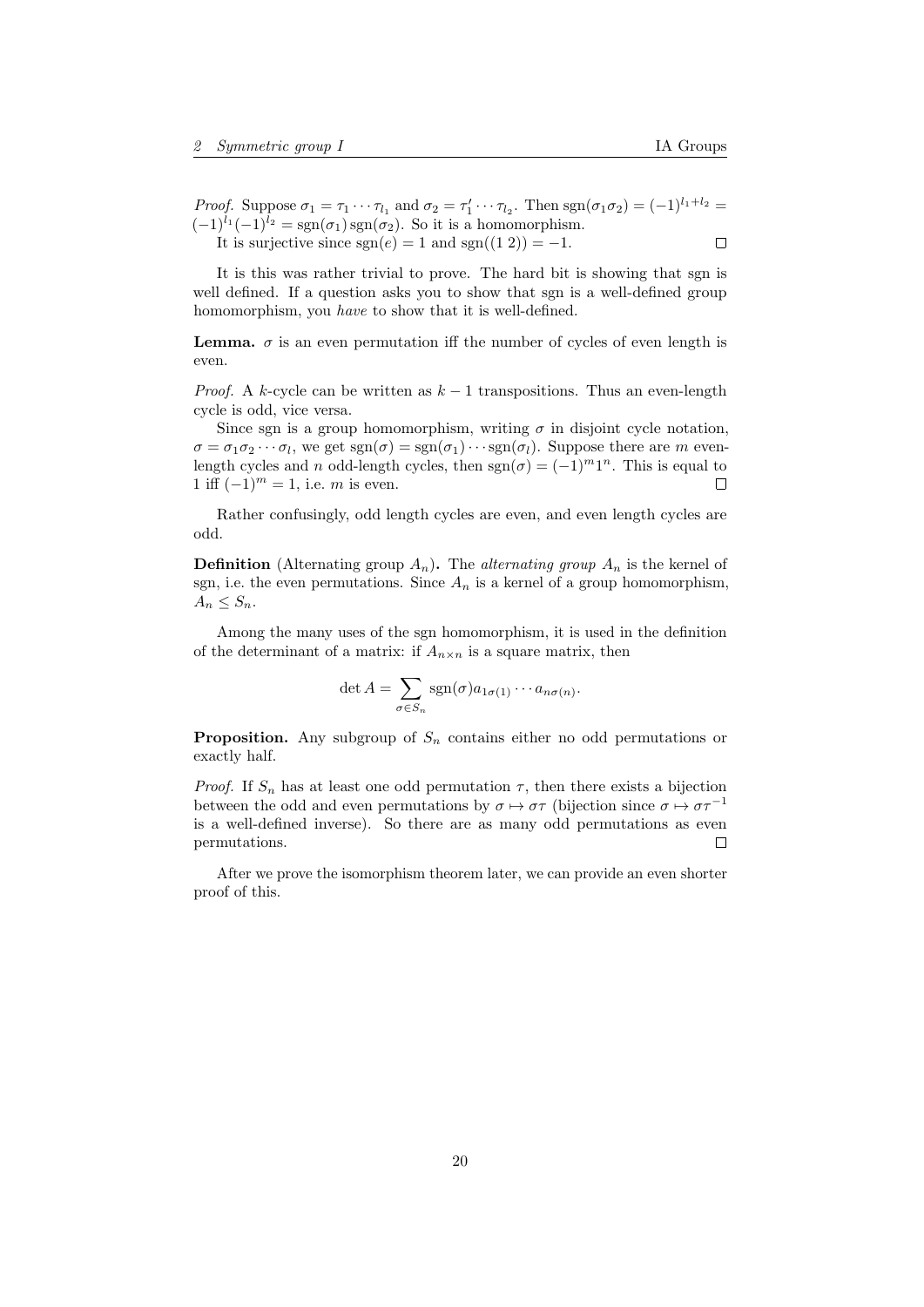*Proof.* Suppose $\sigma_1 = \tau_1 \cdots \tau_{l_1}$ and $\sigma_2 = \tau_1' \cdots \tau_{l_2}$. Then $\operatorname{sgn}(\sigma_1\sigma_2) = (-1)^{l_1+l_2} = (-1)^{l_1}(-1)^{l_2} = \operatorname{sgn}(\sigma_1)\operatorname{sgn}(\sigma_2)$. So it is a homomorphism.

It is surjective since $\operatorname{sgn}(e) = 1$ and $\operatorname{sgn}((1\ 2)) = -1$. □

It is this was rather trivial to prove. The hard bit is showing that sgn is well defined. If a question asks you to show that sgn is a well-defined group homomorphism, you *have* to show that it is well-defined.

**Lemma.** $\sigma$ is an even permutation iff the number of cycles of even length is even.

*Proof.* A $k$-cycle can be written as $k-1$ transpositions. Thus an even-length cycle is odd, vice versa.

Since sgn is a group homomorphism, writing $\sigma$ in disjoint cycle notation, $\sigma = \sigma_1\sigma_2\cdots\sigma_l$, we get $\operatorname{sgn}(\sigma) = \operatorname{sgn}(\sigma_1)\cdots\operatorname{sgn}(\sigma_l)$. Suppose there are $m$ even-length cycles and $n$ odd-length cycles, then $\operatorname{sgn}(\sigma) = (-1)^m 1^n$. This is equal to 1 iff $(-1)^m = 1$, i.e. $m$ is even. □

Rather confusingly, odd length cycles are even, and even length cycles are odd.

**Definition** (Alternating group $A_n$)**.** The *alternating group* $A_n$ is the kernel of sgn, i.e. the even permutations. Since $A_n$ is a kernel of a group homomorphism, $A_n \leq S_n$.

Among the many uses of the sgn homomorphism, it is used in the definition of the determinant of a matrix: if $A_{n\times n}$ is a square matrix, then

$$\det A = \sum_{\sigma\in S_n} \operatorname{sgn}(\sigma) a_{1\sigma(1)} \cdots a_{n\sigma(n)}.$$

**Proposition.** Any subgroup of $S_n$ contains either no odd permutations or exactly half.

*Proof.* If $S_n$ has at least one odd permutation $\tau$, then there exists a bijection between the odd and even permutations by $\sigma \mapsto \sigma\tau$ (bijection since $\sigma \mapsto \sigma\tau^{-1}$ is a well-defined inverse). So there are as many odd permutations as even permutations. □

After we prove the isomorphism theorem later, we can provide an even shorter proof of this.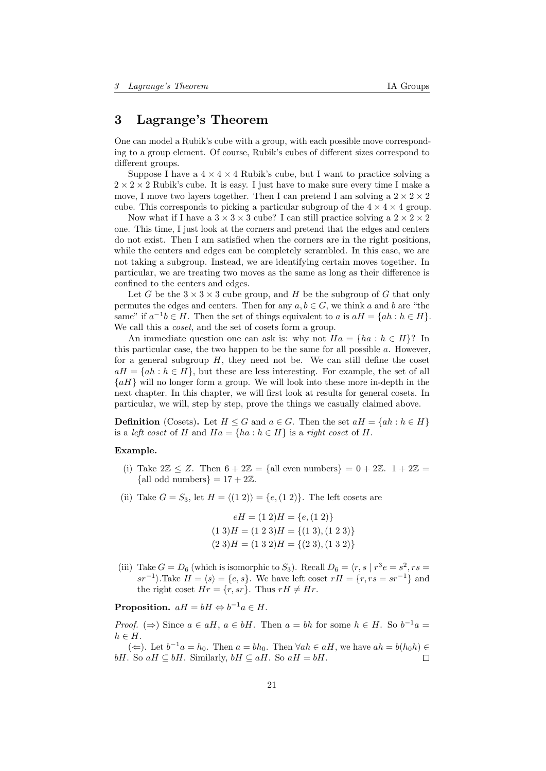# 3 Lagrange's Theorem

One can model a Rubik's cube with a group, with each possible move corresponding to a group element. Of course, Rubik's cubes of different sizes correspond to different groups.

Suppose I have a $4 \times 4 \times 4$ Rubik's cube, but I want to practice solving a $2 \times 2 \times 2$ Rubik's cube. It is easy. I just have to make sure every time I make a move, I move two layers together. Then I can pretend I am solving a $2 \times 2 \times 2$ cube. This corresponds to picking a particular subgroup of the $4 \times 4 \times 4$ group.

Now what if I have a $3 \times 3 \times 3$ cube? I can still practice solving a $2 \times 2 \times 2$ one. This time, I just look at the corners and pretend that the edges and centers do not exist. Then I am satisfied when the corners are in the right positions, while the centers and edges can be completely scrambled. In this case, we are not taking a subgroup. Instead, we are identifying certain moves together. In particular, we are treating two moves as the same as long as their difference is confined to the centers and edges.

Let $G$ be the $3 \times 3 \times 3$ cube group, and $H$ be the subgroup of $G$ that only permutes the edges and centers. Then for any $a, b \in G$, we think $a$ and $b$ are "the same" if $a^{-1}b \in H$. Then the set of things equivalent to $a$ is $aH = \{ah : h \in H\}$. We call this a *coset*, and the set of cosets form a group.

An immediate question one can ask is: why not $Ha = \{ha : h \in H\}$? In this particular case, the two happen to be the same for all possible $a$. However, for a general subgroup $H$, they need not be. We can still define the coset $aH = \{ah : h \in H\}$, but these are less interesting. For example, the set of all $\{aH\}$ will no longer form a group. We will look into these more in-depth in the next chapter. In this chapter, we will first look at results for general cosets. In particular, we will, step by step, prove the things we casually claimed above.

**Definition** (Cosets). Let $H \leq G$ and $a \in G$. Then the set $aH = \{ah : h \in H\}$ is a *left coset* of $H$ and $Ha = \{ha : h \in H\}$ is a *right coset* of $H$.

**Example.**

(i) Take $2\mathbb{Z} \leq Z$. Then $6 + 2\mathbb{Z} = \{\text{all even numbers}\} = 0 + 2\mathbb{Z}$. $1 + 2\mathbb{Z} = \{\text{all odd numbers}\} = 17 + 2\mathbb{Z}$.

(ii) Take $G = S_3$, let $H = \langle (1\ 2) \rangle = \{e, (1\ 2)\}$. The left cosets are

$$eH = (1\ 2)H = \{e, (1\ 2)\}$$
$$(1\ 3)H = (1\ 2\ 3)H = \{(1\ 3), (1\ 2\ 3)\}$$
$$(2\ 3)H = (1\ 3\ 2)H = \{(2\ 3), (1\ 3\ 2)\}$$

(iii) Take $G = D_6$ (which is isomorphic to $S_3$). Recall $D_6 = \langle r, s \mid r^3 e = s^2, rs = sr^{-1} \rangle$.Take $H = \langle s \rangle = \{e, s\}$. We have left coset $rH = \{r, rs = sr^{-1}\}$ and the right coset $Hr = \{r, sr\}$. Thus $rH \neq Hr$.

**Proposition.** $aH = bH \Leftrightarrow b^{-1}a \in H$.

*Proof.* ($\Rightarrow$) Since $a \in aH$, $a \in bH$. Then $a = bh$ for some $h \in H$. So $b^{-1}a = h \in H$.

($\Leftarrow$). Let $b^{-1}a = h_0$. Then $a = bh_0$. Then $\forall ah \in aH$, we have $ah = b(h_0 h) \in bH$. So $aH \subseteq bH$. Similarly, $bH \subseteq aH$. So $aH = bH$. ∎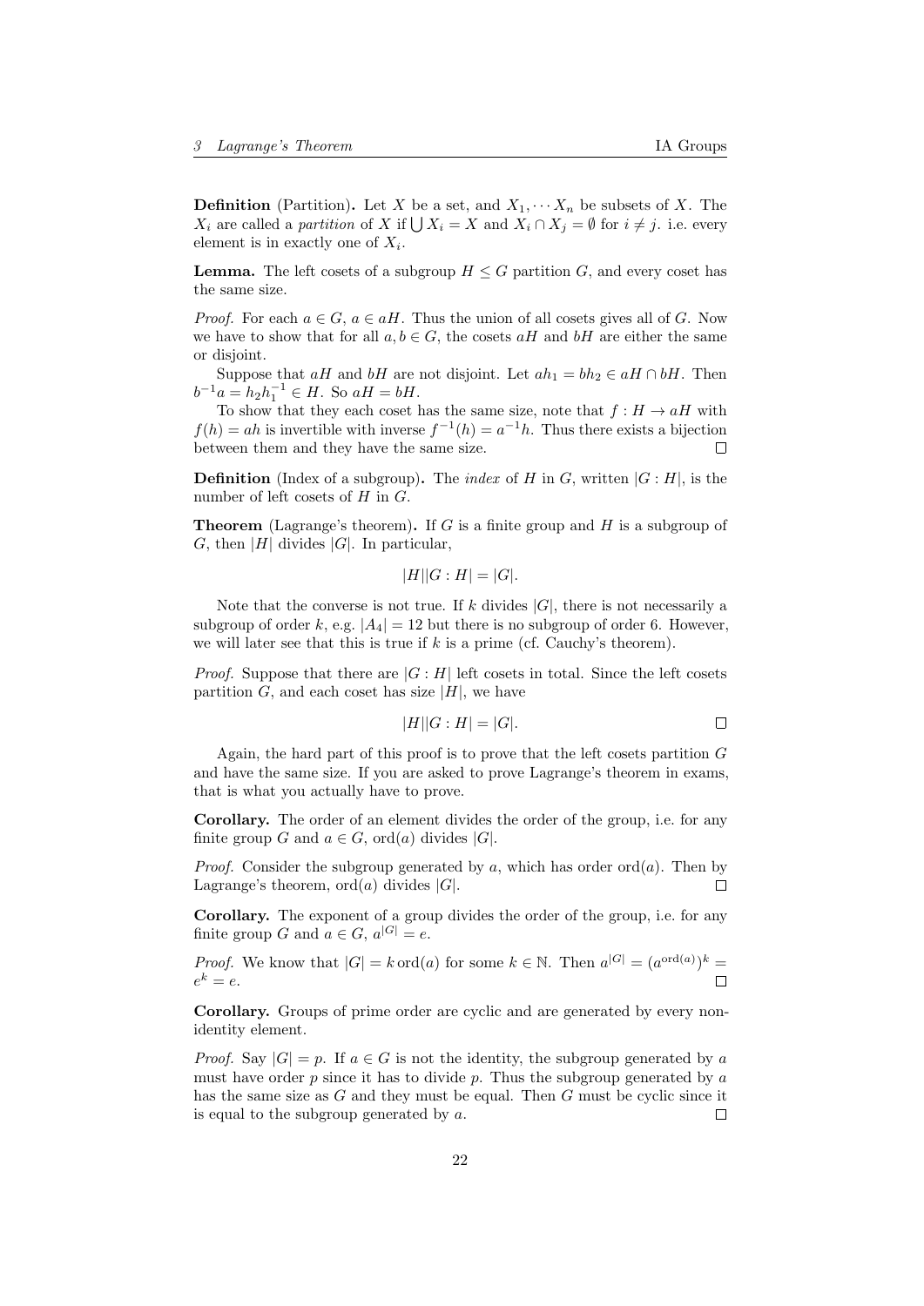**Definition** (Partition)**.** Let $X$ be a set, and $X_1, \cdots X_n$ be subsets of $X$. The $X_i$ are called a *partition* of $X$ if $\bigcup X_i = X$ and $X_i \cap X_j = \emptyset$ for $i \neq j$. i.e. every element is in exactly one of $X_i$.

**Lemma.** The left cosets of a subgroup $H \leq G$ partition $G$, and every coset has the same size.

*Proof.* For each $a \in G$, $a \in aH$. Thus the union of all cosets gives all of $G$. Now we have to show that for all $a, b \in G$, the cosets $aH$ and $bH$ are either the same or disjoint.

Suppose that $aH$ and $bH$ are not disjoint. Let $ah_1 = bh_2 \in aH \cap bH$. Then $b^{-1}a = h_2 h_1^{-1} \in H$. So $aH = bH$.

To show that they each coset has the same size, note that $f : H \to aH$ with $f(h) = ah$ is invertible with inverse $f^{-1}(h) = a^{-1}h$. Thus there exists a bijection between them and they have the same size. $\square$

**Definition** (Index of a subgroup)**.** The *index* of $H$ in $G$, written $|G : H|$, is the number of left cosets of $H$ in $G$.

**Theorem** (Lagrange's theorem)**.** If $G$ is a finite group and $H$ is a subgroup of $G$, then $|H|$ divides $|G|$. In particular,

$$|H||G : H| = |G|.$$

Note that the converse is not true. If $k$ divides $|G|$, there is not necessarily a subgroup of order $k$, e.g. $|A_4| = 12$ but there is no subgroup of order 6. However, we will later see that this is true if $k$ is a prime (cf. Cauchy's theorem).

*Proof.* Suppose that there are $|G : H|$ left cosets in total. Since the left cosets partition $G$, and each coset has size $|H|$, we have

$$|H||G : H| = |G|.$$

$\square$

Again, the hard part of this proof is to prove that the left cosets partition $G$ and have the same size. If you are asked to prove Lagrange's theorem in exams, that is what you actually have to prove.

**Corollary.** The order of an element divides the order of the group, i.e. for any finite group $G$ and $a \in G$, $\text{ord}(a)$ divides $|G|$.

*Proof.* Consider the subgroup generated by $a$, which has order $\text{ord}(a)$. Then by Lagrange's theorem, $\text{ord}(a)$ divides $|G|$. $\square$

**Corollary.** The exponent of a group divides the order of the group, i.e. for any finite group $G$ and $a \in G$, $a^{|G|} = e$.

*Proof.* We know that $|G| = k \,\text{ord}(a)$ for some $k \in \mathbb{N}$. Then $a^{|G|} = (a^{\text{ord}(a)})^k = e^k = e$. $\square$

**Corollary.** Groups of prime order are cyclic and are generated by every non-identity element.

*Proof.* Say $|G| = p$. If $a \in G$ is not the identity, the subgroup generated by $a$ must have order $p$ since it has to divide $p$. Thus the subgroup generated by $a$ has the same size as $G$ and they must be equal. Then $G$ must be cyclic since it is equal to the subgroup generated by $a$. $\square$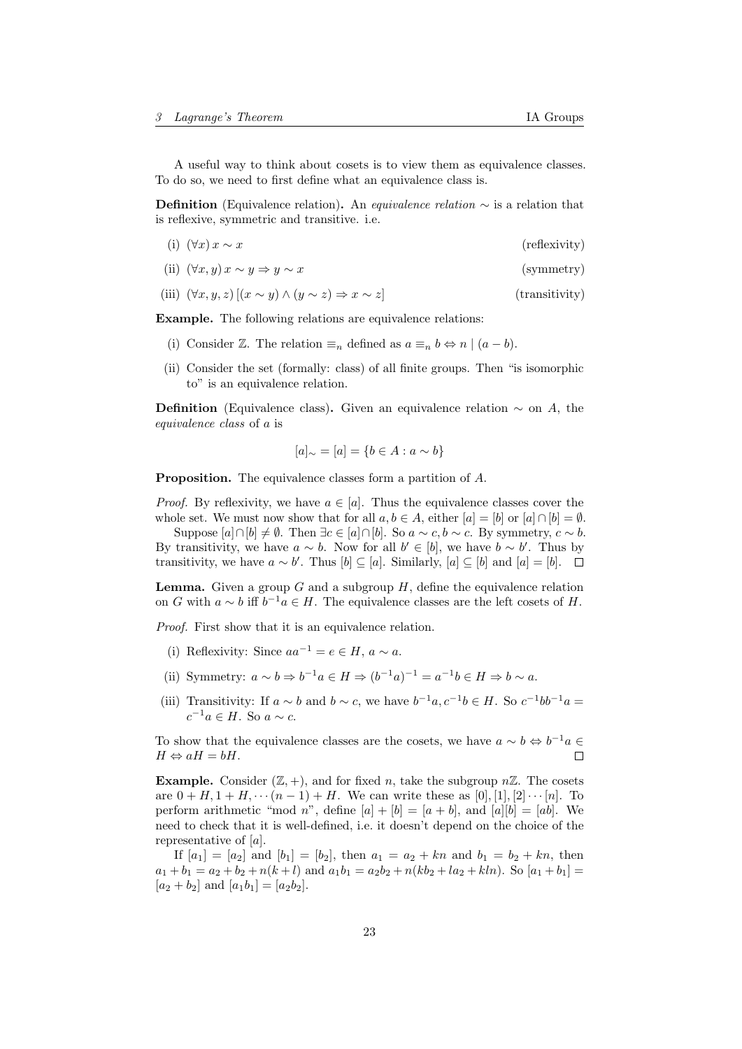A useful way to think about cosets is to view them as equivalence classes. To do so, we need to first define what an equivalence class is.

**Definition** (Equivalence relation)**.** An *equivalence relation* $\sim$ is a relation that is reflexive, symmetric and transitive. i.e.

(i) $(\forall x)\, x \sim x$ (reflexivity)

(ii) $(\forall x, y)\, x \sim y \Rightarrow y \sim x$ (symmetry)

(iii) $(\forall x, y, z)\, [(x \sim y) \wedge (y \sim z) \Rightarrow x \sim z]$ (transitivity)

**Example.** The following relations are equivalence relations:

(i) Consider $\mathbb{Z}$. The relation $\equiv_n$ defined as $a \equiv_n b \Leftrightarrow n \mid (a - b)$.

(ii) Consider the set (formally: class) of all finite groups. Then "is isomorphic to" is an equivalence relation.

**Definition** (Equivalence class)**.** Given an equivalence relation $\sim$ on $A$, the *equivalence class* of $a$ is

$$[a]_\sim = [a] = \{b \in A : a \sim b\}$$

**Proposition.** The equivalence classes form a partition of $A$.

*Proof.* By reflexivity, we have $a \in [a]$. Thus the equivalence classes cover the whole set. We must now show that for all $a, b \in A$, either $[a] = [b]$ or $[a] \cap [b] = \emptyset$.

Suppose $[a] \cap [b] \neq \emptyset$. Then $\exists c \in [a] \cap [b]$. So $a \sim c, b \sim c$. By symmetry, $c \sim b$. By transitivity, we have $a \sim b$. Now for all $b' \in [b]$, we have $b \sim b'$. Thus by transitivity, we have $a \sim b'$. Thus $[b] \subseteq [a]$. Similarly, $[a] \subseteq [b]$ and $[a] = [b]$. $\square$

**Lemma.** Given a group $G$ and a subgroup $H$, define the equivalence relation on $G$ with $a \sim b$ iff $b^{-1}a \in H$. The equivalence classes are the left cosets of $H$.

*Proof.* First show that it is an equivalence relation.

(i) Reflexivity: Since $aa^{-1} = e \in H$, $a \sim a$.

(ii) Symmetry: $a \sim b \Rightarrow b^{-1}a \in H \Rightarrow (b^{-1}a)^{-1} = a^{-1}b \in H \Rightarrow b \sim a$.

(iii) Transitivity: If $a \sim b$ and $b \sim c$, we have $b^{-1}a, c^{-1}b \in H$. So $c^{-1}bb^{-1}a = c^{-1}a \in H$. So $a \sim c$.

To show that the equivalence classes are the cosets, we have $a \sim b \Leftrightarrow b^{-1}a \in H \Leftrightarrow aH = bH$. $\square$

**Example.** Consider $(\mathbb{Z}, +)$, and for fixed $n$, take the subgroup $n\mathbb{Z}$. The cosets are $0 + H, 1 + H, \cdots (n-1) + H$. We can write these as $[0], [1], [2] \cdots [n]$. To perform arithmetic "mod $n$", define $[a] + [b] = [a + b]$, and $[a][b] = [ab]$. We need to check that it is well-defined, i.e. it doesn't depend on the choice of the representative of $[a]$.

If $[a_1] = [a_2]$ and $[b_1] = [b_2]$, then $a_1 = a_2 + kn$ and $b_1 = b_2 + kn$, then $a_1 + b_1 = a_2 + b_2 + n(k + l)$ and $a_1 b_1 = a_2 b_2 + n(kb_2 + la_2 + kln)$. So $[a_1 + b_1] = [a_2 + b_2]$ and $[a_1 b_1] = [a_2 b_2]$.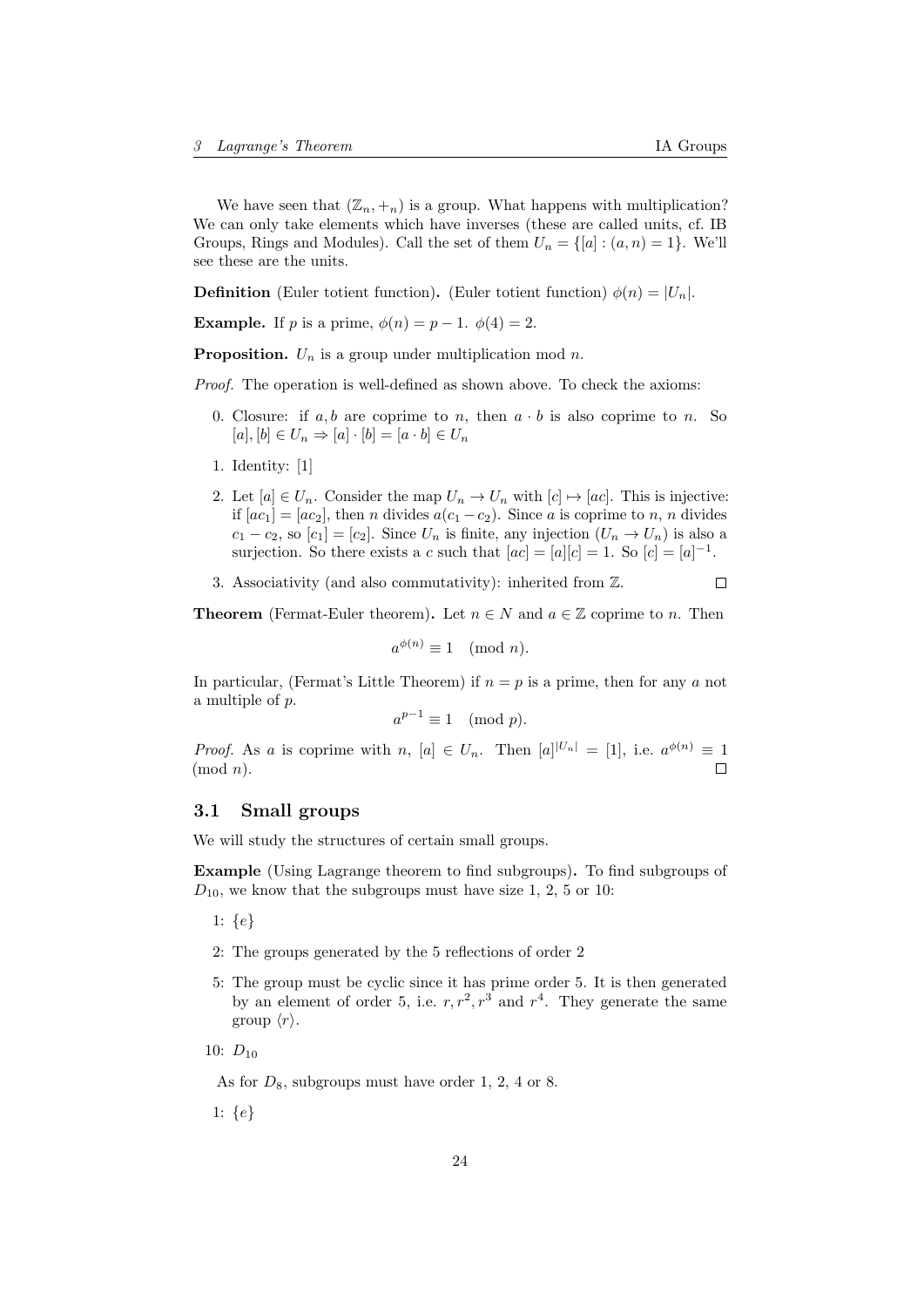We have seen that $(\mathbb{Z}_n, +_n)$ is a group. What happens with multiplication? We can only take elements which have inverses (these are called units, cf. IB Groups, Rings and Modules). Call the set of them $U_n = \{[a] : (a, n) = 1\}$. We'll see these are the units.

**Definition** (Euler totient function)**.** (Euler totient function) $\phi(n) = |U_n|$.

**Example.** If $p$ is a prime, $\phi(n) = p - 1$. $\phi(4) = 2$.

**Proposition.** $U_n$ is a group under multiplication mod $n$.

*Proof.* The operation is well-defined as shown above. To check the axioms:

0. Closure: if $a, b$ are coprime to $n$, then $a \cdot b$ is also coprime to $n$. So $[a], [b] \in U_n \Rightarrow [a] \cdot [b] = [a \cdot b] \in U_n$
1. Identity: $[1]$
2. Let $[a] \in U_n$. Consider the map $U_n \to U_n$ with $[c] \mapsto [ac]$. This is injective: if $[ac_1] = [ac_2]$, then $n$ divides $a(c_1 - c_2)$. Since $a$ is coprime to $n$, $n$ divides $c_1 - c_2$, so $[c_1] = [c_2]$. Since $U_n$ is finite, any injection ($U_n \to U_n$) is also a surjection. So there exists a $c$ such that $[ac] = [a][c] = 1$. So $[c] = [a]^{-1}$.
3. Associativity (and also commutativity): inherited from $\mathbb{Z}$. $\square$

**Theorem** (Fermat-Euler theorem)**.** Let $n \in N$ and $a \in \mathbb{Z}$ coprime to $n$. Then

$$a^{\phi(n)} \equiv 1 \pmod{n}.$$

In particular, (Fermat's Little Theorem) if $n = p$ is a prime, then for any $a$ not a multiple of $p$.

$$a^{p-1} \equiv 1 \pmod{p}.$$

*Proof.* As $a$ is coprime with $n$, $[a] \in U_n$. Then $[a]^{|U_n|} = [1]$, i.e. $a^{\phi(n)} \equiv 1 \pmod{n}$. $\square$

## 3.1 Small groups

We will study the structures of certain small groups.

**Example** (Using Lagrange theorem to find subgroups)**.** To find subgroups of $D_{10}$, we know that the subgroups must have size 1, 2, 5 or 10:

1: $\{e\}$

2: The groups generated by the 5 reflections of order 2

5: The group must be cyclic since it has prime order 5. It is then generated by an element of order 5, i.e. $r, r^2, r^3$ and $r^4$. They generate the same group $\langle r \rangle$.

10: $D_{10}$

As for $D_8$, subgroups must have order 1, 2, 4 or 8.

1: $\{e\}$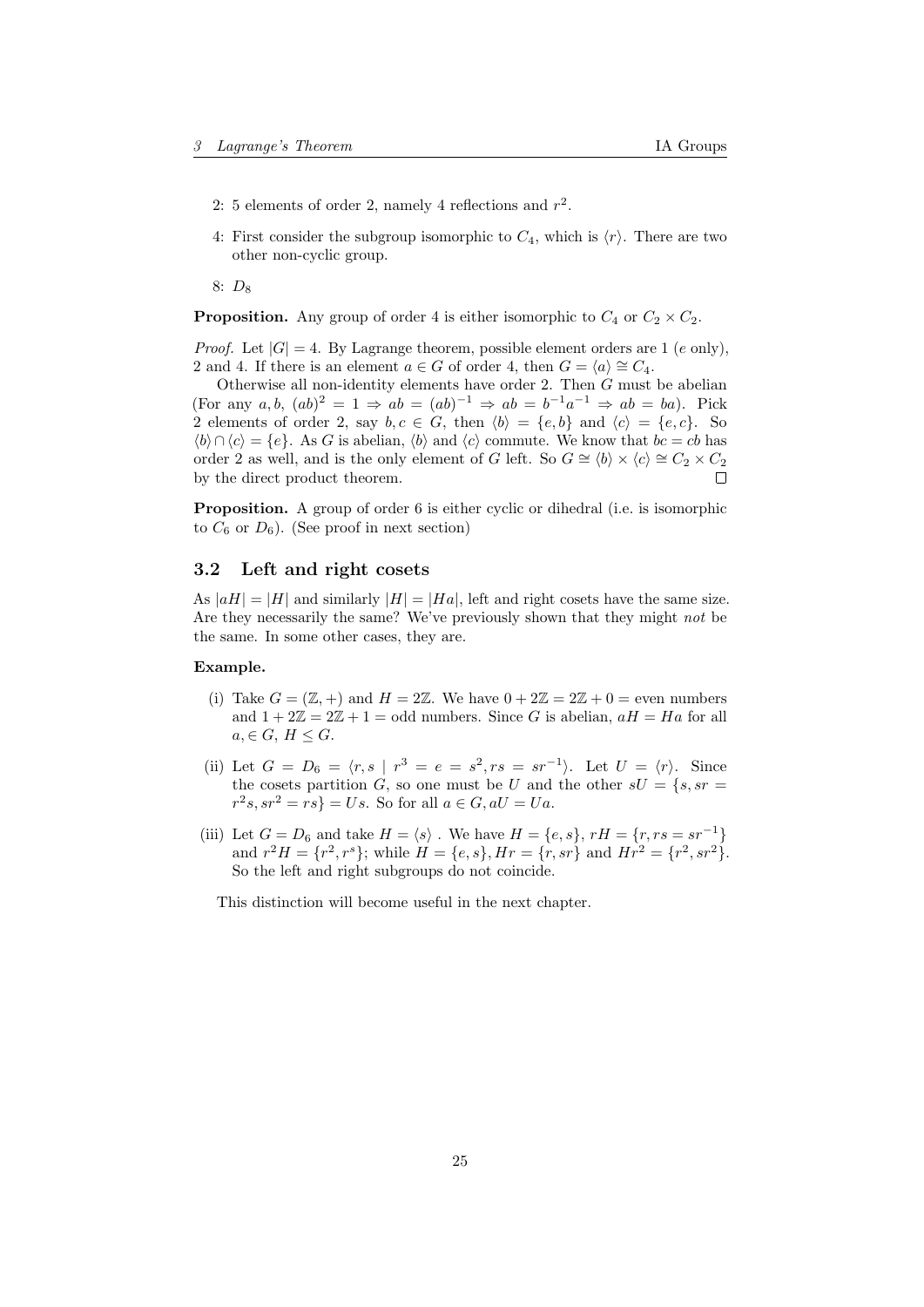2: 5 elements of order 2, namely 4 reflections and $r^2$.

4: First consider the subgroup isomorphic to $C_4$, which is $\langle r\rangle$. There are two other non-cyclic group.

8: $D_8$

**Proposition.** Any group of order 4 is either isomorphic to $C_4$ or $C_2 \times C_2$.

*Proof.* Let $|G| = 4$. By Lagrange theorem, possible element orders are 1 ($e$ only), 2 and 4. If there is an element $a \in G$ of order 4, then $G = \langle a\rangle \cong C_4$.

Otherwise all non-identity elements have order 2. Then $G$ must be abelian (For any $a, b$, $(ab)^2 = 1 \Rightarrow ab = (ab)^{-1} \Rightarrow ab = b^{-1}a^{-1} \Rightarrow ab = ba$). Pick 2 elements of order 2, say $b, c \in G$, then $\langle b\rangle = \{e, b\}$ and $\langle c\rangle = \{e, c\}$. So $\langle b\rangle \cap \langle c\rangle = \{e\}$. As $G$ is abelian, $\langle b\rangle$ and $\langle c\rangle$ commute. We know that $bc = cb$ has order 2 as well, and is the only element of $G$ left. So $G \cong \langle b\rangle \times \langle c\rangle \cong C_2 \times C_2$ by the direct product theorem. $\square$

**Proposition.** A group of order 6 is either cyclic or dihedral (i.e. is isomorphic to $C_6$ or $D_6$). (See proof in next section)

## 3.2 Left and right cosets

As $|aH| = |H|$ and similarly $|H| = |Ha|$, left and right cosets have the same size. Are they necessarily the same? We've previously shown that they might *not* be the same. In some other cases, they are.

**Example.**

(i) Take $G = (\mathbb{Z}, +)$ and $H = 2\mathbb{Z}$. We have $0 + 2\mathbb{Z} = 2\mathbb{Z} + 0 =$ even numbers and $1 + 2\mathbb{Z} = 2\mathbb{Z} + 1 =$ odd numbers. Since $G$ is abelian, $aH = Ha$ for all $a, \in G$, $H \leq G$.

(ii) Let $G = D_6 = \langle r, s \mid r^3 = e = s^2, rs = sr^{-1}\rangle$. Let $U = \langle r\rangle$. Since the cosets partition $G$, so one must be $U$ and the other $sU = \{s, sr = r^2s, sr^2 = rs\} = Us$. So for all $a \in G, aU = Ua$.

(iii) Let $G = D_6$ and take $H = \langle s\rangle$ . We have $H = \{e, s\}$, $rH = \{r, rs = sr^{-1}\}$ and $r^2H = \{r^2, r^s\}$; while $H = \{e, s\}, Hr = \{r, sr\}$ and $Hr^2 = \{r^2, sr^2\}$. So the left and right subgroups do not coincide.

This distinction will become useful in the next chapter.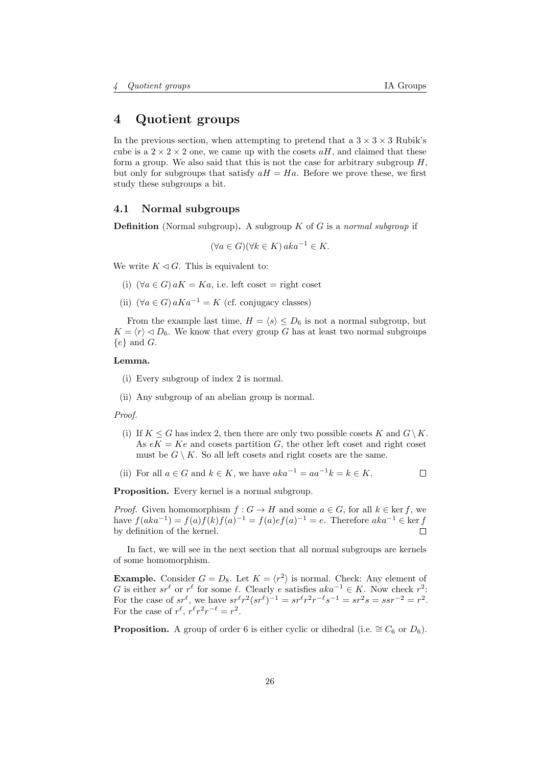# 4 Quotient groups

In the previous section, when attempting to pretend that a $3 \times 3 \times 3$ Rubik's cube is a $2 \times 2 \times 2$ one, we came up with the cosets $aH$, and claimed that these form a group. We also said that this is not the case for arbitrary subgroup $H$, but only for subgroups that satisfy $aH = Ha$. Before we prove these, we first study these subgroups a bit.

## 4.1 Normal subgroups

**Definition** (Normal subgroup)**.** A subgroup $K$ of $G$ is a *normal subgroup* if

$$(\forall a \in G)(\forall k \in K)\, aka^{-1} \in K.$$

We write $K \lhd G$. This is equivalent to:

(i) $(\forall a \in G)\, aK = Ka$, i.e. left coset = right coset

(ii) $(\forall a \in G)\, aKa^{-1} = K$ (cf. conjugacy classes)

From the example last time, $H = \langle s \rangle \leq D_6$ is not a normal subgroup, but $K = \langle r \rangle \lhd D_6$. We know that every group $G$ has at least two normal subgroups $\{e\}$ and $G$.

**Lemma.**

(i) Every subgroup of index 2 is normal.

(ii) Any subgroup of an abelian group is normal.

*Proof.*

(i) If $K \leq G$ has index 2, then there are only two possible cosets $K$ and $G \setminus K$. As $eK = Ke$ and cosets partition $G$, the other left coset and right coset must be $G \setminus K$. So all left cosets and right cosets are the same.

(ii) For all $a \in G$ and $k \in K$, we have $aka^{-1} = aa^{-1}k = k \in K$. $\square$

**Proposition.** Every kernel is a normal subgroup.

*Proof.* Given homomorphism $f : G \to H$ and some $a \in G$, for all $k \in \ker f$, we have $f(aka^{-1}) = f(a)f(k)f(a)^{-1} = f(a)ef(a)^{-1} = e$. Therefore $aka^{-1} \in \ker f$ by definition of the kernel. $\square$

In fact, we will see in the next section that all normal subgroups are kernels of some homomorphism.

**Example.** Consider $G = D_8$. Let $K = \langle r^2 \rangle$ is normal. Check: Any element of $G$ is either $sr^\ell$ or $r^\ell$ for some $\ell$. Clearly $e$ satisfies $aka^{-1} \in K$. Now check $r^2$: For the case of $sr^\ell$, we have $sr^\ell r^2 (sr^\ell)^{-1} = sr^\ell r^2 r^{-\ell} s^{-1} = sr^2 s = ssr^{-2} = r^2$. For the case of $r^\ell$, $r^\ell r^2 r^{-\ell} = r^2$.

**Proposition.** A group of order 6 is either cyclic or dihedral (i.e. $\cong C_6$ or $D_6$).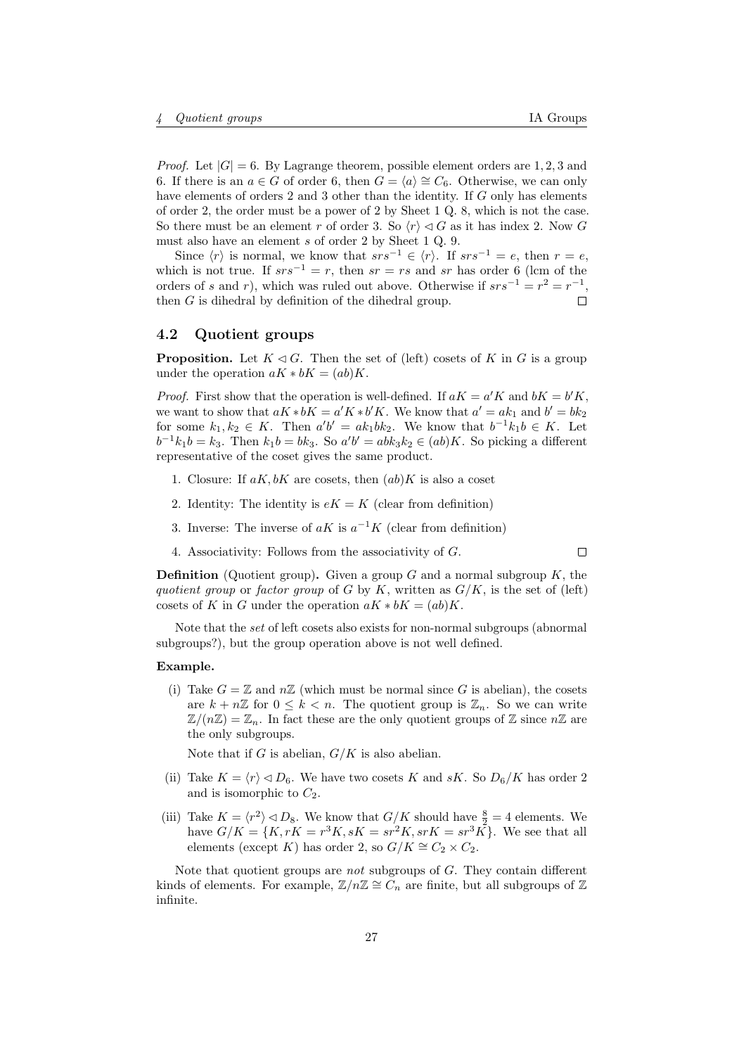*Proof.* Let $|G| = 6$. By Lagrange theorem, possible element orders are $1, 2, 3$ and $6$. If there is an $a \in G$ of order 6, then $G = \langle a \rangle \cong C_6$. Otherwise, we can only have elements of orders 2 and 3 other than the identity. If $G$ only has elements of order 2, the order must be a power of 2 by Sheet 1 Q. 8, which is not the case. So there must be an element $r$ of order 3. So $\langle r \rangle \lhd G$ as it has index 2. Now $G$ must also have an element $s$ of order 2 by Sheet 1 Q. 9.

Since $\langle r \rangle$ is normal, we know that $srs^{-1} \in \langle r \rangle$. If $srs^{-1} = e$, then $r = e$, which is not true. If $srs^{-1} = r$, then $sr = rs$ and $sr$ has order 6 (lcm of the orders of $s$ and $r$), which was ruled out above. Otherwise if $srs^{-1} = r^2 = r^{-1}$, then $G$ is dihedral by definition of the dihedral group. □

## 4.2 Quotient groups

**Proposition.** Let $K \lhd G$. Then the set of (left) cosets of $K$ in $G$ is a group under the operation $aK * bK = (ab)K$.

*Proof.* First show that the operation is well-defined. If $aK = a'K$ and $bK = b'K$, we want to show that $aK * bK = a'K * b'K$. We know that $a' = ak_1$ and $b' = bk_2$ for some $k_1, k_2 \in K$. Then $a'b' = ak_1bk_2$. We know that $b^{-1}k_1b \in K$. Let $b^{-1}k_1b = k_3$. Then $k_1b = bk_3$. So $a'b' = abk_3k_2 \in (ab)K$. So picking a different representative of the coset gives the same product.

1. Closure: If $aK, bK$ are cosets, then $(ab)K$ is also a coset
2. Identity: The identity is $eK = K$ (clear from definition)
3. Inverse: The inverse of $aK$ is $a^{-1}K$ (clear from definition)
4. Associativity: Follows from the associativity of $G$. □

**Definition** (Quotient group)**.** Given a group $G$ and a normal subgroup $K$, the *quotient group* or *factor group* of $G$ by $K$, written as $G/K$, is the set of (left) cosets of $K$ in $G$ under the operation $aK * bK = (ab)K$.

Note that the *set* of left cosets also exists for non-normal subgroups (abnormal subgroups?), but the group operation above is not well defined.

**Example.**

(i) Take $G = \mathbb{Z}$ and $n\mathbb{Z}$ (which must be normal since $G$ is abelian), the cosets are $k + n\mathbb{Z}$ for $0 \leq k < n$. The quotient group is $\mathbb{Z}_n$. So we can write $\mathbb{Z}/(n\mathbb{Z}) = \mathbb{Z}_n$. In fact these are the only quotient groups of $\mathbb{Z}$ since $n\mathbb{Z}$ are the only subgroups.

Note that if $G$ is abelian, $G/K$ is also abelian.

(ii) Take $K = \langle r \rangle \lhd D_6$. We have two cosets $K$ and $sK$. So $D_6/K$ has order 2 and is isomorphic to $C_2$.

(iii) Take $K = \langle r^2 \rangle \lhd D_8$. We know that $G/K$ should have $\frac{8}{2} = 4$ elements. We have $G/K = \{K, rK = r^3K, sK = sr^2K, srK = sr^3K\}$. We see that all elements (except $K$) has order 2, so $G/K \cong C_2 \times C_2$.

Note that quotient groups are *not* subgroups of $G$. They contain different kinds of elements. For example, $\mathbb{Z}/n\mathbb{Z} \cong C_n$ are finite, but all subgroups of $\mathbb{Z}$ infinite.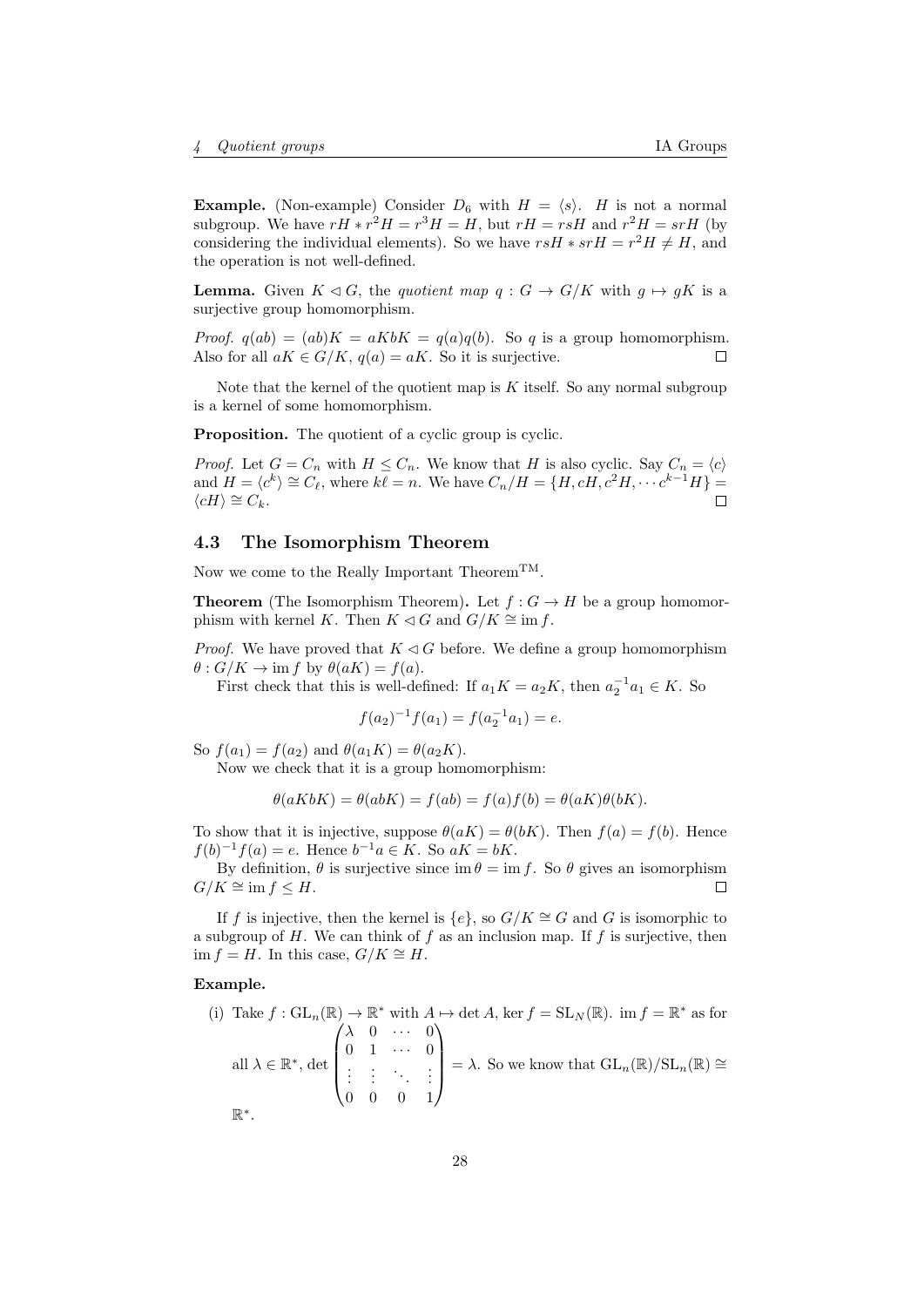**Example.** (Non-example) Consider $D_6$ with $H = \langle s\rangle$. $H$ is not a normal subgroup. We have $rH * r^2H = r^3H = H$, but $rH = rsH$ and $r^2H = srH$ (by considering the individual elements). So we have $rsH * srH = r^2H \neq H$, and the operation is not well-defined.

**Lemma.** Given $K \lhd G$, the *quotient map* $q : G \to G/K$ with $g \mapsto gK$ is a surjective group homomorphism.

*Proof.* $q(ab) = (ab)K = aKbK = q(a)q(b)$. So $q$ is a group homomorphism. Also for all $aK \in G/K$, $q(a) = aK$. So it is surjective. $\square$

Note that the kernel of the quotient map is $K$ itself. So any normal subgroup is a kernel of some homomorphism.

**Proposition.** The quotient of a cyclic group is cyclic.

*Proof.* Let $G = C_n$ with $H \leq C_n$. We know that $H$ is also cyclic. Say $C_n = \langle c\rangle$ and $H = \langle c^k\rangle \cong C_\ell$, where $k\ell = n$. We have $C_n/H = \{H, cH, c^2H, \cdots c^{k-1}H\} = \langle cH\rangle \cong C_k$. $\square$

## 4.3 The Isomorphism Theorem

Now we come to the Really Important Theorem$^{\text{TM}}$.

**Theorem** (The Isomorphism Theorem)**.** Let $f : G \to H$ be a group homomorphism with kernel $K$. Then $K \lhd G$ and $G/K \cong \operatorname{im} f$.

*Proof.* We have proved that $K \lhd G$ before. We define a group homomorphism $\theta : G/K \to \operatorname{im} f$ by $\theta(aK) = f(a)$.

First check that this is well-defined: If $a_1K = a_2K$, then $a_2^{-1}a_1 \in K$. So

$$f(a_2)^{-1}f(a_1) = f(a_2^{-1}a_1) = e.$$

So $f(a_1) = f(a_2)$ and $\theta(a_1K) = \theta(a_2K)$.

Now we check that it is a group homomorphism:

$$\theta(aKbK) = \theta(abK) = f(ab) = f(a)f(b) = \theta(aK)\theta(bK).$$

To show that it is injective, suppose $\theta(aK) = \theta(bK)$. Then $f(a) = f(b)$. Hence $f(b)^{-1}f(a) = e$. Hence $b^{-1}a \in K$. So $aK = bK$.

By definition, $\theta$ is surjective since $\operatorname{im}\theta = \operatorname{im} f$. So $\theta$ gives an isomorphism $G/K \cong \operatorname{im} f \leq H$. $\square$

If $f$ is injective, then the kernel is $\{e\}$, so $G/K \cong G$ and $G$ is isomorphic to a subgroup of $H$. We can think of $f$ as an inclusion map. If $f$ is surjective, then $\operatorname{im} f = H$. In this case, $G/K \cong H$.

**Example.**

(i) Take $f : \mathrm{GL}_n(\mathbb{R}) \to \mathbb{R}^*$ with $A \mapsto \det A$, $\ker f = \mathrm{SL}_N(\mathbb{R})$. $\operatorname{im} f = \mathbb{R}^*$ as for all $\lambda \in \mathbb{R}^*$, $\det \begin{pmatrix} \lambda & 0 & \cdots & 0 \\ 0 & 1 & \cdots & 0 \\ \vdots & \vdots & \ddots & \vdots \\ 0 & 0 & 0 & 1 \end{pmatrix} = \lambda$. So we know that $\mathrm{GL}_n(\mathbb{R})/\mathrm{SL}_n(\mathbb{R}) \cong \mathbb{R}^*$.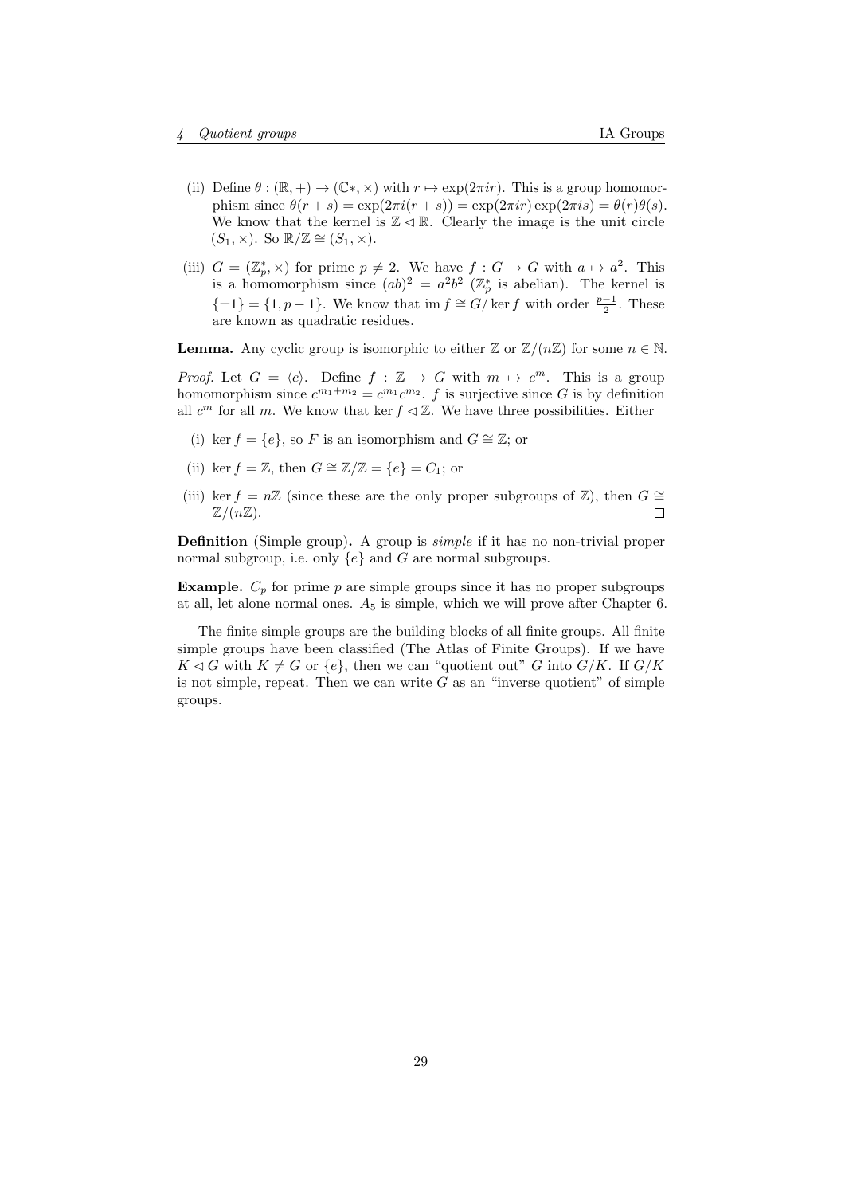(ii) Define $\theta : (\mathbb{R}, +) \to (\mathbb{C}*, \times)$ with $r \mapsto \exp(2\pi i r)$. This is a group homomorphism since $\theta(r + s) = \exp(2\pi i(r + s)) = \exp(2\pi i r)\exp(2\pi i s) = \theta(r)\theta(s)$. We know that the kernel is $\mathbb{Z} \lhd \mathbb{R}$. Clearly the image is the unit circle $(S_1, \times)$. So $\mathbb{R}/\mathbb{Z} \cong (S_1, \times)$.

(iii) $G = (\mathbb{Z}_p^*, \times)$ for prime $p \neq 2$. We have $f : G \to G$ with $a \mapsto a^2$. This is a homomorphism since $(ab)^2 = a^2b^2$ ($\mathbb{Z}_p^*$ is abelian). The kernel is $\{\pm 1\} = \{1, p - 1\}$. We know that $\operatorname{im} f \cong G/\ker f$ with order $\frac{p-1}{2}$. These are known as quadratic residues.

**Lemma.** Any cyclic group is isomorphic to either $\mathbb{Z}$ or $\mathbb{Z}/(n\mathbb{Z})$ for some $n \in \mathbb{N}$.

*Proof.* Let $G = \langle c \rangle$. Define $f : \mathbb{Z} \to G$ with $m \mapsto c^m$. This is a group homomorphism since $c^{m_1+m_2} = c^{m_1}c^{m_2}$. $f$ is surjective since $G$ is by definition all $c^m$ for all $m$. We know that $\ker f \lhd \mathbb{Z}$. We have three possibilities. Either

(i) $\ker f = \{e\}$, so $F$ is an isomorphism and $G \cong \mathbb{Z}$; or

(ii) $\ker f = \mathbb{Z}$, then $G \cong \mathbb{Z}/\mathbb{Z} = \{e\} = C_1$; or

(iii) $\ker f = n\mathbb{Z}$ (since these are the only proper subgroups of $\mathbb{Z}$), then $G \cong \mathbb{Z}/(n\mathbb{Z})$. $\square$

**Definition** (Simple group)**.** A group is *simple* if it has no non-trivial proper normal subgroup, i.e. only $\{e\}$ and $G$ are normal subgroups.

**Example.** $C_p$ for prime $p$ are simple groups since it has no proper subgroups at all, let alone normal ones. $A_5$ is simple, which we will prove after Chapter 6.

The finite simple groups are the building blocks of all finite groups. All finite simple groups have been classified (The Atlas of Finite Groups). If we have $K \lhd G$ with $K \neq G$ or $\{e\}$, then we can "quotient out" $G$ into $G/K$. If $G/K$ is not simple, repeat. Then we can write $G$ as an "inverse quotient" of simple groups.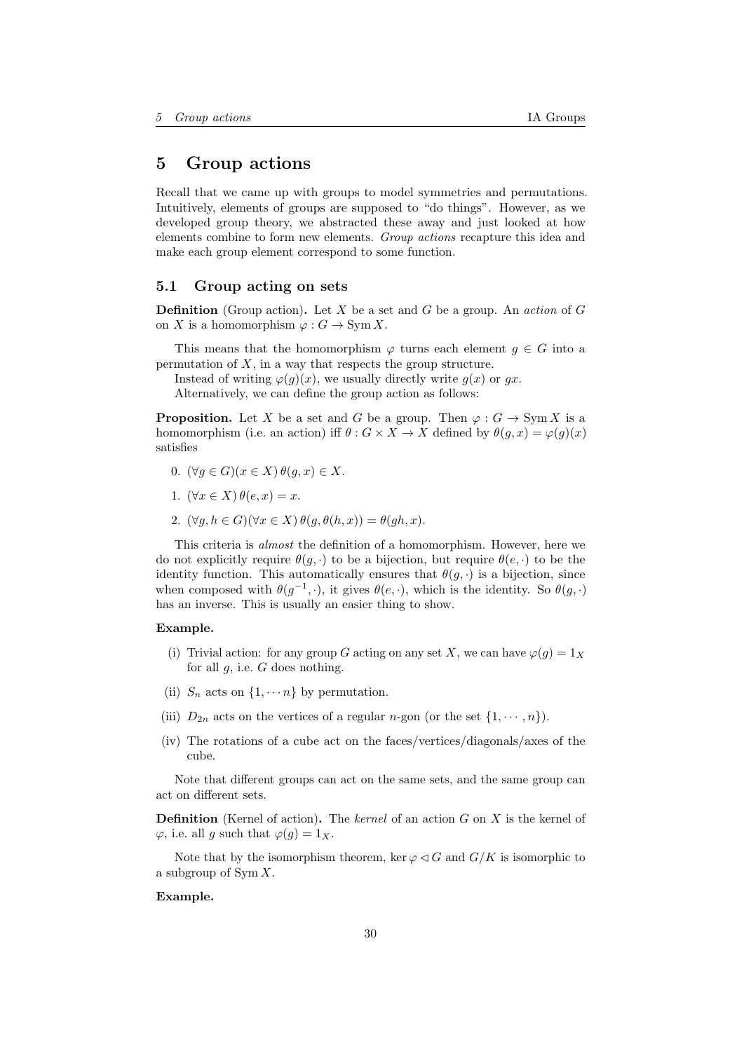# 5 Group actions

Recall that we came up with groups to model symmetries and permutations. Intuitively, elements of groups are supposed to "do things". However, as we developed group theory, we abstracted these away and just looked at how elements combine to form new elements. *Group actions* recapture this idea and make each group element correspond to some function.

## 5.1 Group acting on sets

**Definition** (Group action)**.** Let $X$ be a set and $G$ be a group. An *action* of $G$ on $X$ is a homomorphism $\varphi : G \to \operatorname{Sym} X$.

This means that the homomorphism $\varphi$ turns each element $g \in G$ into a permutation of $X$, in a way that respects the group structure.

Instead of writing $\varphi(g)(x)$, we usually directly write $g(x)$ or $gx$.

Alternatively, we can define the group action as follows:

**Proposition.** Let $X$ be a set and $G$ be a group. Then $\varphi : G \to \operatorname{Sym} X$ is a homomorphism (i.e. an action) iff $\theta : G \times X \to X$ defined by $\theta(g, x) = \varphi(g)(x)$ satisfies

0. $(\forall g \in G)(x \in X)\, \theta(g, x) \in X$.
1. $(\forall x \in X)\, \theta(e, x) = x$.
2. $(\forall g, h \in G)(\forall x \in X)\, \theta(g, \theta(h, x)) = \theta(gh, x)$.

This criteria is *almost* the definition of a homomorphism. However, here we do not explicitly require $\theta(g, \cdot)$ to be a bijection, but require $\theta(e, \cdot)$ to be the identity function. This automatically ensures that $\theta(g, \cdot)$ is a bijection, since when composed with $\theta(g^{-1}, \cdot)$, it gives $\theta(e, \cdot)$, which is the identity. So $\theta(g, \cdot)$ has an inverse. This is usually an easier thing to show.

**Example.**

(i) Trivial action: for any group $G$ acting on any set $X$, we can have $\varphi(g) = 1_X$ for all $g$, i.e. $G$ does nothing.

(ii) $S_n$ acts on $\{1, \cdots n\}$ by permutation.

(iii) $D_{2n}$ acts on the vertices of a regular $n$-gon (or the set $\{1, \cdots, n\}$).

(iv) The rotations of a cube act on the faces/vertices/diagonals/axes of the cube.

Note that different groups can act on the same sets, and the same group can act on different sets.

**Definition** (Kernel of action)**.** The *kernel* of an action $G$ on $X$ is the kernel of $\varphi$, i.e. all $g$ such that $\varphi(g) = 1_X$.

Note that by the isomorphism theorem, $\ker \varphi \lhd G$ and $G/K$ is isomorphic to a subgroup of $\operatorname{Sym} X$.

**Example.**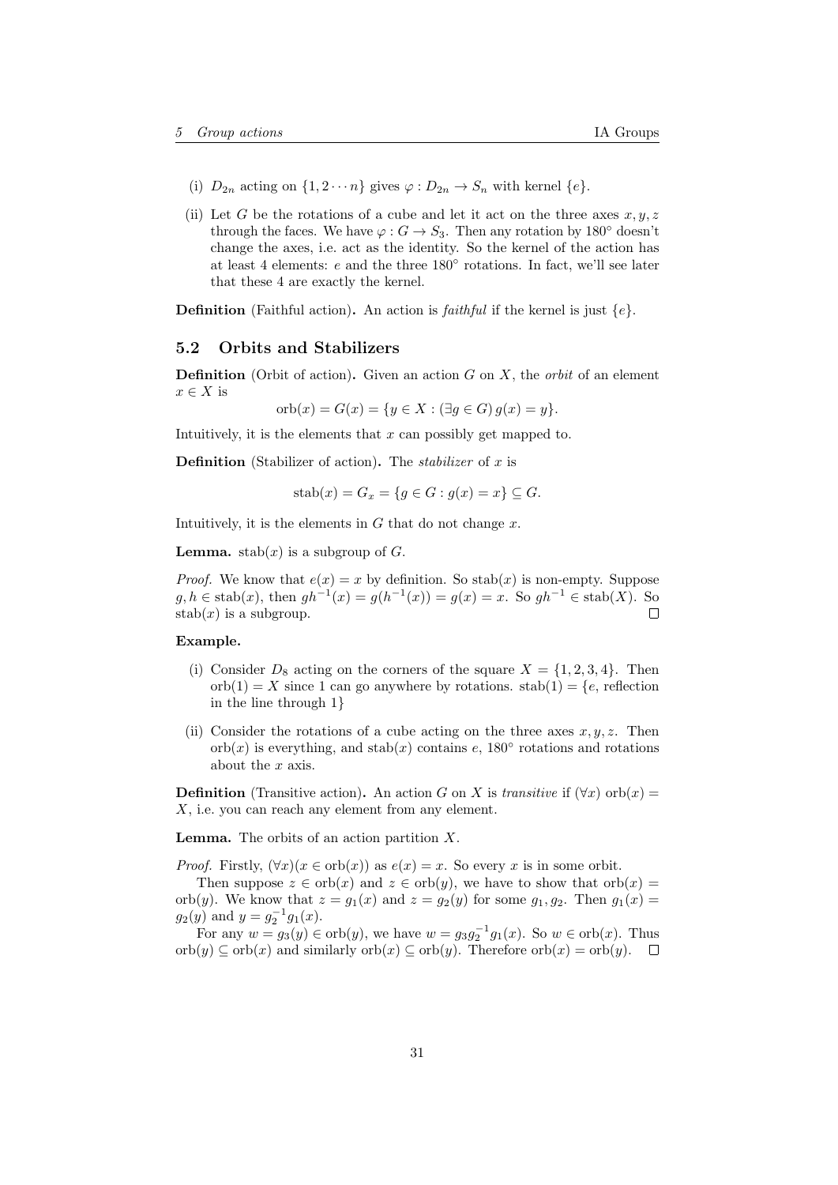(i) $D_{2n}$ acting on $\{1, 2 \cdots n\}$ gives $\varphi : D_{2n} \to S_n$ with kernel $\{e\}$.

(ii) Let $G$ be the rotations of a cube and let it act on the three axes $x, y, z$ through the faces. We have $\varphi : G \to S_3$. Then any rotation by 180° doesn't change the axes, i.e. act as the identity. So the kernel of the action has at least 4 elements: $e$ and the three 180° rotations. In fact, we'll see later that these 4 are exactly the kernel.

**Definition** (Faithful action)**.** An action is *faithful* if the kernel is just $\{e\}$.

### 5.2 Orbits and Stabilizers

**Definition** (Orbit of action)**.** Given an action $G$ on $X$, the *orbit* of an element $x \in X$ is

$$\mathrm{orb}(x) = G(x) = \{y \in X : (\exists g \in G)\, g(x) = y\}.$$

Intuitively, it is the elements that $x$ can possibly get mapped to.

**Definition** (Stabilizer of action)**.** The *stabilizer* of $x$ is

$$\mathrm{stab}(x) = G_x = \{g \in G : g(x) = x\} \subseteq G.$$

Intuitively, it is the elements in $G$ that do not change $x$.

**Lemma.** $\mathrm{stab}(x)$ is a subgroup of $G$.

*Proof.* We know that $e(x) = x$ by definition. So $\mathrm{stab}(x)$ is non-empty. Suppose $g, h \in \mathrm{stab}(x)$, then $gh^{-1}(x) = g(h^{-1}(x)) = g(x) = x$. So $gh^{-1} \in \mathrm{stab}(X)$. So $\mathrm{stab}(x)$ is a subgroup. □

**Example.**

(i) Consider $D_8$ acting on the corners of the square $X = \{1, 2, 3, 4\}$. Then $\mathrm{orb}(1) = X$ since 1 can go anywhere by rotations. $\mathrm{stab}(1) = \{e$, reflection in the line through $1\}$

(ii) Consider the rotations of a cube acting on the three axes $x, y, z$. Then $\mathrm{orb}(x)$ is everything, and $\mathrm{stab}(x)$ contains $e$, 180° rotations and rotations about the $x$ axis.

**Definition** (Transitive action)**.** An action $G$ on $X$ is *transitive* if $(\forall x)\ \mathrm{orb}(x) = X$, i.e. you can reach any element from any element.

**Lemma.** The orbits of an action partition $X$.

*Proof.* Firstly, $(\forall x)(x \in \mathrm{orb}(x))$ as $e(x) = x$. So every $x$ is in some orbit.

Then suppose $z \in \mathrm{orb}(x)$ and $z \in \mathrm{orb}(y)$, we have to show that $\mathrm{orb}(x) = \mathrm{orb}(y)$. We know that $z = g_1(x)$ and $z = g_2(y)$ for some $g_1, g_2$. Then $g_1(x) = g_2(y)$ and $y = g_2^{-1}g_1(x)$.

For any $w = g_3(y) \in \mathrm{orb}(y)$, we have $w = g_3 g_2^{-1} g_1(x)$. So $w \in \mathrm{orb}(x)$. Thus $\mathrm{orb}(y) \subseteq \mathrm{orb}(x)$ and similarly $\mathrm{orb}(x) \subseteq \mathrm{orb}(y)$. Therefore $\mathrm{orb}(x) = \mathrm{orb}(y)$. □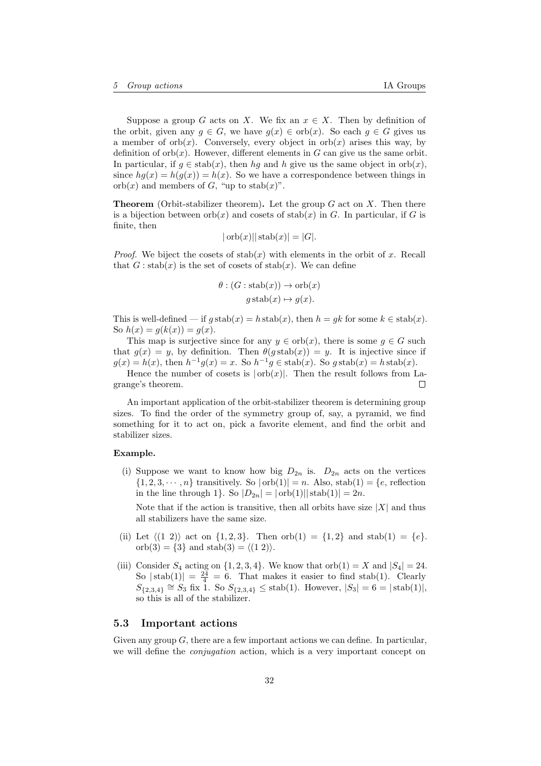Suppose a group $G$ acts on $X$. We fix an $x \in X$. Then by definition of the orbit, given any $g \in G$, we have $g(x) \in \operatorname{orb}(x)$. So each $g \in G$ gives us a member of $\operatorname{orb}(x)$. Conversely, every object in $\operatorname{orb}(x)$ arises this way, by definition of $\operatorname{orb}(x)$. However, different elements in $G$ can give us the same orbit. In particular, if $g \in \operatorname{stab}(x)$, then $hg$ and $h$ give us the same object in $\operatorname{orb}(x)$, since $hg(x) = h(g(x)) = h(x)$. So we have a correspondence between things in $\operatorname{orb}(x)$ and members of $G$, "up to $\operatorname{stab}(x)$".

**Theorem** (Orbit-stabilizer theorem)**.** Let the group $G$ act on $X$. Then there is a bijection between $\operatorname{orb}(x)$ and cosets of $\operatorname{stab}(x)$ in $G$. In particular, if $G$ is finite, then

$$|\operatorname{orb}(x)||\operatorname{stab}(x)| = |G|.$$

*Proof.* We biject the cosets of $\operatorname{stab}(x)$ with elements in the orbit of $x$. Recall that $G : \operatorname{stab}(x)$ is the set of cosets of $\operatorname{stab}(x)$. We can define

$$\begin{aligned}\theta : (G : \operatorname{stab}(x)) &\to \operatorname{orb}(x)\\ g \operatorname{stab}(x) &\mapsto g(x).\end{aligned}$$

This is well-defined — if $g \operatorname{stab}(x) = h \operatorname{stab}(x)$, then $h = gk$ for some $k \in \operatorname{stab}(x)$. So $h(x) = g(k(x)) = g(x)$.

This map is surjective since for any $y \in \operatorname{orb}(x)$, there is some $g \in G$ such that $g(x) = y$, by definition. Then $\theta(g \operatorname{stab}(x)) = y$. It is injective since if $g(x) = h(x)$, then $h^{-1}g(x) = x$. So $h^{-1}g \in \operatorname{stab}(x)$. So $g \operatorname{stab}(x) = h \operatorname{stab}(x)$.

Hence the number of cosets is $|\operatorname{orb}(x)|$. Then the result follows from Lagrange's theorem. □

An important application of the orbit-stabilizer theorem is determining group sizes. To find the order of the symmetry group of, say, a pyramid, we find something for it to act on, pick a favorite element, and find the orbit and stabilizer sizes.

**Example.**

(i) Suppose we want to know how big $D_{2n}$ is. $D_{2n}$ acts on the vertices $\{1, 2, 3, \cdots, n\}$ transitively. So $|\operatorname{orb}(1)| = n$. Also, $\operatorname{stab}(1) = \{e, \text{reflection in the line through } 1\}$. So $|D_{2n}| = |\operatorname{orb}(1)||\operatorname{stab}(1)| = 2n$.

   Note that if the action is transitive, then all orbits have size $|X|$ and thus all stabilizers have the same size.

(ii) Let $\langle (1\ 2) \rangle$ act on $\{1, 2, 3\}$. Then $\operatorname{orb}(1) = \{1, 2\}$ and $\operatorname{stab}(1) = \{e\}$. $\operatorname{orb}(3) = \{3\}$ and $\operatorname{stab}(3) = \langle (1\ 2) \rangle$.

(iii) Consider $S_4$ acting on $\{1, 2, 3, 4\}$. We know that $\operatorname{orb}(1) = X$ and $|S_4| = 24$. So $|\operatorname{stab}(1)| = \frac{24}{4} = 6$. That makes it easier to find $\operatorname{stab}(1)$. Clearly $S_{\{2,3,4\}} \cong S_3$ fix 1. So $S_{\{2,3,4\}} \leq \operatorname{stab}(1)$. However, $|S_3| = 6 = |\operatorname{stab}(1)|$, so this is all of the stabilizer.

## 5.3 Important actions

Given any group $G$, there are a few important actions we can define. In particular, we will define the *conjugation* action, which is a very important concept on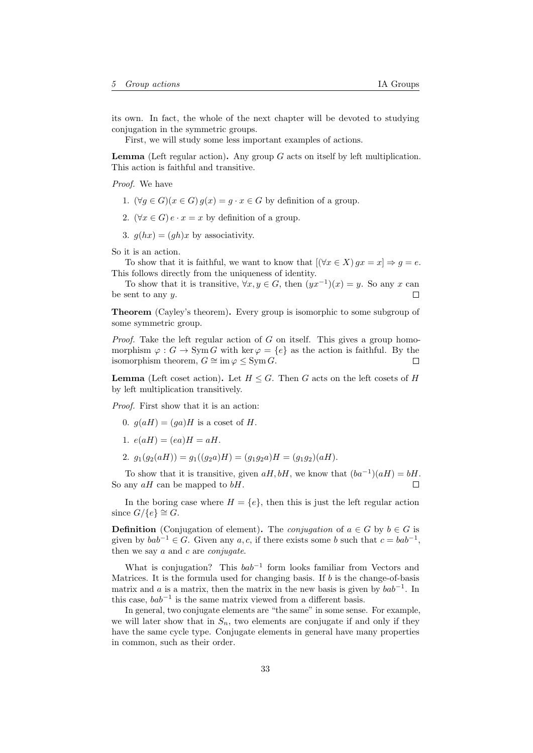its own. In fact, the whole of the next chapter will be devoted to studying conjugation in the symmetric groups.

First, we will study some less important examples of actions.

**Lemma** (Left regular action)**.** Any group $G$ acts on itself by left multiplication. This action is faithful and transitive.

*Proof.* We have

1. $(\forall g \in G)(x \in G)\, g(x) = g \cdot x \in G$ by definition of a group.
2. $(\forall x \in G)\, e \cdot x = x$ by definition of a group.
3. $g(hx) = (gh)x$ by associativity.

So it is an action.

To show that it is faithful, we want to know that $[(\forall x \in X)\, gx = x] \Rightarrow g = e$. This follows directly from the uniqueness of identity.

To show that it is transitive, $\forall x, y \in G$, then $(yx^{-1})(x) = y$. So any $x$ can be sent to any $y$. □

**Theorem** (Cayley's theorem)**.** Every group is isomorphic to some subgroup of some symmetric group.

*Proof.* Take the left regular action of $G$ on itself. This gives a group homomorphism $\varphi : G \to \operatorname{Sym} G$ with $\ker \varphi = \{e\}$ as the action is faithful. By the isomorphism theorem, $G \cong \operatorname{im} \varphi \leq \operatorname{Sym} G$. □

**Lemma** (Left coset action)**.** Let $H \leq G$. Then $G$ acts on the left cosets of $H$ by left multiplication transitively.

*Proof.* First show that it is an action:

0. $g(aH) = (ga)H$ is a coset of $H$.
1. $e(aH) = (ea)H = aH$.
2. $g_1(g_2(aH)) = g_1((g_2 a)H) = (g_1 g_2 a)H = (g_1 g_2)(aH)$.

To show that it is transitive, given $aH, bH$, we know that $(ba^{-1})(aH) = bH$. So any $aH$ can be mapped to $bH$. □

In the boring case where $H = \{e\}$, then this is just the left regular action since $G/\{e\} \cong G$.

**Definition** (Conjugation of element)**.** The *conjugation* of $a \in G$ by $b \in G$ is given by $bab^{-1} \in G$. Given any $a, c$, if there exists some $b$ such that $c = bab^{-1}$, then we say $a$ and $c$ are *conjugate*.

What is conjugation? This $bab^{-1}$ form looks familiar from Vectors and Matrices. It is the formula used for changing basis. If $b$ is the change-of-basis matrix and $a$ is a matrix, then the matrix in the new basis is given by $bab^{-1}$. In this case, $bab^{-1}$ is the same matrix viewed from a different basis.

In general, two conjugate elements are "the same" in some sense. For example, we will later show that in $S_n$, two elements are conjugate if and only if they have the same cycle type. Conjugate elements in general have many properties in common, such as their order.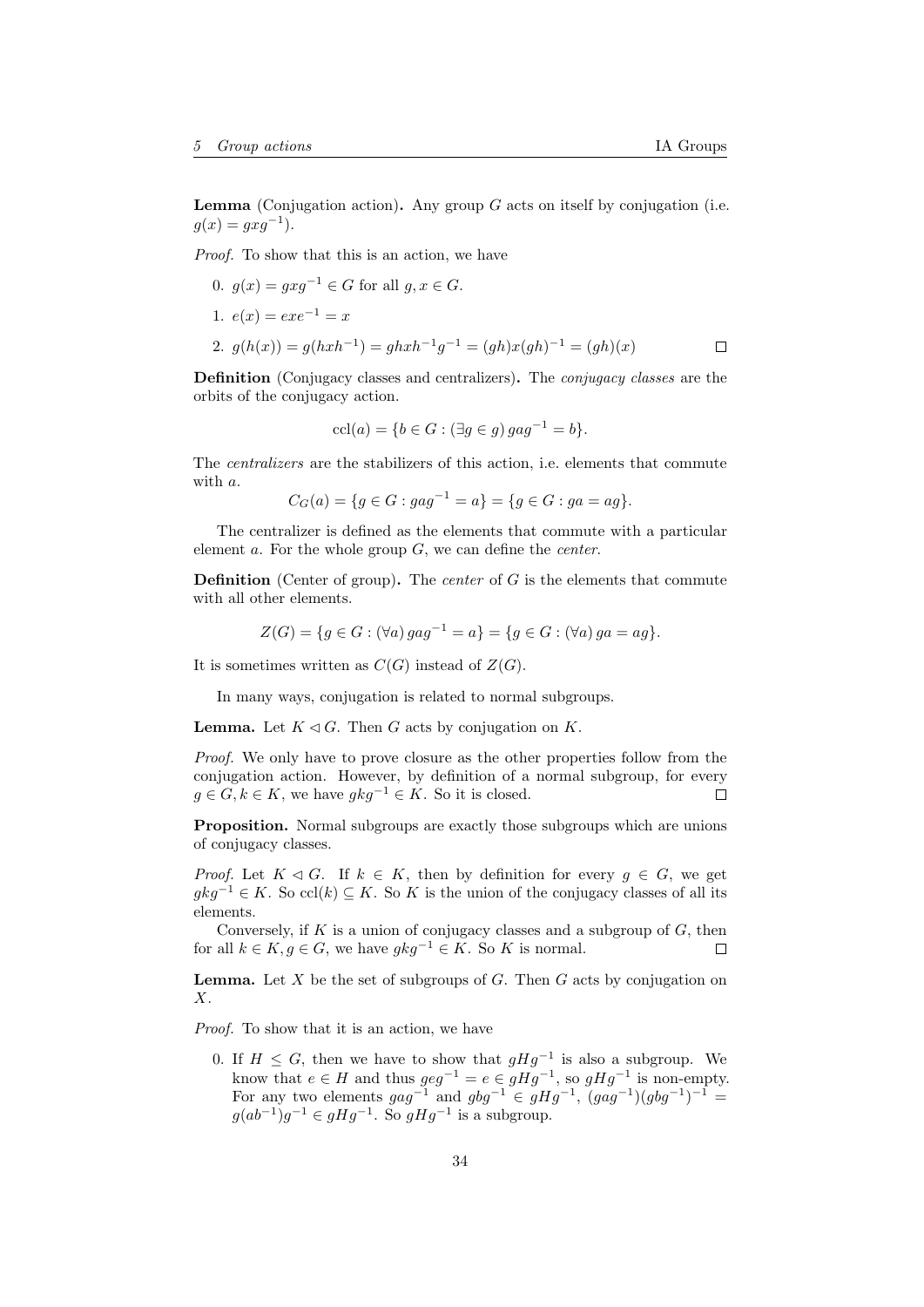**Lemma** (Conjugation action)**.** Any group $G$ acts on itself by conjugation (i.e. $g(x) = gxg^{-1}$).

*Proof.* To show that this is an action, we have

0. $g(x) = gxg^{-1} \in G$ for all $g, x \in G$.
1. $e(x) = exe^{-1} = x$
2. $g(h(x)) = g(hxh^{-1}) = ghxh^{-1}g^{-1} = (gh)x(gh)^{-1} = (gh)(x)$ $\square$

**Definition** (Conjugacy classes and centralizers)**.** The *conjugacy classes* are the orbits of the conjugacy action.

$$\mathrm{ccl}(a) = \{b \in G : (\exists g \in g)\, gag^{-1} = b\}.$$

The *centralizers* are the stabilizers of this action, i.e. elements that commute with $a$.

$$C_G(a) = \{g \in G : gag^{-1} = a\} = \{g \in G : ga = ag\}.$$

The centralizer is defined as the elements that commute with a particular element $a$. For the whole group $G$, we can define the *center*.

**Definition** (Center of group)**.** The *center* of $G$ is the elements that commute with all other elements.

$$Z(G) = \{g \in G : (\forall a)\, gag^{-1} = a\} = \{g \in G : (\forall a)\, ga = ag\}.$$

It is sometimes written as $C(G)$ instead of $Z(G)$.

In many ways, conjugation is related to normal subgroups.

**Lemma.** Let $K \lhd G$. Then $G$ acts by conjugation on $K$.

*Proof.* We only have to prove closure as the other properties follow from the conjugation action. However, by definition of a normal subgroup, for every $g \in G, k \in K$, we have $gkg^{-1} \in K$. So it is closed. $\square$

**Proposition.** Normal subgroups are exactly those subgroups which are unions of conjugacy classes.

*Proof.* Let $K \lhd G$. If $k \in K$, then by definition for every $g \in G$, we get $gkg^{-1} \in K$. So $\mathrm{ccl}(k) \subseteq K$. So $K$ is the union of the conjugacy classes of all its elements.

Conversely, if $K$ is a union of conjugacy classes and a subgroup of $G$, then for all $k \in K, g \in G$, we have $gkg^{-1} \in K$. So $K$ is normal. $\square$

**Lemma.** Let $X$ be the set of subgroups of $G$. Then $G$ acts by conjugation on $X$.

*Proof.* To show that it is an action, we have

0. If $H \leq G$, then we have to show that $gHg^{-1}$ is also a subgroup. We know that $e \in H$ and thus $geg^{-1} = e \in gHg^{-1}$, so $gHg^{-1}$ is non-empty. For any two elements $gag^{-1}$ and $gbg^{-1} \in gHg^{-1}$, $(gag^{-1})(gbg^{-1})^{-1} = g(ab^{-1})g^{-1} \in gHg^{-1}$. So $gHg^{-1}$ is a subgroup.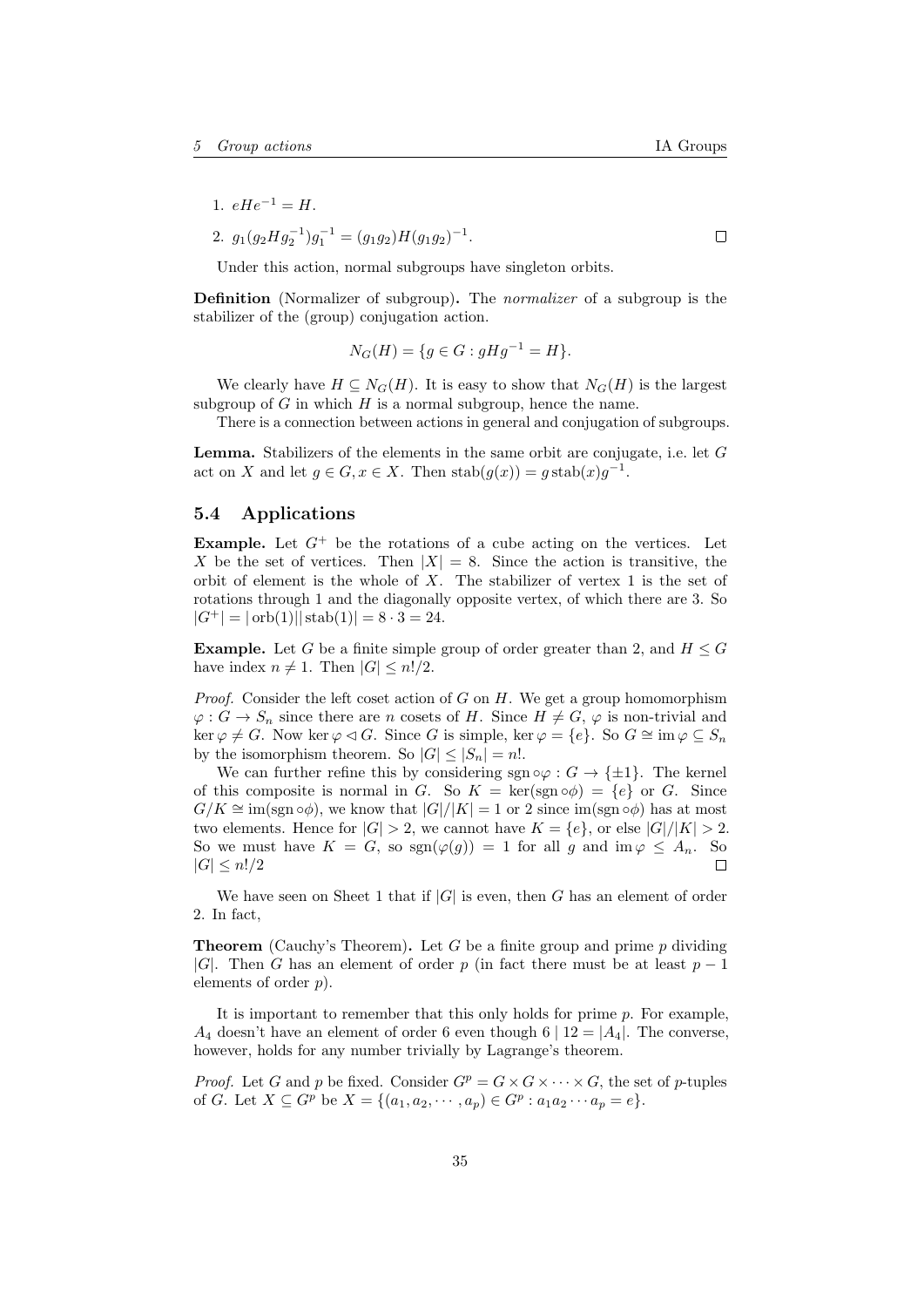1. $eHe^{-1} = H$.
2. $g_1(g_2 H g_2^{-1})g_1^{-1} = (g_1 g_2)H(g_1 g_2)^{-1}$. $\square$

Under this action, normal subgroups have singleton orbits.

**Definition** (Normalizer of subgroup)**.** The *normalizer* of a subgroup is the stabilizer of the (group) conjugation action.

$$N_G(H) = \{g \in G : gHg^{-1} = H\}.$$

We clearly have $H \subseteq N_G(H)$. It is easy to show that $N_G(H)$ is the largest subgroup of $G$ in which $H$ is a normal subgroup, hence the name.

There is a connection between actions in general and conjugation of subgroups.

**Lemma.** Stabilizers of the elements in the same orbit are conjugate, i.e. let $G$ act on $X$ and let $g \in G, x \in X$. Then $\operatorname{stab}(g(x)) = g \operatorname{stab}(x) g^{-1}$.

## 5.4 Applications

**Example.** Let $G^+$ be the rotations of a cube acting on the vertices. Let $X$ be the set of vertices. Then $|X| = 8$. Since the action is transitive, the orbit of element is the whole of $X$. The stabilizer of vertex 1 is the set of rotations through 1 and the diagonally opposite vertex, of which there are 3. So $|G^+| = |\operatorname{orb}(1)||\operatorname{stab}(1)| = 8 \cdot 3 = 24$.

**Example.** Let $G$ be a finite simple group of order greater than 2, and $H \leq G$ have index $n \neq 1$. Then $|G| \leq n!/2$.

*Proof.* Consider the left coset action of $G$ on $H$. We get a group homomorphism $\varphi : G \to S_n$ since there are $n$ cosets of $H$. Since $H \neq G$, $\varphi$ is non-trivial and $\ker \varphi \neq G$. Now $\ker \varphi \lhd G$. Since $G$ is simple, $\ker \varphi = \{e\}$. So $G \cong \operatorname{im} \varphi \subseteq S_n$ by the isomorphism theorem. So $|G| \leq |S_n| = n!$.

We can further refine this by considering $\operatorname{sgn} \circ \varphi : G \to \{\pm 1\}$. The kernel of this composite is normal in $G$. So $K = \ker(\operatorname{sgn} \circ \phi) = \{e\}$ or $G$. Since $G/K \cong \operatorname{im}(\operatorname{sgn} \circ \phi)$, we know that $|G|/|K| = 1$ or $2$ since $\operatorname{im}(\operatorname{sgn} \circ \phi)$ has at most two elements. Hence for $|G| > 2$, we cannot have $K = \{e\}$, or else $|G|/|K| > 2$. So we must have $K = G$, so $\operatorname{sgn}(\varphi(g)) = 1$ for all $g$ and $\operatorname{im} \varphi \leq A_n$. So $|G| \leq n!/2$ $\square$

We have seen on Sheet 1 that if $|G|$ is even, then $G$ has an element of order 2. In fact,

**Theorem** (Cauchy's Theorem)**.** Let $G$ be a finite group and prime $p$ dividing $|G|$. Then $G$ has an element of order $p$ (in fact there must be at least $p - 1$ elements of order $p$).

It is important to remember that this only holds for prime $p$. For example, $A_4$ doesn't have an element of order 6 even though $6 \mid 12 = |A_4|$. The converse, however, holds for any number trivially by Lagrange's theorem.

*Proof.* Let $G$ and $p$ be fixed. Consider $G^p = G \times G \times \cdots \times G$, the set of $p$-tuples of $G$. Let $X \subseteq G^p$ be $X = \{(a_1, a_2, \cdots, a_p) \in G^p : a_1 a_2 \cdots a_p = e\}$.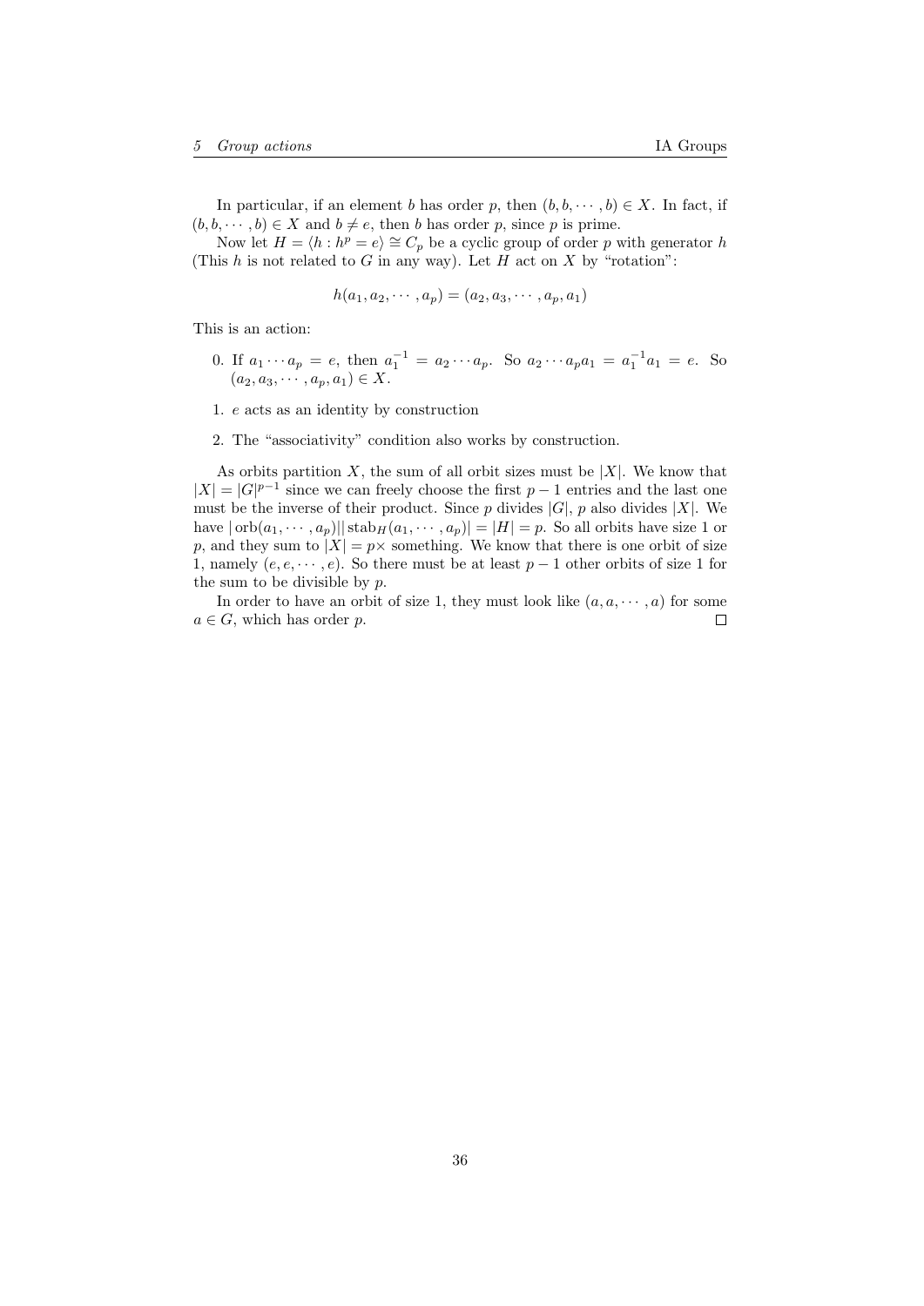In particular, if an element $b$ has order $p$, then $(b, b, \cdots, b) \in X$. In fact, if $(b, b, \cdots, b) \in X$ and $b \neq e$, then $b$ has order $p$, since $p$ is prime.

Now let $H = \langle h : h^p = e \rangle \cong C_p$ be a cyclic group of order $p$ with generator $h$ (This $h$ is not related to $G$ in any way). Let $H$ act on $X$ by "rotation":

$$h(a_1, a_2, \cdots, a_p) = (a_2, a_3, \cdots, a_p, a_1)$$

This is an action:

0. If $a_1 \cdots a_p = e$, then $a_1^{-1} = a_2 \cdots a_p$. So $a_2 \cdots a_p a_1 = a_1^{-1} a_1 = e$. So $(a_2, a_3, \cdots, a_p, a_1) \in X$.
1. $e$ acts as an identity by construction
2. The "associativity" condition also works by construction.

As orbits partition $X$, the sum of all orbit sizes must be $|X|$. We know that $|X| = |G|^{p-1}$ since we can freely choose the first $p - 1$ entries and the last one must be the inverse of their product. Since $p$ divides $|G|$, $p$ also divides $|X|$. We have $|\operatorname{orb}(a_1, \cdots, a_p)||\operatorname{stab}_H(a_1, \cdots, a_p)| = |H| = p$. So all orbits have size 1 or $p$, and they sum to $|X| = p\times$ something. We know that there is one orbit of size 1, namely $(e, e, \cdots, e)$. So there must be at least $p - 1$ other orbits of size 1 for the sum to be divisible by $p$.

In order to have an orbit of size 1, they must look like $(a, a, \cdots, a)$ for some $a \in G$, which has order $p$. $\square$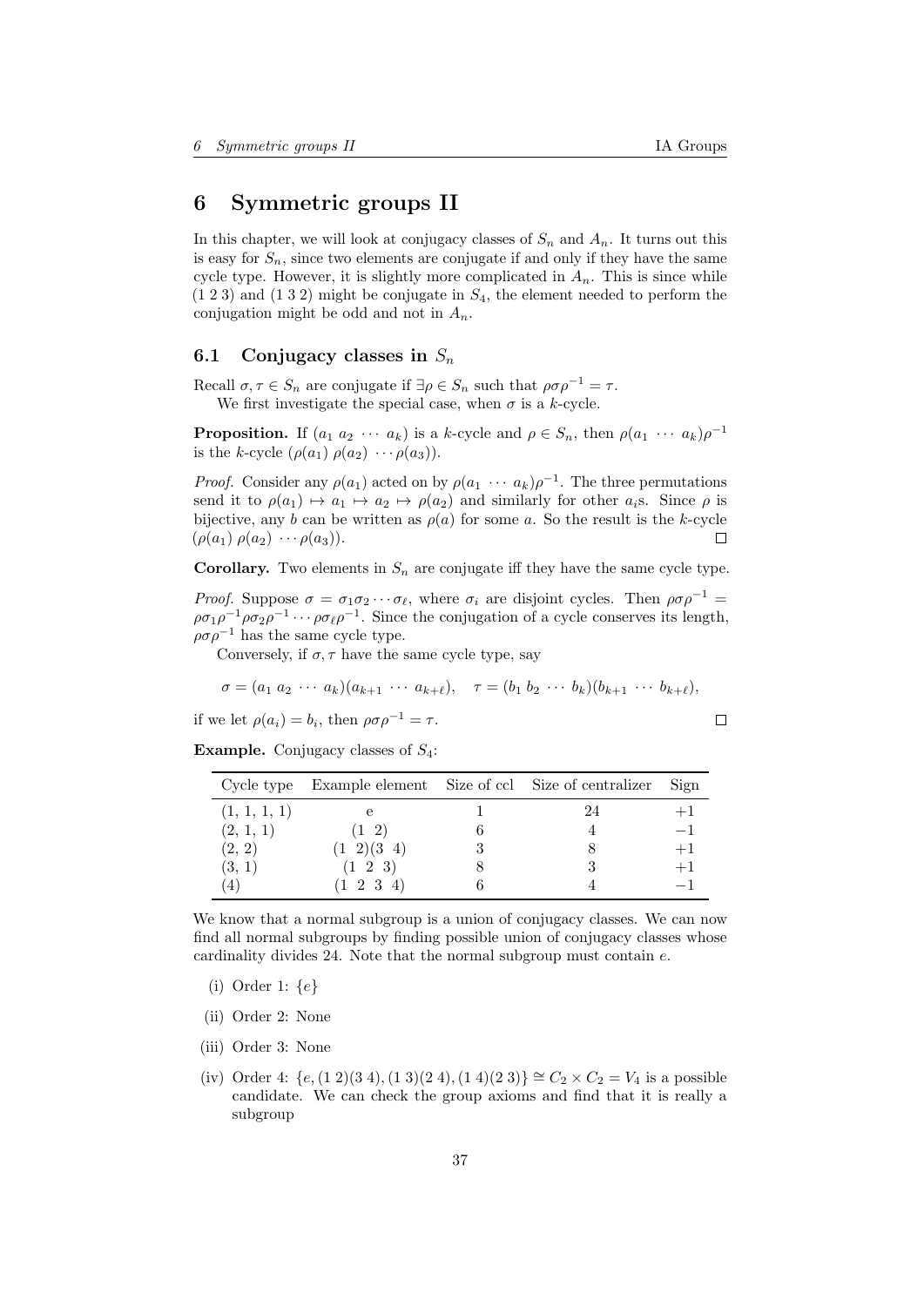# 6 Symmetric groups II

In this chapter, we will look at conjugacy classes of $S_n$ and $A_n$. It turns out this is easy for $S_n$, since two elements are conjugate if and only if they have the same cycle type. However, it is slightly more complicated in $A_n$. This is since while $(1\ 2\ 3)$ and $(1\ 3\ 2)$ might be conjugate in $S_4$, the element needed to perform the conjugation might be odd and not in $A_n$.

## 6.1 Conjugacy classes in $S_n$

Recall $\sigma, \tau \in S_n$ are conjugate if $\exists \rho \in S_n$ such that $\rho\sigma\rho^{-1} = \tau$.

We first investigate the special case, when $\sigma$ is a $k$-cycle.

**Proposition.** If $(a_1\ a_2\ \cdots\ a_k)$ is a $k$-cycle and $\rho \in S_n$, then $\rho(a_1\ \cdots\ a_k)\rho^{-1}$ is the $k$-cycle $(\rho(a_1)\ \rho(a_2)\ \cdots \rho(a_3))$.

*Proof.* Consider any $\rho(a_1)$ acted on by $\rho(a_1\ \cdots\ a_k)\rho^{-1}$. The three permutations send it to $\rho(a_1) \mapsto a_1 \mapsto a_2 \mapsto \rho(a_2)$ and similarly for other $a_i$s. Since $\rho$ is bijective, any $b$ can be written as $\rho(a)$ for some $a$. So the result is the $k$-cycle $(\rho(a_1)\ \rho(a_2)\ \cdots \rho(a_3))$. □

**Corollary.** Two elements in $S_n$ are conjugate iff they have the same cycle type.

*Proof.* Suppose $\sigma = \sigma_1\sigma_2 \cdots \sigma_\ell$, where $\sigma_i$ are disjoint cycles. Then $\rho\sigma\rho^{-1} = \rho\sigma_1\rho^{-1}\rho\sigma_2\rho^{-1} \cdots \rho\sigma_\ell\rho^{-1}$. Since the conjugation of a cycle conserves its length, $\rho\sigma\rho^{-1}$ has the same cycle type.

Conversely, if $\sigma, \tau$ have the same cycle type, say

$$\sigma = (a_1\ a_2\ \cdots\ a_k)(a_{k+1}\ \cdots\ a_{k+\ell}), \quad \tau = (b_1\ b_2\ \cdots\ b_k)(b_{k+1}\ \cdots\ b_{k+\ell}),$$

if we let $\rho(a_i) = b_i$, then $\rho\sigma\rho^{-1} = \tau$. □

**Example.** Conjugacy classes of $S_4$:

| Cycle type | Example element | Size of ccl | Size of centralizer | Sign |
|---|---|---|---|---|
| (1, 1, 1, 1) | e | 1 | 24 | $+1$ |
| (2, 1, 1) | $(1\ 2)$ | 6 | 4 | $-1$ |
| (2, 2) | $(1\ 2)(3\ 4)$ | 3 | 8 | $+1$ |
| (3, 1) | $(1\ 2\ 3)$ | 8 | 3 | $+1$ |
| (4) | $(1\ 2\ 3\ 4)$ | 6 | 4 | $-1$ |

We know that a normal subgroup is a union of conjugacy classes. We can now find all normal subgroups by finding possible union of conjugacy classes whose cardinality divides 24. Note that the normal subgroup must contain $e$.

(i) Order 1: $\{e\}$

(ii) Order 2: None

(iii) Order 3: None

(iv) Order 4: $\{e, (1\ 2)(3\ 4), (1\ 3)(2\ 4), (1\ 4)(2\ 3)\} \cong C_2 \times C_2 = V_4$ is a possible candidate. We can check the group axioms and find that it is really a subgroup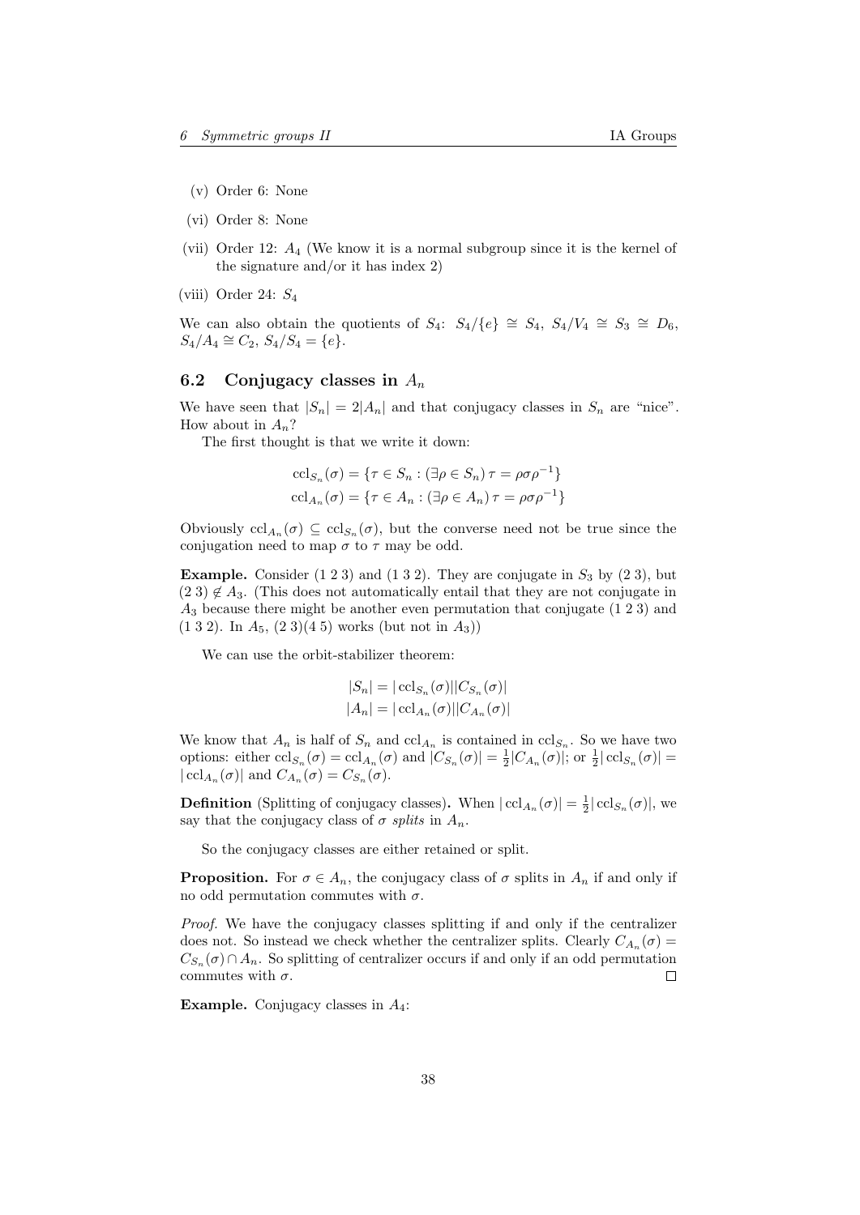(v) Order 6: None

(vi) Order 8: None

(vii) Order 12: $A_4$ (We know it is a normal subgroup since it is the kernel of the signature and/or it has index 2)

(viii) Order 24: $S_4$

We can also obtain the quotients of $S_4$: $S_4/\{e\} \cong S_4$, $S_4/V_4 \cong S_3 \cong D_6$, $S_4/A_4 \cong C_2$, $S_4/S_4 = \{e\}$.

## 6.2 Conjugacy classes in $A_n$

We have seen that $|S_n| = 2|A_n|$ and that conjugacy classes in $S_n$ are "nice". How about in $A_n$?

The first thought is that we write it down:

$$\mathrm{ccl}_{S_n}(\sigma) = \{\tau \in S_n : (\exists \rho \in S_n)\, \tau = \rho\sigma\rho^{-1}\}$$
$$\mathrm{ccl}_{A_n}(\sigma) = \{\tau \in A_n : (\exists \rho \in A_n)\, \tau = \rho\sigma\rho^{-1}\}$$

Obviously $\mathrm{ccl}_{A_n}(\sigma) \subseteq \mathrm{ccl}_{S_n}(\sigma)$, but the converse need not be true since the conjugation need to map $\sigma$ to $\tau$ may be odd.

**Example.** Consider $(1\ 2\ 3)$ and $(1\ 3\ 2)$. They are conjugate in $S_3$ by $(2\ 3)$, but $(2\ 3) \notin A_3$. (This does not automatically entail that they are not conjugate in $A_3$ because there might be another even permutation that conjugate $(1\ 2\ 3)$ and $(1\ 3\ 2)$. In $A_5$, $(2\ 3)(4\ 5)$ works (but not in $A_3$))

We can use the orbit-stabilizer theorem:

$$|S_n| = |\mathrm{ccl}_{S_n}(\sigma)||C_{S_n}(\sigma)|$$
$$|A_n| = |\mathrm{ccl}_{A_n}(\sigma)||C_{A_n}(\sigma)|$$

We know that $A_n$ is half of $S_n$ and $\mathrm{ccl}_{A_n}$ is contained in $\mathrm{ccl}_{S_n}$. So we have two options: either $\mathrm{ccl}_{S_n}(\sigma) = \mathrm{ccl}_{A_n}(\sigma)$ and $|C_{S_n}(\sigma)| = \frac{1}{2}|C_{A_n}(\sigma)|$; or $\frac{1}{2}|\mathrm{ccl}_{S_n}(\sigma)| = |\mathrm{ccl}_{A_n}(\sigma)|$ and $C_{A_n}(\sigma) = C_{S_n}(\sigma)$.

**Definition** (Splitting of conjugacy classes)**.** When $|\mathrm{ccl}_{A_n}(\sigma)| = \frac{1}{2}|\mathrm{ccl}_{S_n}(\sigma)|$, we say that the conjugacy class of $\sigma$ *splits* in $A_n$.

So the conjugacy classes are either retained or split.

**Proposition.** For $\sigma \in A_n$, the conjugacy class of $\sigma$ splits in $A_n$ if and only if no odd permutation commutes with $\sigma$.

*Proof.* We have the conjugacy classes splitting if and only if the centralizer does not. So instead we check whether the centralizer splits. Clearly $C_{A_n}(\sigma) = C_{S_n}(\sigma) \cap A_n$. So splitting of centralizer occurs if and only if an odd permutation commutes with $\sigma$. □

**Example.** Conjugacy classes in $A_4$: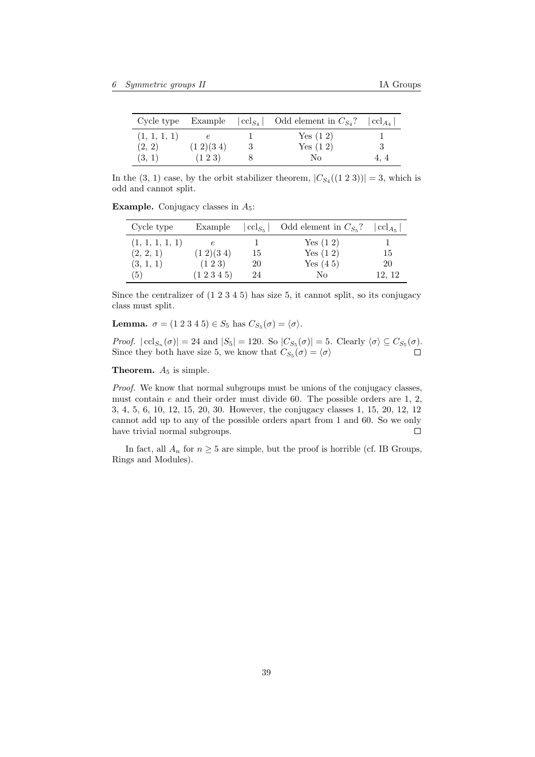| Cycle type | Example | $\lvert\text{ccl}_{S_4}\rvert$ | Odd element in $C_{S_4}$? | $\lvert\text{ccl}_{A_4}\rvert$ |
|---|---|---|---|---|
| (1, 1, 1, 1) | $e$ | 1 | Yes (1 2) | 1 |
| (2, 2) | (1 2)(3 4) | 3 | Yes (1 2) | 3 |
| (3, 1) | (1 2 3) | 8 | No | 4, 4 |

In the (3, 1) case, by the orbit stabilizer theorem, $|C_{S_4}((1\ 2\ 3))| = 3$, which is odd and cannot split.

**Example.** Conjugacy classes in $A_5$:

| Cycle type | Example | $\lvert\text{ccl}_{S_5}\rvert$ | Odd element in $C_{S_5}$? | $\lvert\text{ccl}_{A_5}\rvert$ |
|---|---|---|---|---|
| (1, 1, 1, 1, 1) | $e$ | 1 | Yes (1 2) | 1 |
| (2, 2, 1) | (1 2)(3 4) | 15 | Yes (1 2) | 15 |
| (3, 1, 1) | (1 2 3) | 20 | Yes (4 5) | 20 |
| (5) | (1 2 3 4 5) | 24 | No | 12, 12 |

Since the centralizer of (1 2 3 4 5) has size 5, it cannot split, so its conjugacy class must split.

**Lemma.** $\sigma = (1\ 2\ 3\ 4\ 5) \in S_5$ has $C_{S_5}(\sigma) = \langle\sigma\rangle$.

*Proof.* $|\text{ccl}_{S_n}(\sigma)| = 24$ and $|S_5| = 120$. So $|C_{S_5}(\sigma)| = 5$. Clearly $\langle\sigma\rangle \subseteq C_{S_5}(\sigma)$. Since they both have size 5, we know that $C_{S_5}(\sigma) = \langle\sigma\rangle$ $\square$

**Theorem.** $A_5$ is simple.

*Proof.* We know that normal subgroups must be unions of the conjugacy classes, must contain $e$ and their order must divide 60. The possible orders are 1, 2, 3, 4, 5, 6, 10, 12, 15, 20, 30. However, the conjugacy classes 1, 15, 20, 12, 12 cannot add up to any of the possible orders apart from 1 and 60. So we only have trivial normal subgroups. $\square$

In fact, all $A_n$ for $n \geq 5$ are simple, but the proof is horrible (cf. IB Groups, Rings and Modules).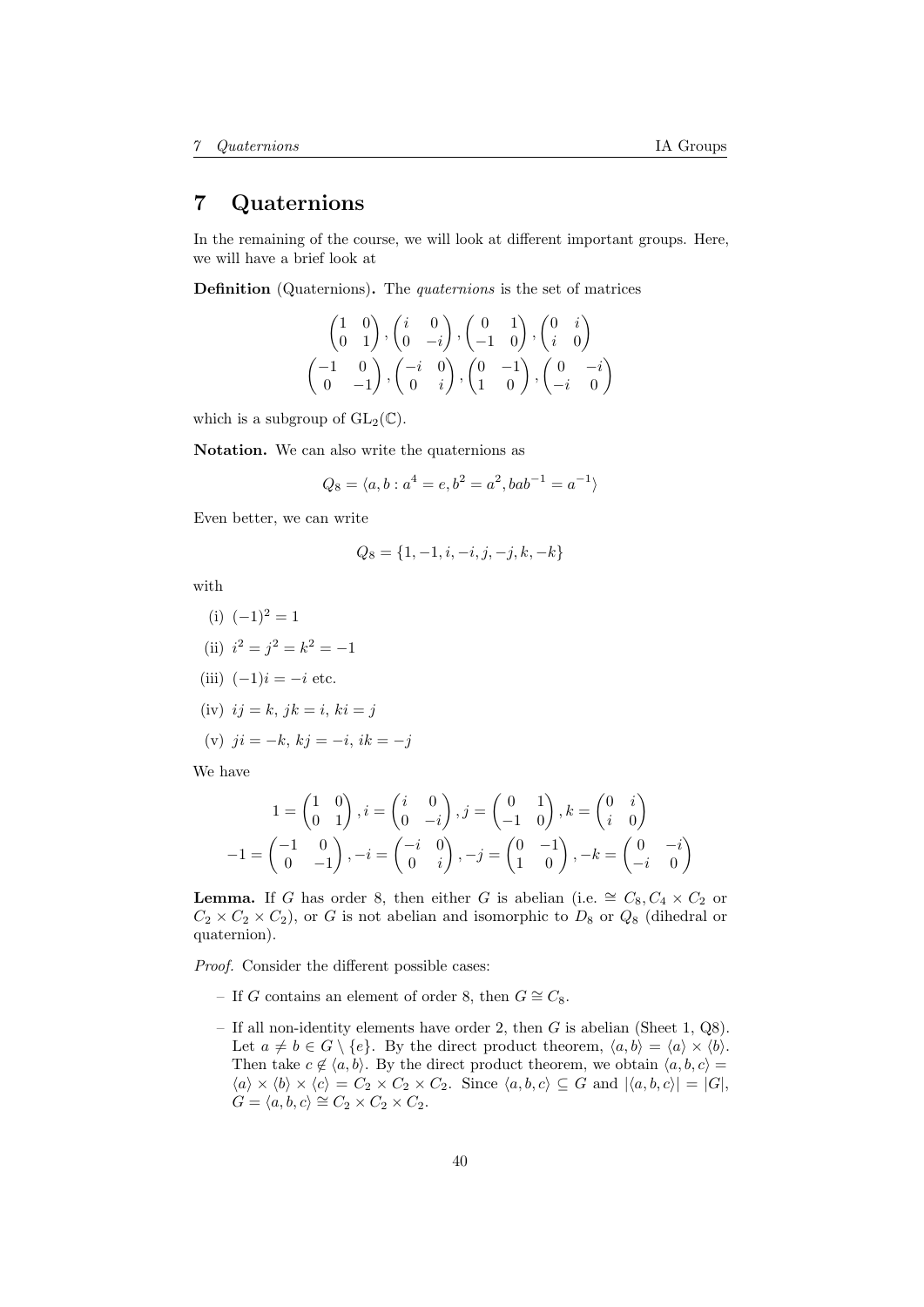# 7 Quaternions

In the remaining of the course, we will look at different important groups. Here, we will have a brief look at

**Definition** (Quaternions)**.** The *quaternions* is the set of matrices

$$\begin{pmatrix}1 & 0\\ 0 & 1\end{pmatrix}, \begin{pmatrix}i & 0\\ 0 & -i\end{pmatrix}, \begin{pmatrix}0 & 1\\ -1 & 0\end{pmatrix}, \begin{pmatrix}0 & i\\ i & 0\end{pmatrix}$$
$$\begin{pmatrix}-1 & 0\\ 0 & -1\end{pmatrix}, \begin{pmatrix}-i & 0\\ 0 & i\end{pmatrix}, \begin{pmatrix}0 & -1\\ 1 & 0\end{pmatrix}, \begin{pmatrix}0 & -i\\ -i & 0\end{pmatrix}$$

which is a subgroup of $\mathrm{GL}_2(\mathbb{C})$.

**Notation.** We can also write the quaternions as

$$Q_8 = \langle a, b : a^4 = e, b^2 = a^2, bab^{-1} = a^{-1}\rangle$$

Even better, we can write

$$Q_8 = \{1, -1, i, -i, j, -j, k, -k\}$$

with

(i) $(-1)^2 = 1$

(ii) $i^2 = j^2 = k^2 = -1$

(iii) $(-1)i = -i$ etc.

(iv) $ij = k$, $jk = i$, $ki = j$

(v) $ji = -k$, $kj = -i$, $ik = -j$

We have

$$1 = \begin{pmatrix}1 & 0\\ 0 & 1\end{pmatrix}, i = \begin{pmatrix}i & 0\\ 0 & -i\end{pmatrix}, j = \begin{pmatrix}0 & 1\\ -1 & 0\end{pmatrix}, k = \begin{pmatrix}0 & i\\ i & 0\end{pmatrix}$$
$$-1 = \begin{pmatrix}-1 & 0\\ 0 & -1\end{pmatrix}, -i = \begin{pmatrix}-i & 0\\ 0 & i\end{pmatrix}, -j = \begin{pmatrix}0 & -1\\ 1 & 0\end{pmatrix}, -k = \begin{pmatrix}0 & -i\\ -i & 0\end{pmatrix}$$

**Lemma.** If $G$ has order 8, then either $G$ is abelian (i.e. $\cong C_8, C_4 \times C_2$ or $C_2 \times C_2 \times C_2$), or $G$ is not abelian and isomorphic to $D_8$ or $Q_8$ (dihedral or quaternion).

*Proof.* Consider the different possible cases:

- If $G$ contains an element of order 8, then $G \cong C_8$.
- If all non-identity elements have order 2, then $G$ is abelian (Sheet 1, Q8). Let $a \neq b \in G \setminus \{e\}$. By the direct product theorem, $\langle a, b\rangle = \langle a\rangle \times \langle b\rangle$. Then take $c \notin \langle a, b\rangle$. By the direct product theorem, we obtain $\langle a, b, c\rangle = \langle a\rangle \times \langle b\rangle \times \langle c\rangle = C_2 \times C_2 \times C_2$. Since $\langle a, b, c\rangle \subseteq G$ and $|\langle a, b, c\rangle| = |G|$, $G = \langle a, b, c\rangle \cong C_2 \times C_2 \times C_2$.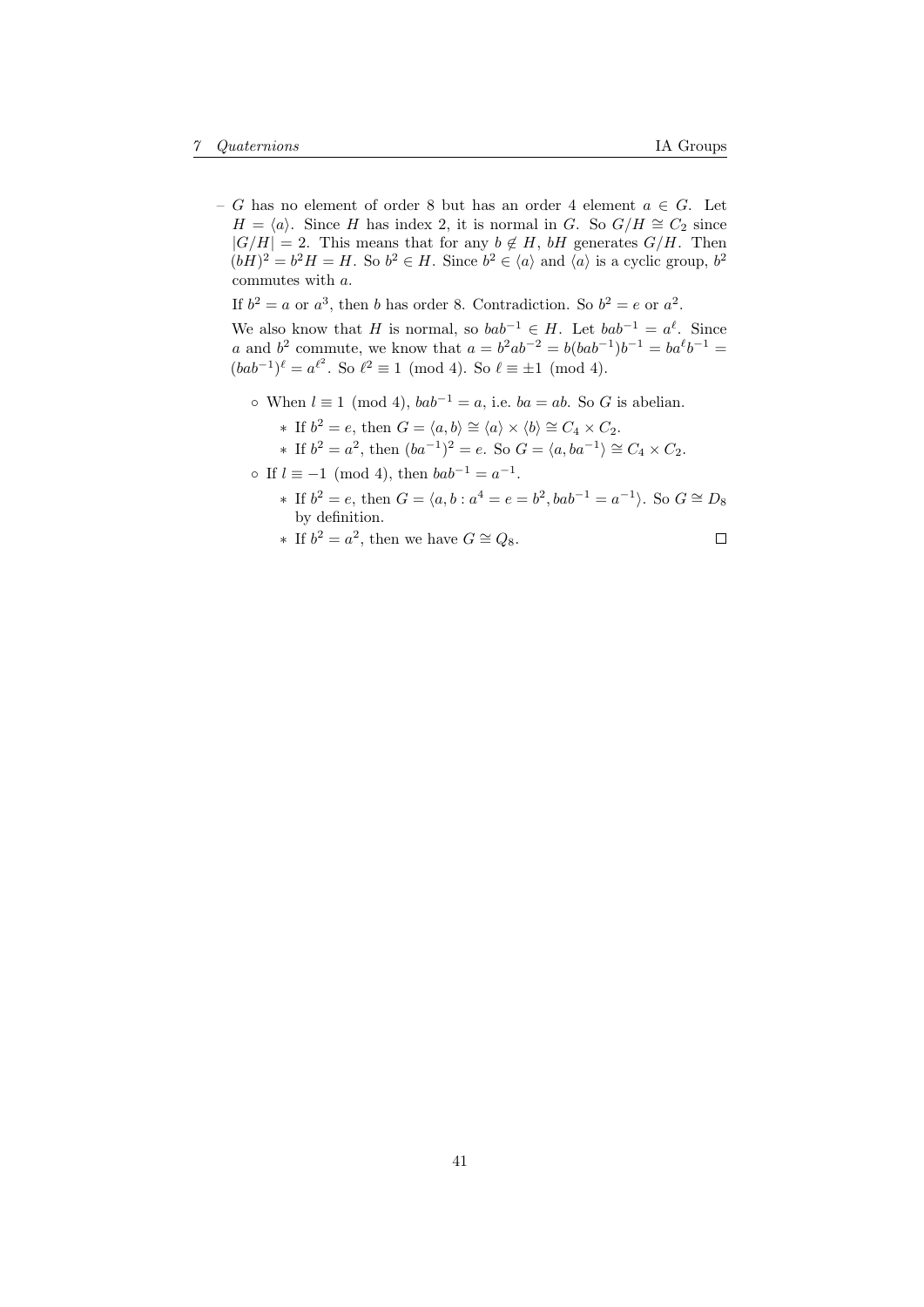- $G$ has no element of order 8 but has an order 4 element $a \in G$. Let $H = \langle a \rangle$. Since $H$ has index 2, it is normal in $G$. So $G/H \cong C_2$ since $|G/H| = 2$. This means that for any $b \notin H$, $bH$ generates $G/H$. Then $(bH)^2 = b^2H = H$. So $b^2 \in H$. Since $b^2 \in \langle a \rangle$ and $\langle a \rangle$ is a cyclic group, $b^2$ commutes with $a$.

  If $b^2 = a$ or $a^3$, then $b$ has order 8. Contradiction. So $b^2 = e$ or $a^2$.

  We also know that $H$ is normal, so $bab^{-1} \in H$. Let $bab^{-1} = a^\ell$. Since $a$ and $b^2$ commute, we know that $a = b^2ab^{-2} = b(bab^{-1})b^{-1} = ba^\ell b^{-1} = (bab^{-1})^\ell = a^{\ell^2}$. So $\ell^2 \equiv 1 \pmod 4$. So $\ell \equiv \pm 1 \pmod 4$.

  - When $l \equiv 1 \pmod 4$, $bab^{-1} = a$, i.e. $ba = ab$. So $G$ is abelian.
    - If $b^2 = e$, then $G = \langle a, b \rangle \cong \langle a \rangle \times \langle b \rangle \cong C_4 \times C_2$.
    - If $b^2 = a^2$, then $(ba^{-1})^2 = e$. So $G = \langle a, ba^{-1} \rangle \cong C_4 \times C_2$.
  - If $l \equiv -1 \pmod 4$, then $bab^{-1} = a^{-1}$.
    - If $b^2 = e$, then $G = \langle a, b : a^4 = e = b^2, bab^{-1} = a^{-1} \rangle$. So $G \cong D_8$ by definition.
    - If $b^2 = a^2$, then we have $G \cong Q_8$. □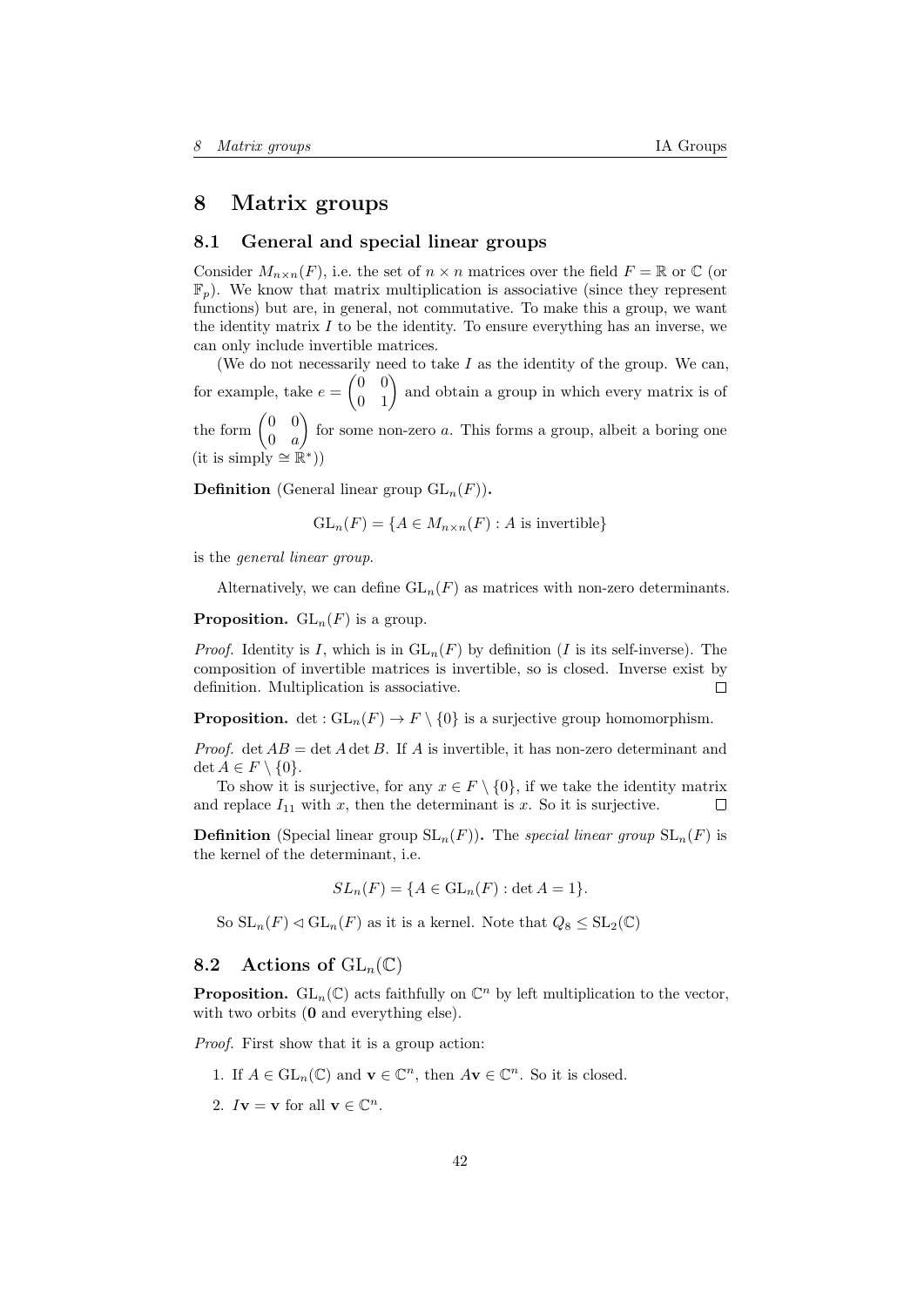# 8 Matrix groups

## 8.1 General and special linear groups

Consider $M_{n\times n}(F)$, i.e. the set of $n \times n$ matrices over the field $F = \mathbb{R}$ or $\mathbb{C}$ (or $\mathbb{F}_p$). We know that matrix multiplication is associative (since they represent functions) but are, in general, not commutative. To make this a group, we want the identity matrix $I$ to be the identity. To ensure everything has an inverse, we can only include invertible matrices.

(We do not necessarily need to take $I$ as the identity of the group. We can, for example, take $e = \begin{pmatrix} 0 & 0 \\ 0 & 1 \end{pmatrix}$ and obtain a group in which every matrix is of the form $\begin{pmatrix} 0 & 0 \\ 0 & a \end{pmatrix}$ for some non-zero $a$. This forms a group, albeit a boring one (it is simply $\cong \mathbb{R}^*$))

**Definition** (General linear group $\mathrm{GL}_n(F)$)**.**

$$\mathrm{GL}_n(F) = \{A \in M_{n\times n}(F) : A \text{ is invertible}\}$$

is the *general linear group*.

Alternatively, we can define $\mathrm{GL}_n(F)$ as matrices with non-zero determinants.

**Proposition.** $\mathrm{GL}_n(F)$ is a group.

*Proof.* Identity is $I$, which is in $\mathrm{GL}_n(F)$ by definition ($I$ is its self-inverse). The composition of invertible matrices is invertible, so is closed. Inverse exist by definition. Multiplication is associative. □

**Proposition.** $\det : \mathrm{GL}_n(F) \to F \setminus \{0\}$ is a surjective group homomorphism.

*Proof.* $\det AB = \det A \det B$. If $A$ is invertible, it has non-zero determinant and $\det A \in F \setminus \{0\}$.

To show it is surjective, for any $x \in F \setminus \{0\}$, if we take the identity matrix and replace $I_{11}$ with $x$, then the determinant is $x$. So it is surjective. □

**Definition** (Special linear group $\mathrm{SL}_n(F)$)**.** The *special linear group* $\mathrm{SL}_n(F)$ is the kernel of the determinant, i.e.

$$SL_n(F) = \{A \in \mathrm{GL}_n(F) : \det A = 1\}.$$

So $\mathrm{SL}_n(F) \lhd \mathrm{GL}_n(F)$ as it is a kernel. Note that $Q_8 \leq \mathrm{SL}_2(\mathbb{C})$

## 8.2 Actions of $\mathrm{GL}_n(\mathbb{C})$

**Proposition.** $\mathrm{GL}_n(\mathbb{C})$ acts faithfully on $\mathbb{C}^n$ by left multiplication to the vector, with two orbits ($\mathbf{0}$ and everything else).

*Proof.* First show that it is a group action:

1. If $A \in \mathrm{GL}_n(\mathbb{C})$ and $\mathbf{v} \in \mathbb{C}^n$, then $A\mathbf{v} \in \mathbb{C}^n$. So it is closed.
2. $I\mathbf{v} = \mathbf{v}$ for all $\mathbf{v} \in \mathbb{C}^n$.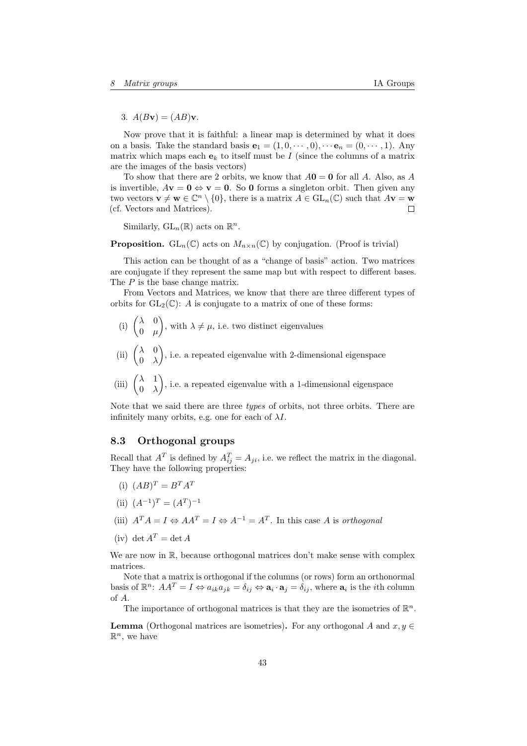3. $A(B\mathbf{v}) = (AB)\mathbf{v}$.

Now prove that it is faithful: a linear map is determined by what it does on a basis. Take the standard basis $\mathbf{e}_1 = (1, 0, \cdots, 0), \cdots \mathbf{e}_n = (0, \cdots, 1)$. Any matrix which maps each $\mathbf{e}_k$ to itself must be $I$ (since the columns of a matrix are the images of the basis vectors)

To show that there are 2 orbits, we know that $A\mathbf{0} = \mathbf{0}$ for all $A$. Also, as $A$ is invertible, $A\mathbf{v} = \mathbf{0} \Leftrightarrow \mathbf{v} = \mathbf{0}$. So $\mathbf{0}$ forms a singleton orbit. Then given any two vectors $\mathbf{v} \neq \mathbf{w} \in \mathbb{C}^n \setminus \{0\}$, there is a matrix $A \in \mathrm{GL}_n(\mathbb{C})$ such that $A\mathbf{v} = \mathbf{w}$ (cf. Vectors and Matrices). □

Similarly, $\mathrm{GL}_n(\mathbb{R})$ acts on $\mathbb{R}^n$.

**Proposition.** $\mathrm{GL}_n(\mathbb{C})$ acts on $M_{n\times n}(\mathbb{C})$ by conjugation. (Proof is trivial)

This action can be thought of as a "change of basis" action. Two matrices are conjugate if they represent the same map but with respect to different bases. The $P$ is the base change matrix.

From Vectors and Matrices, we know that there are three different types of orbits for $\mathrm{GL}_2(\mathbb{C})$: $A$ is conjugate to a matrix of one of these forms:

(i) $\begin{pmatrix} \lambda & 0 \\ 0 & \mu \end{pmatrix}$, with $\lambda \neq \mu$, i.e. two distinct eigenvalues

(ii) $\begin{pmatrix} \lambda & 0 \\ 0 & \lambda \end{pmatrix}$, i.e. a repeated eigenvalue with 2-dimensional eigenspace

(iii) $\begin{pmatrix} \lambda & 1 \\ 0 & \lambda \end{pmatrix}$, i.e. a repeated eigenvalue with a 1-dimensional eigenspace

Note that we said there are three *types* of orbits, not three orbits. There are infinitely many orbits, e.g. one for each of $\lambda I$.

### 8.3 Orthogonal groups

Recall that $A^T$ is defined by $A^T_{ij} = A_{ji}$, i.e. we reflect the matrix in the diagonal. They have the following properties:

(i) $(AB)^T = B^T A^T$

(ii) $(A^{-1})^T = (A^T)^{-1}$

(iii) $A^T A = I \Leftrightarrow AA^T = I \Leftrightarrow A^{-1} = A^T$. In this case $A$ is *orthogonal*

(iv) $\det A^T = \det A$

We are now in $\mathbb{R}$, because orthogonal matrices don't make sense with complex matrices.

Note that a matrix is orthogonal if the columns (or rows) form an orthonormal basis of $\mathbb{R}^n$: $AA^T = I \Leftrightarrow a_{ik}a_{jk} = \delta_{ij} \Leftrightarrow \mathbf{a}_i \cdot \mathbf{a}_j = \delta_{ij}$, where $\mathbf{a}_i$ is the $i$th column of $A$.

The importance of orthogonal matrices is that they are the isometries of $\mathbb{R}^n$.

**Lemma** (Orthogonal matrices are isometries)**.** For any orthogonal $A$ and $x, y \in \mathbb{R}^n$, we have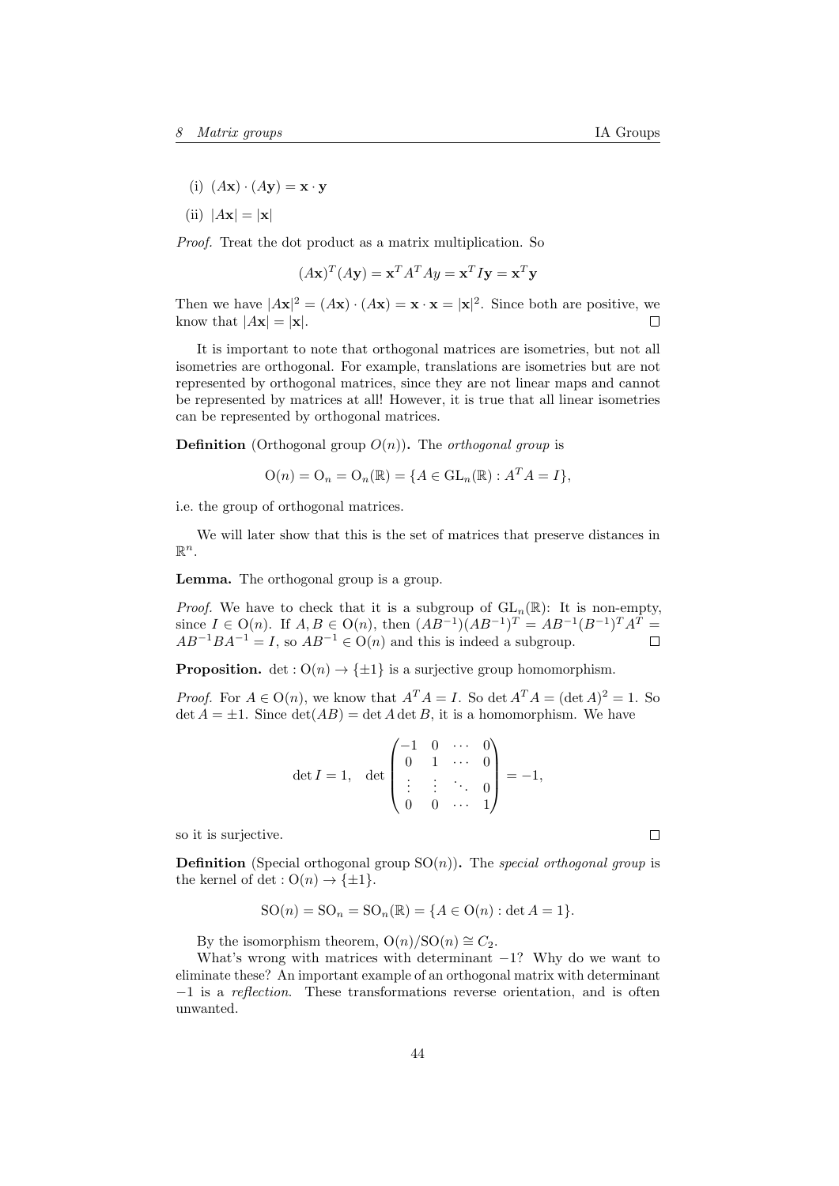(i) $(A\mathbf{x}) \cdot (A\mathbf{y}) = \mathbf{x} \cdot \mathbf{y}$

(ii) $|A\mathbf{x}| = |\mathbf{x}|$

*Proof.* Treat the dot product as a matrix multiplication. So

$$(A\mathbf{x})^T(A\mathbf{y}) = \mathbf{x}^T A^T A y = \mathbf{x}^T I \mathbf{y} = \mathbf{x}^T \mathbf{y}$$

Then we have $|A\mathbf{x}|^2 = (A\mathbf{x}) \cdot (A\mathbf{x}) = \mathbf{x} \cdot \mathbf{x} = |\mathbf{x}|^2$. Since both are positive, we know that $|A\mathbf{x}| = |\mathbf{x}|$. □

It is important to note that orthogonal matrices are isometries, but not all isometries are orthogonal. For example, translations are isometries but are not represented by orthogonal matrices, since they are not linear maps and cannot be represented by matrices at all! However, it is true that all linear isometries can be represented by orthogonal matrices.

**Definition** (Orthogonal group $O(n)$)**.** The *orthogonal group* is

$$\mathrm{O}(n) = \mathrm{O}_n = \mathrm{O}_n(\mathbb{R}) = \{A \in \mathrm{GL}_n(\mathbb{R}) : A^T A = I\},$$

i.e. the group of orthogonal matrices.

We will later show that this is the set of matrices that preserve distances in $\mathbb{R}^n$.

**Lemma.** The orthogonal group is a group.

*Proof.* We have to check that it is a subgroup of $\mathrm{GL}_n(\mathbb{R})$: It is non-empty, since $I \in \mathrm{O}(n)$. If $A, B \in \mathrm{O}(n)$, then $(AB^{-1})(AB^{-1})^T = AB^{-1}(B^{-1})^T A^T = AB^{-1}BA^{-1} = I$, so $AB^{-1} \in \mathrm{O}(n)$ and this is indeed a subgroup. □

**Proposition.** $\det : \mathrm{O}(n) \to \{\pm 1\}$ is a surjective group homomorphism.

*Proof.* For $A \in \mathrm{O}(n)$, we know that $A^T A = I$. So $\det A^T A = (\det A)^2 = 1$. So $\det A = \pm 1$. Since $\det(AB) = \det A \det B$, it is a homomorphism. We have

$$\det I = 1, \quad \det \begin{pmatrix} -1 & 0 & \cdots & 0 \\ 0 & 1 & \cdots & 0 \\ \vdots & \vdots & \ddots & 0 \\ 0 & 0 & \cdots & 1 \end{pmatrix} = -1,$$

so it is surjective. □

**Definition** (Special orthogonal group $\mathrm{SO}(n)$)**.** The *special orthogonal group* is the kernel of $\det : \mathrm{O}(n) \to \{\pm 1\}$.

$$\mathrm{SO}(n) = \mathrm{SO}_n = \mathrm{SO}_n(\mathbb{R}) = \{A \in \mathrm{O}(n) : \det A = 1\}.$$

By the isomorphism theorem, $\mathrm{O}(n)/\mathrm{SO}(n) \cong C_2$.

What's wrong with matrices with determinant $-1$? Why do we want to eliminate these? An important example of an orthogonal matrix with determinant $-1$ is a *reflection*. These transformations reverse orientation, and is often unwanted.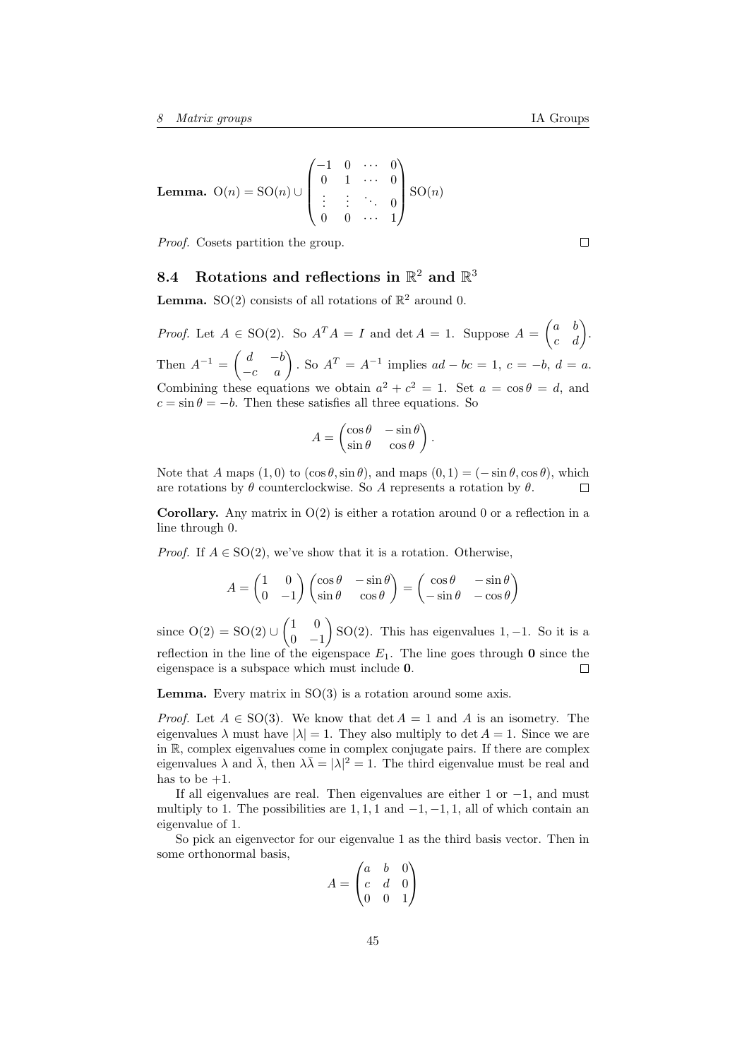**Lemma.** $\mathrm{O}(n) = \mathrm{SO}(n) \cup \begin{pmatrix} -1 & 0 & \cdots & 0 \\ 0 & 1 & \cdots & 0 \\ \vdots & \vdots & \ddots & 0 \\ 0 & 0 & \cdots & 1 \end{pmatrix} \mathrm{SO}(n)$

*Proof.* Cosets partition the group. $\square$

## 8.4 Rotations and reflections in $\mathbb{R}^2$ and $\mathbb{R}^3$

**Lemma.** $\mathrm{SO}(2)$ consists of all rotations of $\mathbb{R}^2$ around 0.

*Proof.* Let $A \in \mathrm{SO}(2)$. So $A^T A = I$ and $\det A = 1$. Suppose $A = \begin{pmatrix} a & b \\ c & d \end{pmatrix}$. Then $A^{-1} = \begin{pmatrix} d & -b \\ -c & a \end{pmatrix}$. So $A^T = A^{-1}$ implies $ad - bc = 1$, $c = -b$, $d = a$. Combining these equations we obtain $a^2 + c^2 = 1$. Set $a = \cos\theta = d$, and $c = \sin\theta = -b$. Then these satisfies all three equations. So

$$A = \begin{pmatrix} \cos\theta & -\sin\theta \\ \sin\theta & \cos\theta \end{pmatrix}.$$

Note that $A$ maps $(1, 0)$ to $(\cos\theta, \sin\theta)$, and maps $(0, 1) = (-\sin\theta, \cos\theta)$, which are rotations by $\theta$ counterclockwise. So $A$ represents a rotation by $\theta$. $\square$

**Corollary.** Any matrix in $\mathrm{O}(2)$ is either a rotation around 0 or a reflection in a line through 0.

*Proof.* If $A \in \mathrm{SO}(2)$, we've show that it is a rotation. Otherwise,

$$A = \begin{pmatrix} 1 & 0 \\ 0 & -1 \end{pmatrix} \begin{pmatrix} \cos\theta & -\sin\theta \\ \sin\theta & \cos\theta \end{pmatrix} = \begin{pmatrix} \cos\theta & -\sin\theta \\ -\sin\theta & -\cos\theta \end{pmatrix}$$

since $\mathrm{O}(2) = \mathrm{SO}(2) \cup \begin{pmatrix} 1 & 0 \\ 0 & -1 \end{pmatrix} \mathrm{SO}(2)$. This has eigenvalues $1, -1$. So it is a reflection in the line of the eigenspace $E_1$. The line goes through $\mathbf{0}$ since the eigenspace is a subspace which must include $\mathbf{0}$. $\square$

**Lemma.** Every matrix in $\mathrm{SO}(3)$ is a rotation around some axis.

*Proof.* Let $A \in \mathrm{SO}(3)$. We know that $\det A = 1$ and $A$ is an isometry. The eigenvalues $\lambda$ must have $|\lambda| = 1$. They also multiply to $\det A = 1$. Since we are in $\mathbb{R}$, complex eigenvalues come in complex conjugate pairs. If there are complex eigenvalues $\lambda$ and $\bar{\lambda}$, then $\lambda\bar{\lambda} = |\lambda|^2 = 1$. The third eigenvalue must be real and has to be $+1$.

If all eigenvalues are real. Then eigenvalues are either 1 or $-1$, and must multiply to 1. The possibilities are $1, 1, 1$ and $-1, -1, 1$, all of which contain an eigenvalue of 1.

So pick an eigenvector for our eigenvalue 1 as the third basis vector. Then in some orthonormal basis,

$$A = \begin{pmatrix} a & b & 0 \\ c & d & 0 \\ 0 & 0 & 1 \end{pmatrix}$$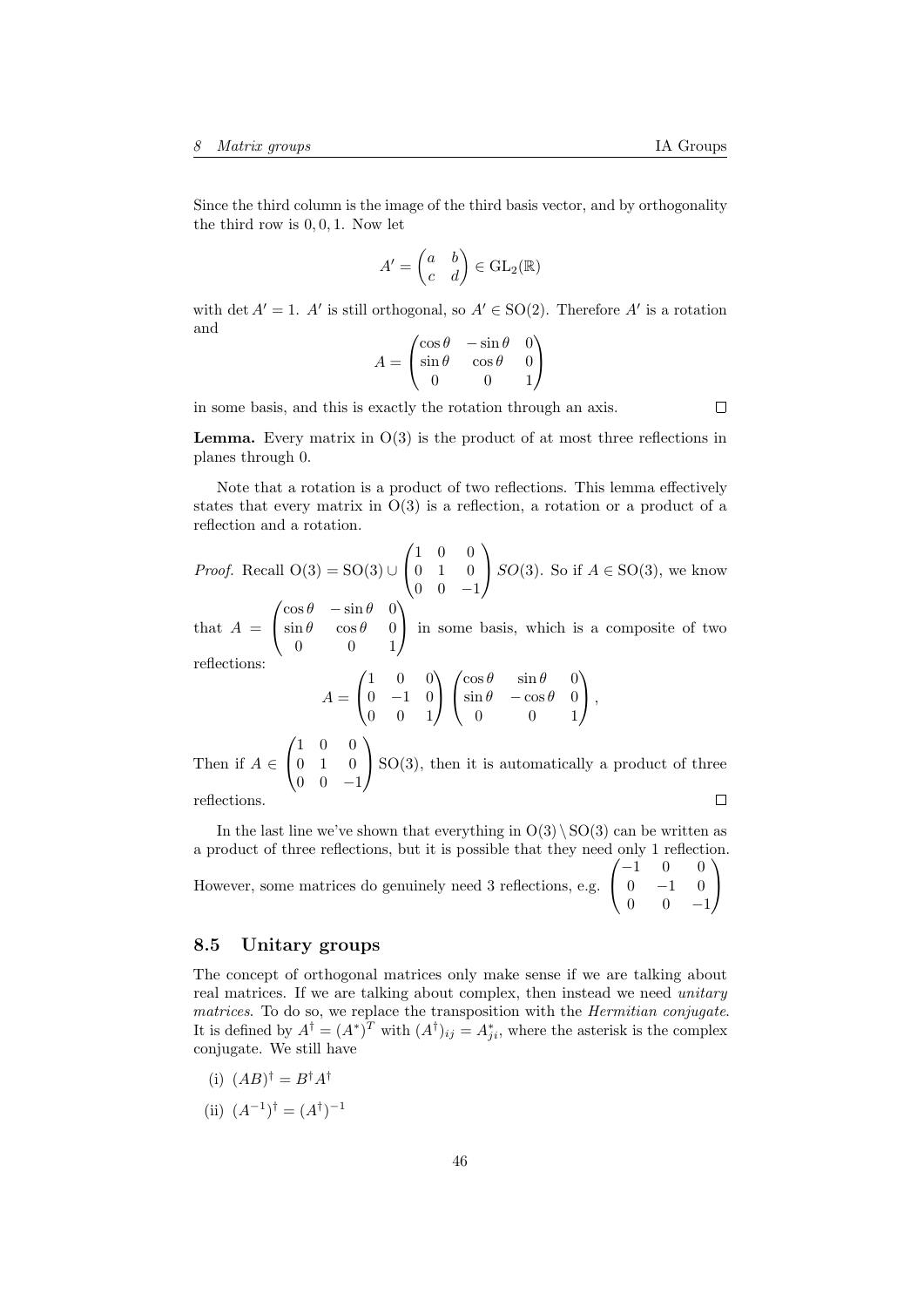Since the third column is the image of the third basis vector, and by orthogonality the third row is $0, 0, 1$. Now let

$$A' = \begin{pmatrix} a & b \\ c & d \end{pmatrix} \in \mathrm{GL}_2(\mathbb{R})$$

with $\det A' = 1$. $A'$ is still orthogonal, so $A' \in \mathrm{SO}(2)$. Therefore $A'$ is a rotation and

$$A = \begin{pmatrix} \cos\theta & -\sin\theta & 0 \\ \sin\theta & \cos\theta & 0 \\ 0 & 0 & 1 \end{pmatrix}$$

in some basis, and this is exactly the rotation through an axis. □

**Lemma.** Every matrix in $\mathrm{O}(3)$ is the product of at most three reflections in planes through 0.

Note that a rotation is a product of two reflections. This lemma effectively states that every matrix in $\mathrm{O}(3)$ is a reflection, a rotation or a product of a reflection and a rotation.

*Proof.* Recall $\mathrm{O}(3) = \mathrm{SO}(3) \cup \begin{pmatrix} 1 & 0 & 0 \\ 0 & 1 & 0 \\ 0 & 0 & -1 \end{pmatrix} SO(3)$. So if $A \in \mathrm{SO}(3)$, we know that $A = \begin{pmatrix} \cos\theta & -\sin\theta & 0 \\ \sin\theta & \cos\theta & 0 \\ 0 & 0 & 1 \end{pmatrix}$ in some basis, which is a composite of two reflections:

$$A = \begin{pmatrix} 1 & 0 & 0 \\ 0 & -1 & 0 \\ 0 & 0 & 1 \end{pmatrix} \begin{pmatrix} \cos\theta & \sin\theta & 0 \\ \sin\theta & -\cos\theta & 0 \\ 0 & 0 & 1 \end{pmatrix},$$

Then if $A \in \begin{pmatrix} 1 & 0 & 0 \\ 0 & 1 & 0 \\ 0 & 0 & -1 \end{pmatrix} \mathrm{SO}(3)$, then it is automatically a product of three reflections. □

In the last line we've shown that everything in $\mathrm{O}(3) \setminus \mathrm{SO}(3)$ can be written as a product of three reflections, but it is possible that they need only 1 reflection. However, some matrices do genuinely need 3 reflections, e.g. $\begin{pmatrix} -1 & 0 & 0 \\ 0 & -1 & 0 \\ 0 & 0 & -1 \end{pmatrix}$

### 8.5 Unitary groups

The concept of orthogonal matrices only make sense if we are talking about real matrices. If we are talking about complex, then instead we need *unitary matrices*. To do so, we replace the transposition with the *Hermitian conjugate*. It is defined by $A^\dagger = (A^*)^T$ with $(A^\dagger)_{ij} = A^*_{ji}$, where the asterisk is the complex conjugate. We still have

(i) $(AB)^\dagger = B^\dagger A^\dagger$

(ii) $(A^{-1})^\dagger = (A^\dagger)^{-1}$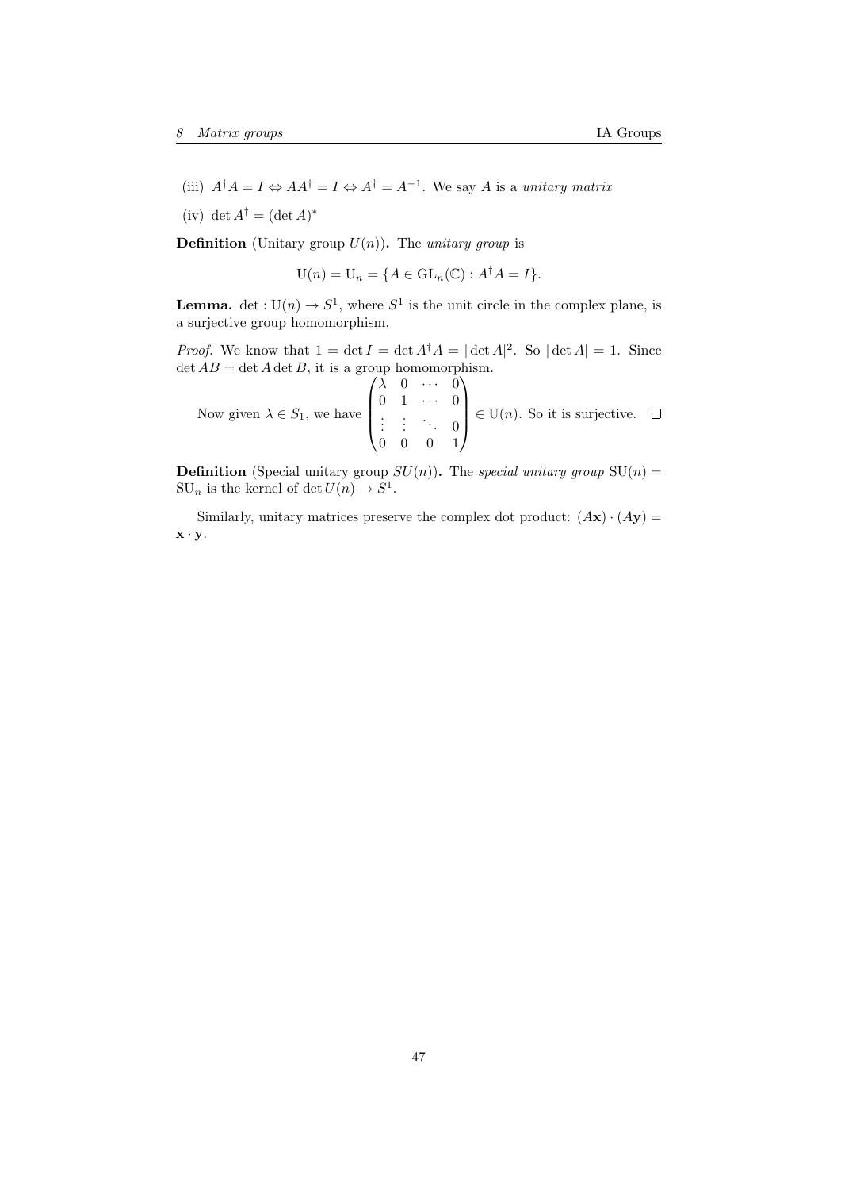(iii) $A^\dagger A = I \Leftrightarrow AA^\dagger = I \Leftrightarrow A^\dagger = A^{-1}$. We say $A$ is a *unitary matrix*

(iv) $\det A^\dagger = (\det A)^*$

**Definition** (Unitary group $U(n)$)**.** The *unitary group* is

$$\mathrm{U}(n) = \mathrm{U}_n = \{A \in \mathrm{GL}_n(\mathbb{C}) : A^\dagger A = I\}.$$

**Lemma.** $\det : \mathrm{U}(n) \to S^1$, where $S^1$ is the unit circle in the complex plane, is a surjective group homomorphism.

*Proof.* We know that $1 = \det I = \det A^\dagger A = |\det A|^2$. So $|\det A| = 1$. Since $\det AB = \det A \det B$, it is a group homomorphism.

Now given $\lambda \in S_1$, we have $\begin{pmatrix} \lambda & 0 & \cdots & 0 \\ 0 & 1 & \cdots & 0 \\ \vdots & \vdots & \ddots & 0 \\ 0 & 0 & 0 & 1 \end{pmatrix} \in \mathrm{U}(n)$. So it is surjective. $\square$

**Definition** (Special unitary group $SU(n)$)**.** The *special unitary group* $\mathrm{SU}(n) = \mathrm{SU}_n$ is the kernel of $\det U(n) \to S^1$.

Similarly, unitary matrices preserve the complex dot product: $(A\mathbf{x}) \cdot (A\mathbf{y}) = \mathbf{x} \cdot \mathbf{y}$.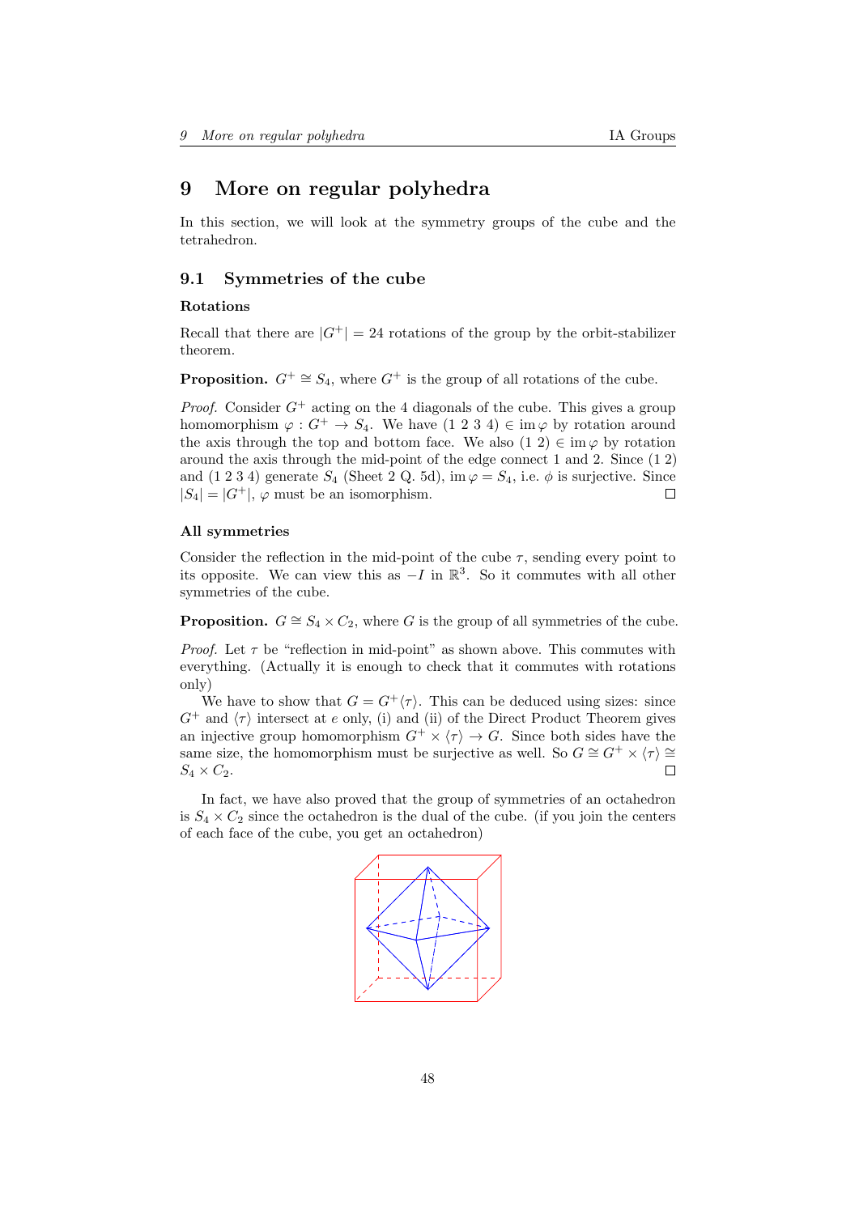# 9 More on regular polyhedra

In this section, we will look at the symmetry groups of the cube and the tetrahedron.

## 9.1 Symmetries of the cube

### Rotations

Recall that there are $|G^+| = 24$ rotations of the group by the orbit-stabilizer theorem.

**Proposition.** $G^+ \cong S_4$, where $G^+$ is the group of all rotations of the cube.

*Proof.* Consider $G^+$ acting on the 4 diagonals of the cube. This gives a group homomorphism $\varphi : G^+ \to S_4$. We have $(1\ 2\ 3\ 4) \in \operatorname{im} \varphi$ by rotation around the axis through the top and bottom face. We also $(1\ 2) \in \operatorname{im} \varphi$ by rotation around the axis through the mid-point of the edge connect 1 and 2. Since $(1\ 2)$ and $(1\ 2\ 3\ 4)$ generate $S_4$ (Sheet 2 Q. 5d), $\operatorname{im} \varphi = S_4$, i.e. $\phi$ is surjective. Since $|S_4| = |G^+|$, $\varphi$ must be an isomorphism. □

### All symmetries

Consider the reflection in the mid-point of the cube $\tau$, sending every point to its opposite. We can view this as $-I$ in $\mathbb{R}^3$. So it commutes with all other symmetries of the cube.

**Proposition.** $G \cong S_4 \times C_2$, where $G$ is the group of all symmetries of the cube.

*Proof.* Let $\tau$ be "reflection in mid-point" as shown above. This commutes with everything. (Actually it is enough to check that it commutes with rotations only)

We have to show that $G = G^+\langle\tau\rangle$. This can be deduced using sizes: since $G^+$ and $\langle\tau\rangle$ intersect at $e$ only, (i) and (ii) of the Direct Product Theorem gives an injective group homomorphism $G^+ \times \langle\tau\rangle \to G$. Since both sides have the same size, the homomorphism must be surjective as well. So $G \cong G^+ \times \langle\tau\rangle \cong S_4 \times C_2$. □

In fact, we have also proved that the group of symmetries of an octahedron is $S_4 \times C_2$ since the octahedron is the dual of the cube. (if you join the centers of each face of the cube, you get an octahedron)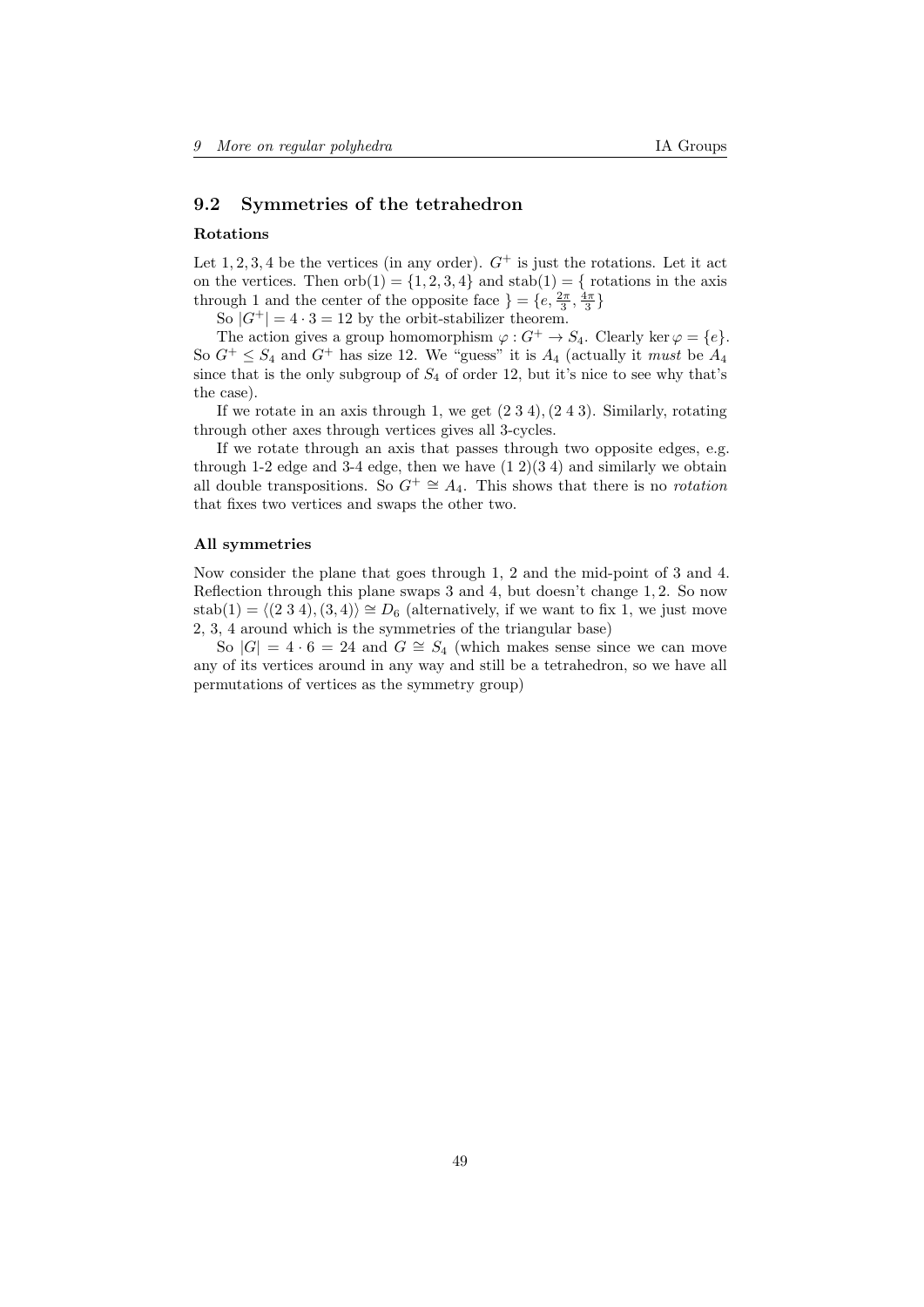## 9.2 Symmetries of the tetrahedron

### Rotations

Let $1, 2, 3, 4$ be the vertices (in any order). $G^+$ is just the rotations. Let it act on the vertices. Then $\mathrm{orb}(1) = \{1, 2, 3, 4\}$ and $\mathrm{stab}(1) = \{$ rotations in the axis through 1 and the center of the opposite face $\} = \{e, \frac{2\pi}{3}, \frac{4\pi}{3}\}$

So $|G^+| = 4 \cdot 3 = 12$ by the orbit-stabilizer theorem.

The action gives a group homomorphism $\varphi : G^+ \to S_4$. Clearly $\ker \varphi = \{e\}$. So $G^+ \leq S_4$ and $G^+$ has size 12. We "guess" it is $A_4$ (actually it *must* be $A_4$ since that is the only subgroup of $S_4$ of order 12, but it's nice to see why that's the case).

If we rotate in an axis through 1, we get $(2\ 3\ 4), (2\ 4\ 3)$. Similarly, rotating through other axes through vertices gives all 3-cycles.

If we rotate through an axis that passes through two opposite edges, e.g. through 1-2 edge and 3-4 edge, then we have $(1\ 2)(3\ 4)$ and similarly we obtain all double transpositions. So $G^+ \cong A_4$. This shows that there is no *rotation* that fixes two vertices and swaps the other two.

### All symmetries

Now consider the plane that goes through 1, 2 and the mid-point of 3 and 4. Reflection through this plane swaps 3 and 4, but doesn't change $1, 2$. So now $\mathrm{stab}(1) = \langle (2\ 3\ 4), (3, 4) \rangle \cong D_6$ (alternatively, if we want to fix 1, we just move 2, 3, 4 around which is the symmetries of the triangular base)

So $|G| = 4 \cdot 6 = 24$ and $G \cong S_4$ (which makes sense since we can move any of its vertices around in any way and still be a tetrahedron, so we have all permutations of vertices as the symmetry group)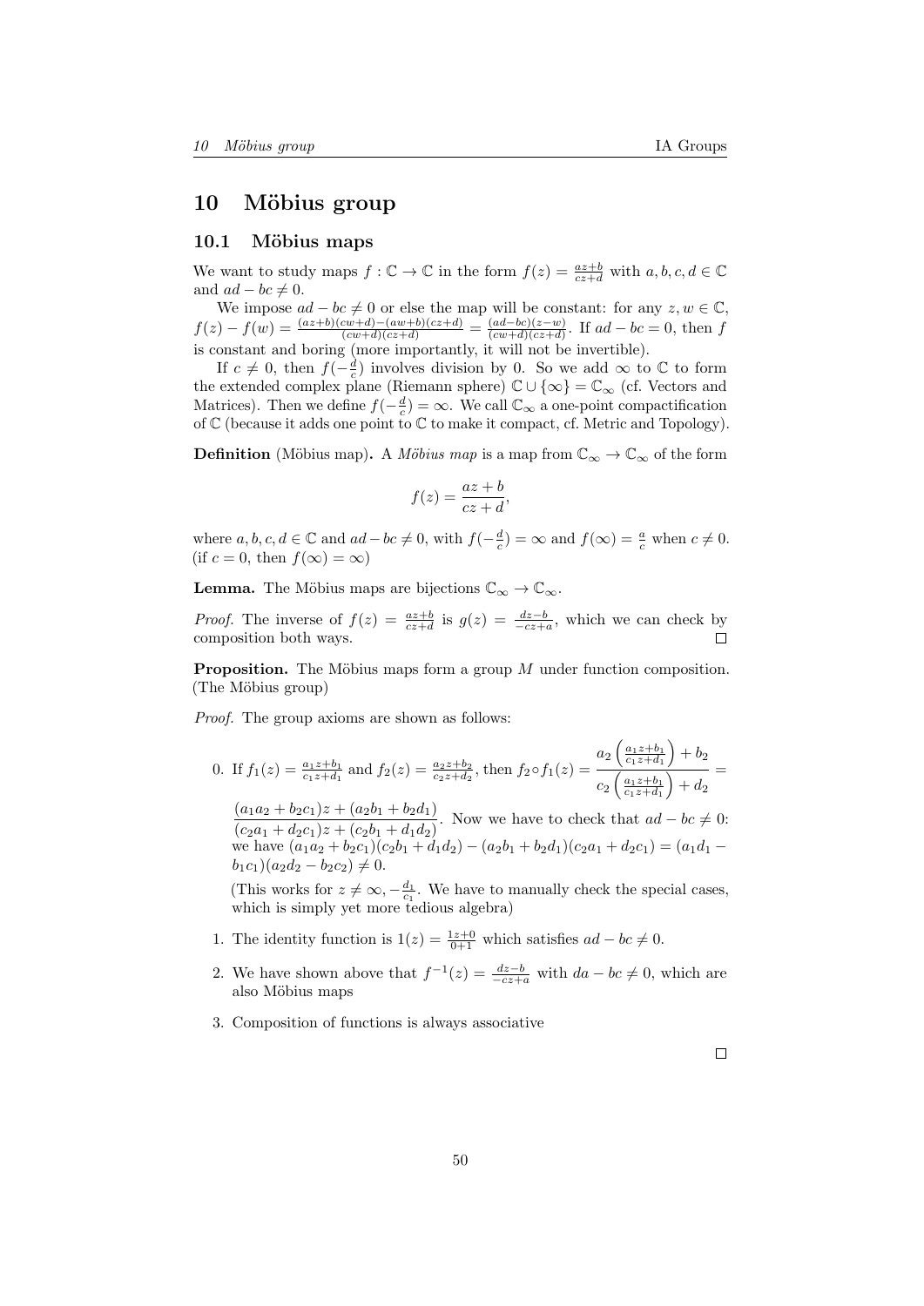# 10 Möbius group

## 10.1 Möbius maps

We want to study maps $f : \mathbb{C} \to \mathbb{C}$ in the form $f(z) = \frac{az+b}{cz+d}$ with $a, b, c, d \in \mathbb{C}$ and $ad - bc \neq 0$.

We impose $ad - bc \neq 0$ or else the map will be constant: for any $z, w \in \mathbb{C}$, $f(z) - f(w) = \frac{(az+b)(cw+d)-(aw+b)(cz+d)}{(cw+d)(cz+d)} = \frac{(ad-bc)(z-w)}{(cw+d)(cz+d)}$. If $ad - bc = 0$, then $f$ is constant and boring (more importantly, it will not be invertible).

If $c \neq 0$, then $f(-\frac{d}{c})$ involves division by 0. So we add $\infty$ to $\mathbb{C}$ to form the extended complex plane (Riemann sphere) $\mathbb{C} \cup \{\infty\} = \mathbb{C}_\infty$ (cf. Vectors and Matrices). Then we define $f(-\frac{d}{c}) = \infty$. We call $\mathbb{C}_\infty$ a one-point compactification of $\mathbb{C}$ (because it adds one point to $\mathbb{C}$ to make it compact, cf. Metric and Topology).

**Definition** (Möbius map)**.** A *Möbius map* is a map from $\mathbb{C}_\infty \to \mathbb{C}_\infty$ of the form

$$f(z) = \frac{az+b}{cz+d},$$

where $a, b, c, d \in \mathbb{C}$ and $ad - bc \neq 0$, with $f(-\frac{d}{c}) = \infty$ and $f(\infty) = \frac{a}{c}$ when $c \neq 0$. (if $c = 0$, then $f(\infty) = \infty$)

**Lemma.** The Möbius maps are bijections $\mathbb{C}_\infty \to \mathbb{C}_\infty$.

*Proof.* The inverse of $f(z) = \frac{az+b}{cz+d}$ is $g(z) = \frac{dz-b}{-cz+a}$, which we can check by composition both ways. □

**Proposition.** The Möbius maps form a group $M$ under function composition. (The Möbius group)

*Proof.* The group axioms are shown as follows:

0. If $f_1(z) = \frac{a_1z+b_1}{c_1z+d_1}$ and $f_2(z) = \frac{a_2z+b_2}{c_2z+d_2}$, then $f_2 \circ f_1(z) = \dfrac{a_2\left(\frac{a_1z+b_1}{c_1z+d_1}\right) + b_2}{c_2\left(\frac{a_1z+b_1}{c_1z+d_1}\right) + d_2} = \dfrac{(a_1a_2 + b_2c_1)z + (a_2b_1 + b_2d_1)}{(c_2a_1 + d_2c_1)z + (c_2b_1 + d_1d_2)}$. Now we have to check that $ad - bc \neq 0$: we have $(a_1a_2 + b_2c_1)(c_2b_1 + d_1d_2) - (a_2b_1 + b_2d_1)(c_2a_1 + d_2c_1) = (a_1d_1 - b_1c_1)(a_2d_2 - b_2c_2) \neq 0$.

   (This works for $z \neq \infty, -\frac{d_1}{c_1}$. We have to manually check the special cases, which is simply yet more tedious algebra)

1. The identity function is $1(z) = \frac{1z+0}{0+1}$ which satisfies $ad - bc \neq 0$.
2. We have shown above that $f^{-1}(z) = \frac{dz-b}{-cz+a}$ with $da - bc \neq 0$, which are also Möbius maps
3. Composition of functions is always associative

□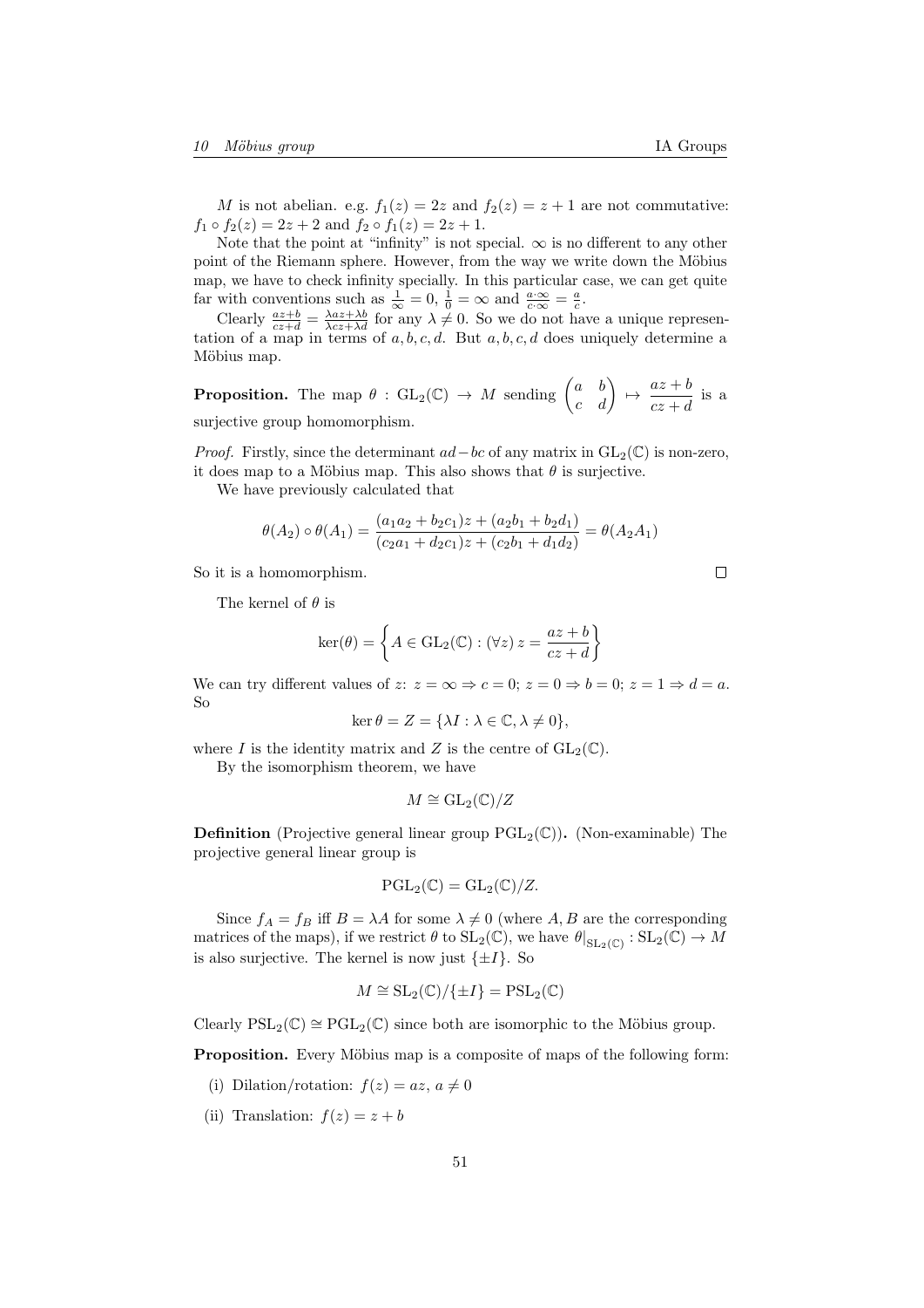$M$ is not abelian. e.g. $f_1(z) = 2z$ and $f_2(z) = z + 1$ are not commutative: $f_1 \circ f_2(z) = 2z + 2$ and $f_2 \circ f_1(z) = 2z + 1$.

Note that the point at "infinity" is not special. $\infty$ is no different to any other point of the Riemann sphere. However, from the way we write down the Möbius map, we have to check infinity specially. In this particular case, we can get quite far with conventions such as $\frac{1}{\infty} = 0$, $\frac{1}{0} = \infty$ and $\frac{a \cdot \infty}{c \cdot \infty} = \frac{a}{c}$.

Clearly $\frac{az+b}{cz+d} = \frac{\lambda az + \lambda b}{\lambda cz + \lambda d}$ for any $\lambda \neq 0$. So we do not have a unique representation of a map in terms of $a, b, c, d$. But $a, b, c, d$ does uniquely determine a Möbius map.

**Proposition.** The map $\theta : \mathrm{GL}_2(\mathbb{C}) \to M$ sending $\begin{pmatrix} a & b \\ c & d \end{pmatrix} \mapsto \dfrac{az+b}{cz+d}$ is a surjective group homomorphism.

*Proof.* Firstly, since the determinant $ad - bc$ of any matrix in $\mathrm{GL}_2(\mathbb{C})$ is non-zero, it does map to a Möbius map. This also shows that $\theta$ is surjective.

We have previously calculated that

$$\theta(A_2) \circ \theta(A_1) = \frac{(a_1 a_2 + b_2 c_1)z + (a_2 b_1 + b_2 d_1)}{(c_2 a_1 + d_2 c_1)z + (c_2 b_1 + d_1 d_2)} = \theta(A_2 A_1)$$

So it is a homomorphism. □

The kernel of $\theta$ is

$$\ker(\theta) = \left\{ A \in \mathrm{GL}_2(\mathbb{C}) : (\forall z)\, z = \frac{az+b}{cz+d} \right\}$$

We can try different values of $z$: $z = \infty \Rightarrow c = 0$; $z = 0 \Rightarrow b = 0$; $z = 1 \Rightarrow d = a$. So

$$\ker \theta = Z = \{\lambda I : \lambda \in \mathbb{C}, \lambda \neq 0\},$$

where $I$ is the identity matrix and $Z$ is the centre of $\mathrm{GL}_2(\mathbb{C})$.

By the isomorphism theorem, we have

$$M \cong \mathrm{GL}_2(\mathbb{C})/Z$$

**Definition** (Projective general linear group $\mathrm{PGL}_2(\mathbb{C})$)**.** (Non-examinable) The projective general linear group is

$$\mathrm{PGL}_2(\mathbb{C}) = \mathrm{GL}_2(\mathbb{C})/Z.$$

Since $f_A = f_B$ iff $B = \lambda A$ for some $\lambda \neq 0$ (where $A, B$ are the corresponding matrices of the maps), if we restrict $\theta$ to $\mathrm{SL}_2(\mathbb{C})$, we have $\theta|_{\mathrm{SL}_2(\mathbb{C})} : \mathrm{SL}_2(\mathbb{C}) \to M$ is also surjective. The kernel is now just $\{\pm I\}$. So

$$M \cong \mathrm{SL}_2(\mathbb{C})/\{\pm I\} = \mathrm{PSL}_2(\mathbb{C})$$

Clearly $\mathrm{PSL}_2(\mathbb{C}) \cong \mathrm{PGL}_2(\mathbb{C})$ since both are isomorphic to the Möbius group.

**Proposition.** Every Möbius map is a composite of maps of the following form:

(i) Dilation/rotation: $f(z) = az$, $a \neq 0$

(ii) Translation: $f(z) = z + b$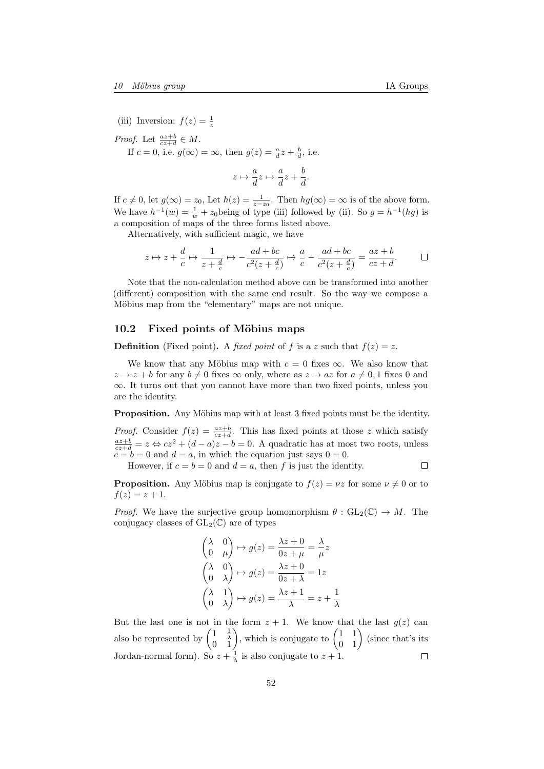(iii) Inversion: $f(z) = \frac{1}{z}$

*Proof.* Let $\frac{az+b}{cz+d} \in M$.

If $c = 0$, i.e. $g(\infty) = \infty$, then $g(z) = \frac{a}{d}z + \frac{b}{d}$, i.e.

$$z \mapsto \frac{a}{d}z \mapsto \frac{a}{d}z + \frac{b}{d}.$$

If $c \neq 0$, let $g(\infty) = z_0$, Let $h(z) = \frac{1}{z - z_0}$. Then $hg(\infty) = \infty$ is of the above form. We have $h^{-1}(w) = \frac{1}{w} + z_0$being of type (iii) followed by (ii). So $g = h^{-1}(hg)$ is a composition of maps of the three forms listed above.

Alternatively, with sufficient magic, we have

$$z \mapsto z + \frac{d}{c} \mapsto \frac{1}{z + \frac{d}{c}} \mapsto -\frac{ad + bc}{c^2(z + \frac{d}{c})} \mapsto \frac{a}{c} - \frac{ad + bc}{c^2(z + \frac{d}{c})} = \frac{az + b}{cz + d}.$$

∎

Note that the non-calculation method above can be transformed into another (different) composition with the same end result. So the way we compose a Möbius map from the "elementary" maps are not unique.

## 10.2 Fixed points of Möbius maps

**Definition** (Fixed point)**.** A *fixed point* of $f$ is a $z$ such that $f(z) = z$.

We know that any Möbius map with $c = 0$ fixes $\infty$. We also know that $z \to z + b$ for any $b \neq 0$ fixes $\infty$ only, where as $z \mapsto az$ for $a \neq 0, 1$ fixes 0 and $\infty$. It turns out that you cannot have more than two fixed points, unless you are the identity.

**Proposition.** Any Möbius map with at least 3 fixed points must be the identity.

*Proof.* Consider $f(z) = \frac{az+b}{cz+d}$. This has fixed points at those $z$ which satisfy $\frac{az+b}{cz+d} = z \Leftrightarrow cz^2 + (d - a)z - b = 0$. A quadratic has at most two roots, unless $c = b = 0$ and $d = a$, in which the equation just says $0 = 0$.

However, if $c = b = 0$ and $d = a$, then $f$ is just the identity. ∎

**Proposition.** Any Möbius map is conjugate to $f(z) = \nu z$ for some $\nu \neq 0$ or to $f(z) = z + 1$.

*Proof.* We have the surjective group homomorphism $\theta : \mathrm{GL}_2(\mathbb{C}) \to M$. The conjugacy classes of $\mathrm{GL}_2(\mathbb{C})$ are of types

$$\begin{pmatrix} \lambda & 0 \\ 0 & \mu \end{pmatrix} \mapsto g(z) = \frac{\lambda z + 0}{0z + \mu} = \frac{\lambda}{\mu}z$$

$$\begin{pmatrix} \lambda & 0 \\ 0 & \lambda \end{pmatrix} \mapsto g(z) = \frac{\lambda z + 0}{0z + \lambda} = 1z$$

$$\begin{pmatrix} \lambda & 1 \\ 0 & \lambda \end{pmatrix} \mapsto g(z) = \frac{\lambda z + 1}{\lambda} = z + \frac{1}{\lambda}$$

But the last one is not in the form $z + 1$. We know that the last $g(z)$ can also be represented by $\begin{pmatrix} 1 & \frac{1}{\lambda} \\ 0 & 1 \end{pmatrix}$, which is conjugate to $\begin{pmatrix} 1 & 1 \\ 0 & 1 \end{pmatrix}$ (since that's its Jordan-normal form). So $z + \frac{1}{\lambda}$ is also conjugate to $z + 1$. ∎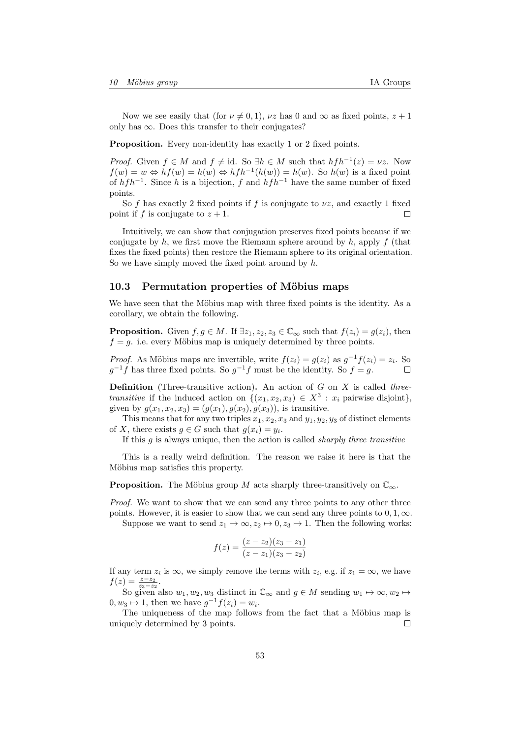Now we see easily that (for $\nu \neq 0, 1$), $\nu z$ has 0 and $\infty$ as fixed points, $z + 1$ only has $\infty$. Does this transfer to their conjugates?

**Proposition.** Every non-identity has exactly 1 or 2 fixed points.

*Proof.* Given $f \in M$ and $f \neq \text{id}$. So $\exists h \in M$ such that $hfh^{-1}(z) = \nu z$. Now $f(w) = w \Leftrightarrow hf(w) = h(w) \Leftrightarrow hfh^{-1}(h(w)) = h(w)$. So $h(w)$ is a fixed point of $hfh^{-1}$. Since $h$ is a bijection, $f$ and $hfh^{-1}$ have the same number of fixed points.

So $f$ has exactly 2 fixed points if $f$ is conjugate to $\nu z$, and exactly 1 fixed point if $f$ is conjugate to $z + 1$. $\square$

Intuitively, we can show that conjugation preserves fixed points because if we conjugate by $h$, we first move the Riemann sphere around by $h$, apply $f$ (that fixes the fixed points) then restore the Riemann sphere to its original orientation. So we have simply moved the fixed point around by $h$.

## 10.3 Permutation properties of Möbius maps

We have seen that the Möbius map with three fixed points is the identity. As a corollary, we obtain the following.

**Proposition.** Given $f, g \in M$. If $\exists z_1, z_2, z_3 \in \mathbb{C}_\infty$ such that $f(z_i) = g(z_i)$, then $f = g$. i.e. every Möbius map is uniquely determined by three points.

*Proof.* As Möbius maps are invertible, write $f(z_i) = g(z_i)$ as $g^{-1}f(z_i) = z_i$. So $g^{-1}f$ has three fixed points. So $g^{-1}f$ must be the identity. So $f = g$. $\square$

**Definition** (Three-transitive action)**.** An action of $G$ on $X$ is called *three-transitive* if the induced action on $\{(x_1, x_2, x_3) \in X^3 : x_i \text{ pairwise disjoint}\}$, given by $g(x_1, x_2, x_3) = (g(x_1), g(x_2), g(x_3))$, is transitive.

This means that for any two triples $x_1, x_2, x_3$ and $y_1, y_2, y_3$ of distinct elements of $X$, there exists $g \in G$ such that $g(x_i) = y_i$.

If this $g$ is always unique, then the action is called *sharply three transitive*

This is a really weird definition. The reason we raise it here is that the Möbius map satisfies this property.

**Proposition.** The Möbius group $M$ acts sharply three-transitively on $\mathbb{C}_\infty$.

*Proof.* We want to show that we can send any three points to any other three points. However, it is easier to show that we can send any three points to $0, 1, \infty$.

Suppose we want to send $z_1 \to \infty, z_2 \mapsto 0, z_3 \mapsto 1$. Then the following works:

$$f(z) = \frac{(z - z_2)(z_3 - z_1)}{(z - z_1)(z_3 - z_2)}$$

If any term $z_i$ is $\infty$, we simply remove the terms with $z_i$, e.g. if $z_1 = \infty$, we have $f(z) = \frac{z - z_2}{z_3 - z_2}$.

So given also $w_1, w_2, w_3$ distinct in $\mathbb{C}_\infty$ and $g \in M$ sending $w_1 \mapsto \infty, w_2 \mapsto 0, w_3 \mapsto 1$, then we have $g^{-1}f(z_i) = w_i$.

The uniqueness of the map follows from the fact that a Möbius map is uniquely determined by 3 points. $\square$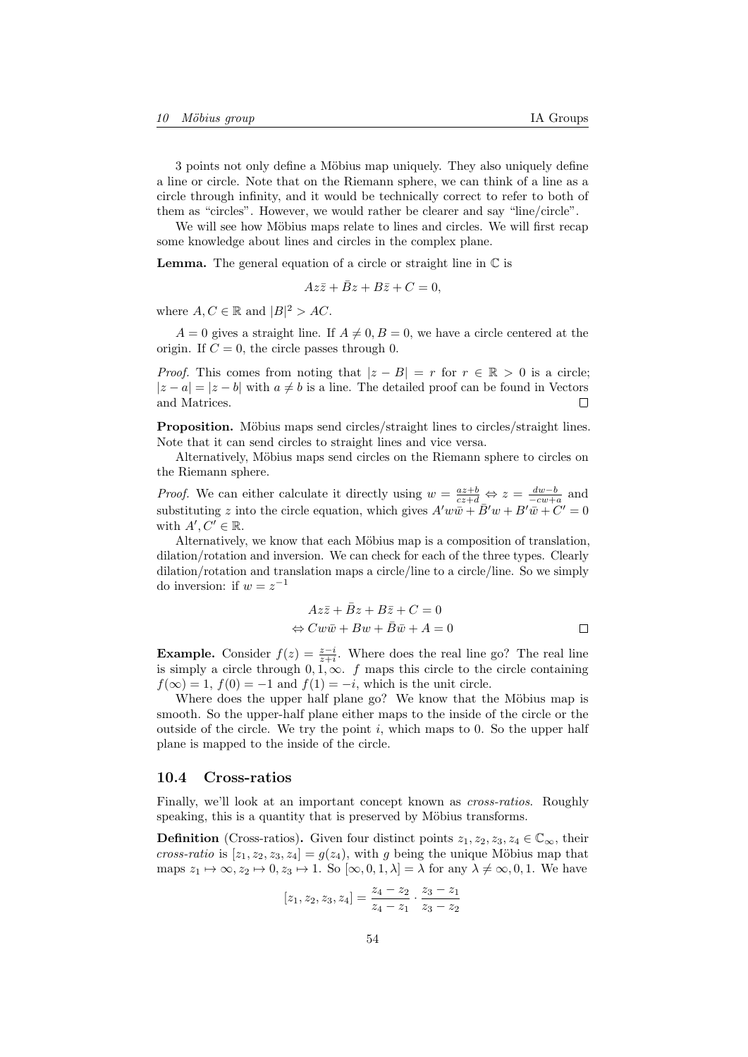3 points not only define a Möbius map uniquely. They also uniquely define a line or circle. Note that on the Riemann sphere, we can think of a line as a circle through infinity, and it would be technically correct to refer to both of them as "circles". However, we would rather be clearer and say "line/circle".

We will see how Möbius maps relate to lines and circles. We will first recap some knowledge about lines and circles in the complex plane.

**Lemma.** The general equation of a circle or straight line in $\mathbb{C}$ is

$$Az\bar{z} + \bar{B}z + B\bar{z} + C = 0,$$

where $A, C \in \mathbb{R}$ and $|B|^2 > AC$.

$A = 0$ gives a straight line. If $A \neq 0, B = 0$, we have a circle centered at the origin. If $C = 0$, the circle passes through 0.

*Proof.* This comes from noting that $|z - B| = r$ for $r \in \mathbb{R} > 0$ is a circle; $|z - a| = |z - b|$ with $a \neq b$ is a line. The detailed proof can be found in Vectors and Matrices. $\square$

**Proposition.** Möbius maps send circles/straight lines to circles/straight lines. Note that it can send circles to straight lines and vice versa.

Alternatively, Möbius maps send circles on the Riemann sphere to circles on the Riemann sphere.

*Proof.* We can either calculate it directly using $w = \frac{az+b}{cz+d} \Leftrightarrow z = \frac{dw-b}{-cw+a}$ and substituting $z$ into the circle equation, which gives $A'w\bar{w} + \bar{B}'w + B'\bar{w} + C' = 0$ with $A', C' \in \mathbb{R}$.

Alternatively, we know that each Möbius map is a composition of translation, dilation/rotation and inversion. We can check for each of the three types. Clearly dilation/rotation and translation maps a circle/line to a circle/line. So we simply do inversion: if $w = z^{-1}$

$$\begin{aligned} &Az\bar{z} + \bar{B}z + B\bar{z} + C = 0 \\ \Leftrightarrow\ &Cw\bar{w} + Bw + \bar{B}\bar{w} + A = 0 \end{aligned}$$

$\square$

**Example.** Consider $f(z) = \frac{z-i}{z+i}$. Where does the real line go? The real line is simply a circle through $0, 1, \infty$. $f$ maps this circle to the circle containing $f(\infty) = 1$, $f(0) = -1$ and $f(1) = -i$, which is the unit circle.

Where does the upper half plane go? We know that the Möbius map is smooth. So the upper-half plane either maps to the inside of the circle or the outside of the circle. We try the point $i$, which maps to 0. So the upper half plane is mapped to the inside of the circle.

### 10.4 Cross-ratios

Finally, we'll look at an important concept known as *cross-ratios*. Roughly speaking, this is a quantity that is preserved by Möbius transforms.

**Definition** (Cross-ratios)**.** Given four distinct points $z_1, z_2, z_3, z_4 \in \mathbb{C}_\infty$, their *cross-ratio* is $[z_1, z_2, z_3, z_4] = g(z_4)$, with $g$ being the unique Möbius map that maps $z_1 \mapsto \infty, z_2 \mapsto 0, z_3 \mapsto 1$. So $[\infty, 0, 1, \lambda] = \lambda$ for any $\lambda \neq \infty, 0, 1$. We have

$$[z_1, z_2, z_3, z_4] = \frac{z_4 - z_2}{z_4 - z_1} \cdot \frac{z_3 - z_1}{z_3 - z_2}$$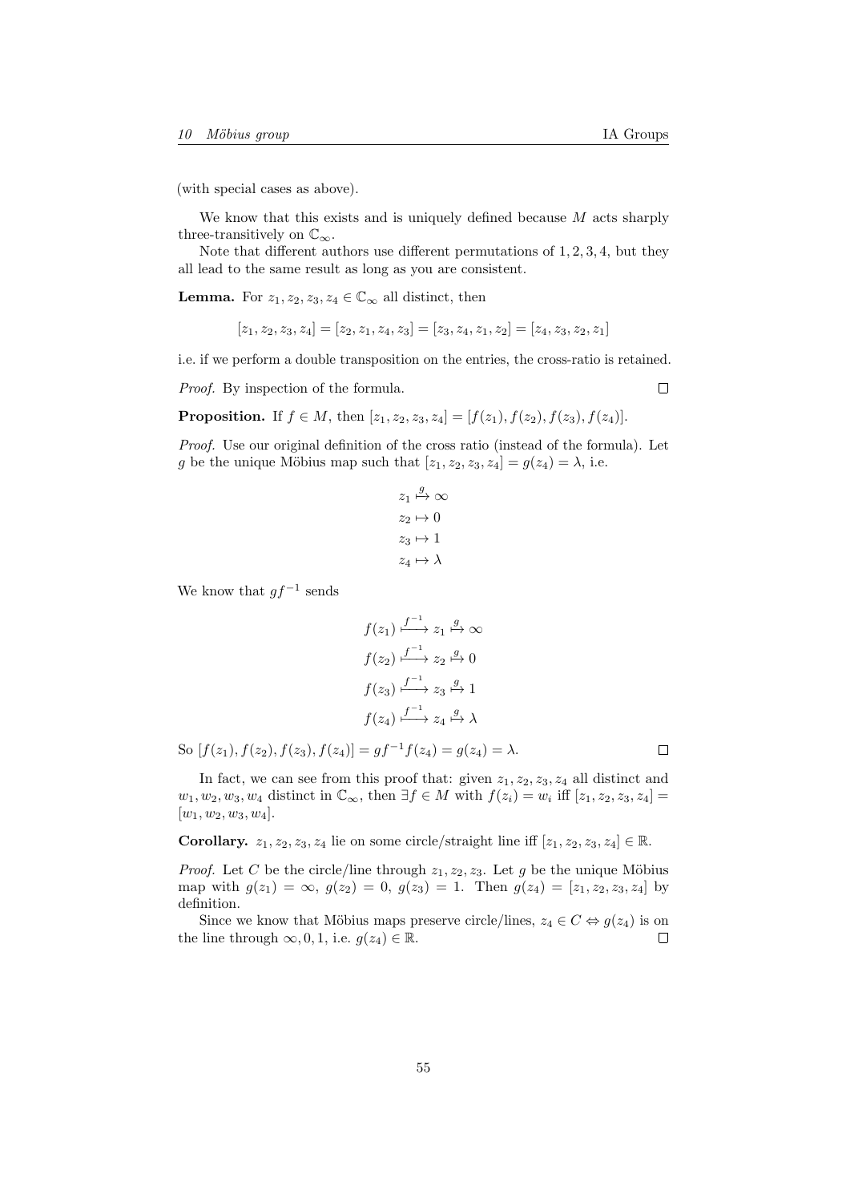(with special cases as above).

We know that this exists and is uniquely defined because $M$ acts sharply three-transitively on $\mathbb{C}_\infty$.

Note that different authors use different permutations of $1, 2, 3, 4$, but they all lead to the same result as long as you are consistent.

**Lemma.** For $z_1, z_2, z_3, z_4 \in \mathbb{C}_\infty$ all distinct, then

$$[z_1, z_2, z_3, z_4] = [z_2, z_1, z_4, z_3] = [z_3, z_4, z_1, z_2] = [z_4, z_3, z_2, z_1]$$

i.e. if we perform a double transposition on the entries, the cross-ratio is retained.

*Proof.* By inspection of the formula. $\square$

**Proposition.** If $f \in M$, then $[z_1, z_2, z_3, z_4] = [f(z_1), f(z_2), f(z_3), f(z_4)]$.

*Proof.* Use our original definition of the cross ratio (instead of the formula). Let $g$ be the unique Möbius map such that $[z_1, z_2, z_3, z_4] = g(z_4) = \lambda$, i.e.

$$\begin{aligned}
z_1 &\overset{g}{\mapsto} \infty \\
z_2 &\mapsto 0 \\
z_3 &\mapsto 1 \\
z_4 &\mapsto \lambda
\end{aligned}$$

We know that $gf^{-1}$ sends

$$\begin{aligned}
f(z_1) &\xmapsto{f^{-1}} z_1 \overset{g}{\mapsto} \infty \\
f(z_2) &\xmapsto{f^{-1}} z_2 \overset{g}{\mapsto} 0 \\
f(z_3) &\xmapsto{f^{-1}} z_3 \overset{g}{\mapsto} 1 \\
f(z_4) &\xmapsto{f^{-1}} z_4 \overset{g}{\mapsto} \lambda
\end{aligned}$$

So $[f(z_1), f(z_2), f(z_3), f(z_4)] = gf^{-1}f(z_4) = g(z_4) = \lambda$. $\square$

In fact, we can see from this proof that: given $z_1, z_2, z_3, z_4$ all distinct and $w_1, w_2, w_3, w_4$ distinct in $\mathbb{C}_\infty$, then $\exists f \in M$ with $f(z_i) = w_i$ iff $[z_1, z_2, z_3, z_4] = [w_1, w_2, w_3, w_4]$.

**Corollary.** $z_1, z_2, z_3, z_4$ lie on some circle/straight line iff $[z_1, z_2, z_3, z_4] \in \mathbb{R}$.

*Proof.* Let $C$ be the circle/line through $z_1, z_2, z_3$. Let $g$ be the unique Möbius map with $g(z_1) = \infty$, $g(z_2) = 0$, $g(z_3) = 1$. Then $g(z_4) = [z_1, z_2, z_3, z_4]$ by definition.

Since we know that Möbius maps preserve circle/lines, $z_4 \in C \Leftrightarrow g(z_4)$ is on the line through $\infty, 0, 1$, i.e. $g(z_4) \in \mathbb{R}$. $\square$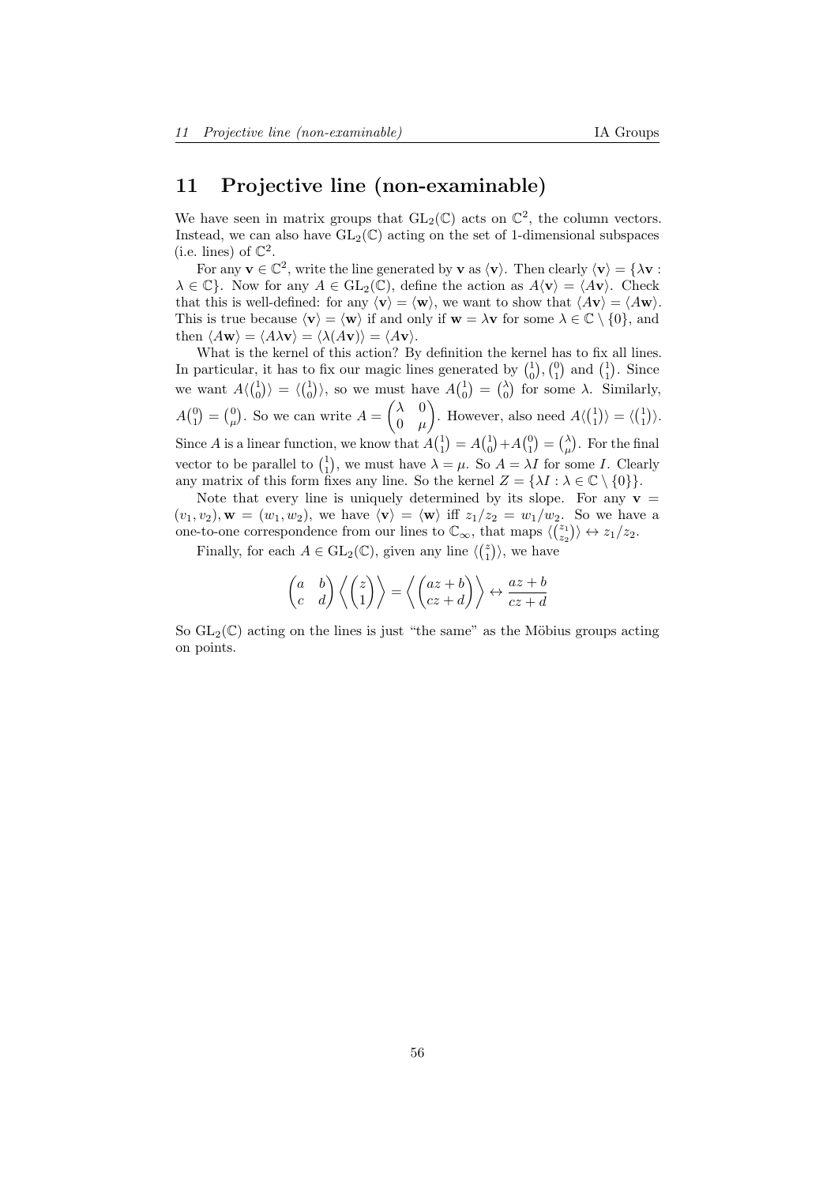## 11 Projective line (non-examinable)

We have seen in matrix groups that $\mathrm{GL}_2(\mathbb{C})$ acts on $\mathbb{C}^2$, the column vectors. Instead, we can also have $\mathrm{GL}_2(\mathbb{C})$ acting on the set of 1-dimensional subspaces (i.e. lines) of $\mathbb{C}^2$.

For any $\mathbf{v} \in \mathbb{C}^2$, write the line generated by $\mathbf{v}$ as $\langle \mathbf{v} \rangle$. Then clearly $\langle \mathbf{v} \rangle = \{\lambda \mathbf{v} : \lambda \in \mathbb{C}\}$. Now for any $A \in \mathrm{GL}_2(\mathbb{C})$, define the action as $A\langle \mathbf{v} \rangle = \langle A\mathbf{v} \rangle$. Check that this is well-defined: for any $\langle \mathbf{v} \rangle = \langle \mathbf{w} \rangle$, we want to show that $\langle A\mathbf{v} \rangle = \langle A\mathbf{w} \rangle$. This is true because $\langle \mathbf{v} \rangle = \langle \mathbf{w} \rangle$ if and only if $\mathbf{w} = \lambda \mathbf{v}$ for some $\lambda \in \mathbb{C} \setminus \{0\}$, and then $\langle A\mathbf{w} \rangle = \langle A\lambda\mathbf{v} \rangle = \langle \lambda(A\mathbf{v}) \rangle = \langle A\mathbf{v} \rangle$.

What is the kernel of this action? By definition the kernel has to fix all lines. In particular, it has to fix our magic lines generated by $\binom{1}{0}, \binom{0}{1}$ and $\binom{1}{1}$. Since we want $A\langle\binom{1}{0}\rangle = \langle\binom{1}{0}\rangle$, so we must have $A\binom{1}{0} = \binom{\lambda}{0}$ for some $\lambda$. Similarly, $A\binom{0}{1} = \binom{0}{\mu}$. So we can write $A = \begin{pmatrix} \lambda & 0 \\ 0 & \mu \end{pmatrix}$. However, also need $A\langle\binom{1}{1}\rangle = \langle\binom{1}{1}\rangle$. Since $A$ is a linear function, we know that $A\binom{1}{1} = A\binom{1}{0} + A\binom{0}{1} = \binom{\lambda}{\mu}$. For the final vector to be parallel to $\binom{1}{1}$, we must have $\lambda = \mu$. So $A = \lambda I$ for some $I$. Clearly any matrix of this form fixes any line. So the kernel $Z = \{\lambda I : \lambda \in \mathbb{C} \setminus \{0\}\}$.

Note that every line is uniquely determined by its slope. For any $\mathbf{v} = (v_1, v_2), \mathbf{w} = (w_1, w_2)$, we have $\langle \mathbf{v} \rangle = \langle \mathbf{w} \rangle$ iff $z_1/z_2 = w_1/w_2$. So we have a one-to-one correspondence from our lines to $\mathbb{C}_\infty$, that maps $\langle\binom{z_1}{z_2}\rangle \leftrightarrow z_1/z_2$.

Finally, for each $A \in \mathrm{GL}_2(\mathbb{C})$, given any line $\langle\binom{z}{1}\rangle$, we have

$$\begin{pmatrix} a & b \\ c & d \end{pmatrix} \left\langle \begin{pmatrix} z \\ 1 \end{pmatrix} \right\rangle = \left\langle \begin{pmatrix} az + b \\ cz + d \end{pmatrix} \right\rangle \leftrightarrow \frac{az + b}{cz + d}$$

So $\mathrm{GL}_2(\mathbb{C})$ acting on the lines is just "the same" as the Möbius groups acting on points.